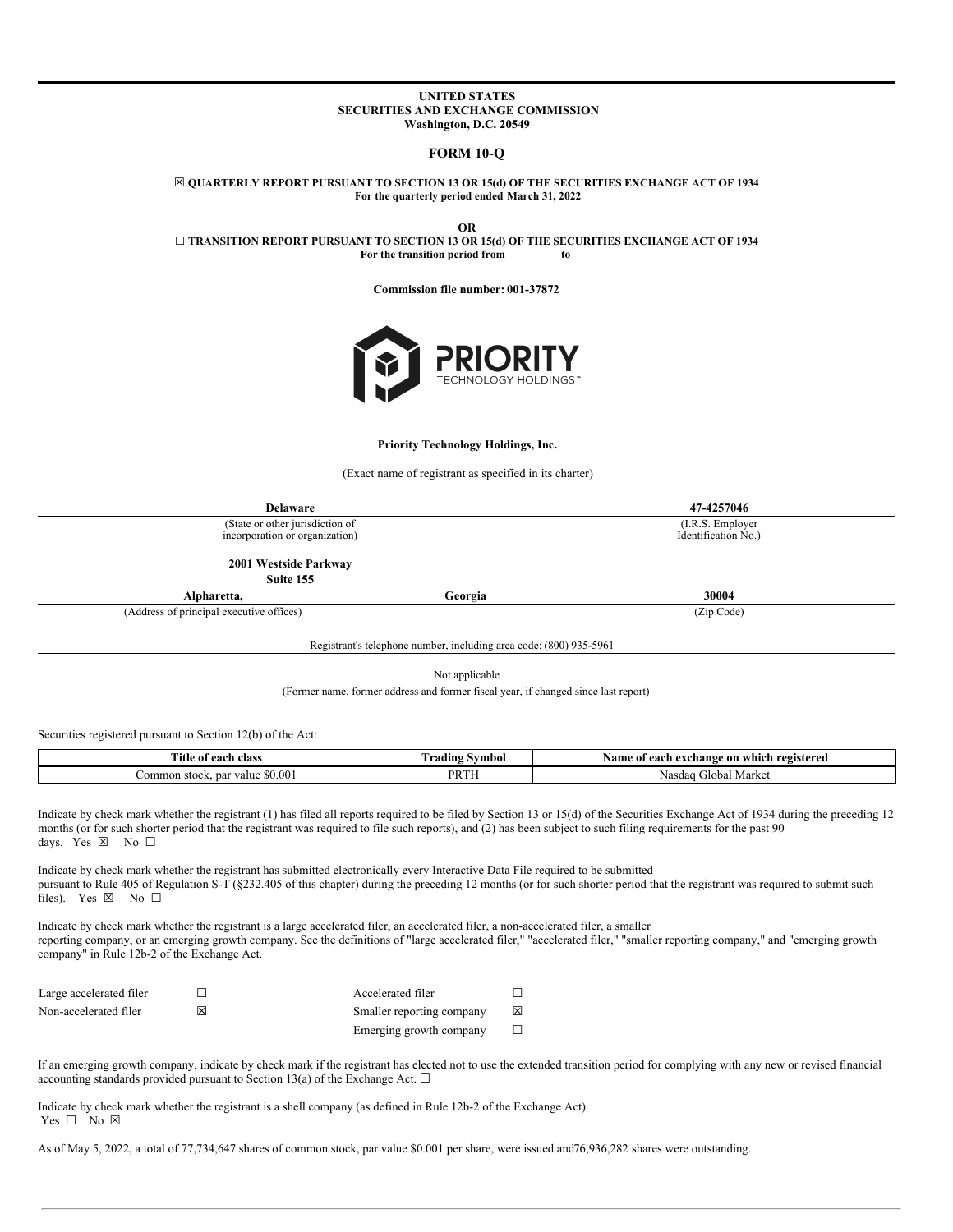**UNITED STATES**
**SECURITIES AND EXCHANGE COMMISSION**
**Washington, D.C. 20549**

# FORM 10-Q

☒ **QUARTERLY REPORT PURSUANT TO SECTION 13 OR 15(d) OF THE SECURITIES EXCHANGE ACT OF 1934**
**For the quarterly period ended March 31, 2022**

**OR**

☐ **TRANSITION REPORT PURSUANT TO SECTION 13 OR 15(d) OF THE SECURITIES EXCHANGE ACT OF 1934**
**For the transition period from to**

**Commission file number: 001-37872**

**Priority Technology Holdings, Inc.**

(Exact name of registrant as specified in its charter)

| **Delaware** | | **47-4257046** |
|---|---|---|
| (State or other jurisdiction of incorporation or organization) | | (I.R.S. Employer Identification No.) |
| **2001 Westside Parkway** **Suite 155** **Alpharetta,** | **Georgia** | **30004** |
| (Address of principal executive offices) | | (Zip Code) |

Registrant's telephone number, including area code: (800) 935-5961

Not applicable

(Former name, former address and former fiscal year, if changed since last report)

Securities registered pursuant to Section 12(b) of the Act:

| Title of each class | Trading Symbol | Name of each exchange on which registered |
|---|---|---|
| Common stock, par value $0.001 | PRTH | Nasdaq Global Market |

Indicate by check mark whether the registrant (1) has filed all reports required to be filed by Section 13 or 15(d) of the Securities Exchange Act of 1934 during the preceding 12 months (or for such shorter period that the registrant was required to file such reports), and (2) has been subject to such filing requirements for the past 90 days. Yes ☒ No ☐

Indicate by check mark whether the registrant has submitted electronically every Interactive Data File required to be submitted pursuant to Rule 405 of Regulation S-T (§232.405 of this chapter) during the preceding 12 months (or for such shorter period that the registrant was required to submit such files). Yes ☒ No ☐

Indicate by check mark whether the registrant is a large accelerated filer, an accelerated filer, a non-accelerated filer, a smaller reporting company, or an emerging growth company. See the definitions of "large accelerated filer," "accelerated filer," "smaller reporting company," and "emerging growth company" in Rule 12b-2 of the Exchange Act.

| | | | |
|---|---|---|---|
| Large accelerated filer | ☐ | Accelerated filer | ☐ |
| Non-accelerated filer | ☒ | Smaller reporting company | ☒ |
| | | Emerging growth company | ☐ |

If an emerging growth company, indicate by check mark if the registrant has elected not to use the extended transition period for complying with any new or revised financial accounting standards provided pursuant to Section 13(a) of the Exchange Act. ☐

Indicate by check mark whether the registrant is a shell company (as defined in Rule 12b-2 of the Exchange Act).
Yes ☐ No ☒

As of May 5, 2022, a total of 77,734,647 shares of common stock, par value $0.001 per share, were issued and76,936,282 shares were outstanding.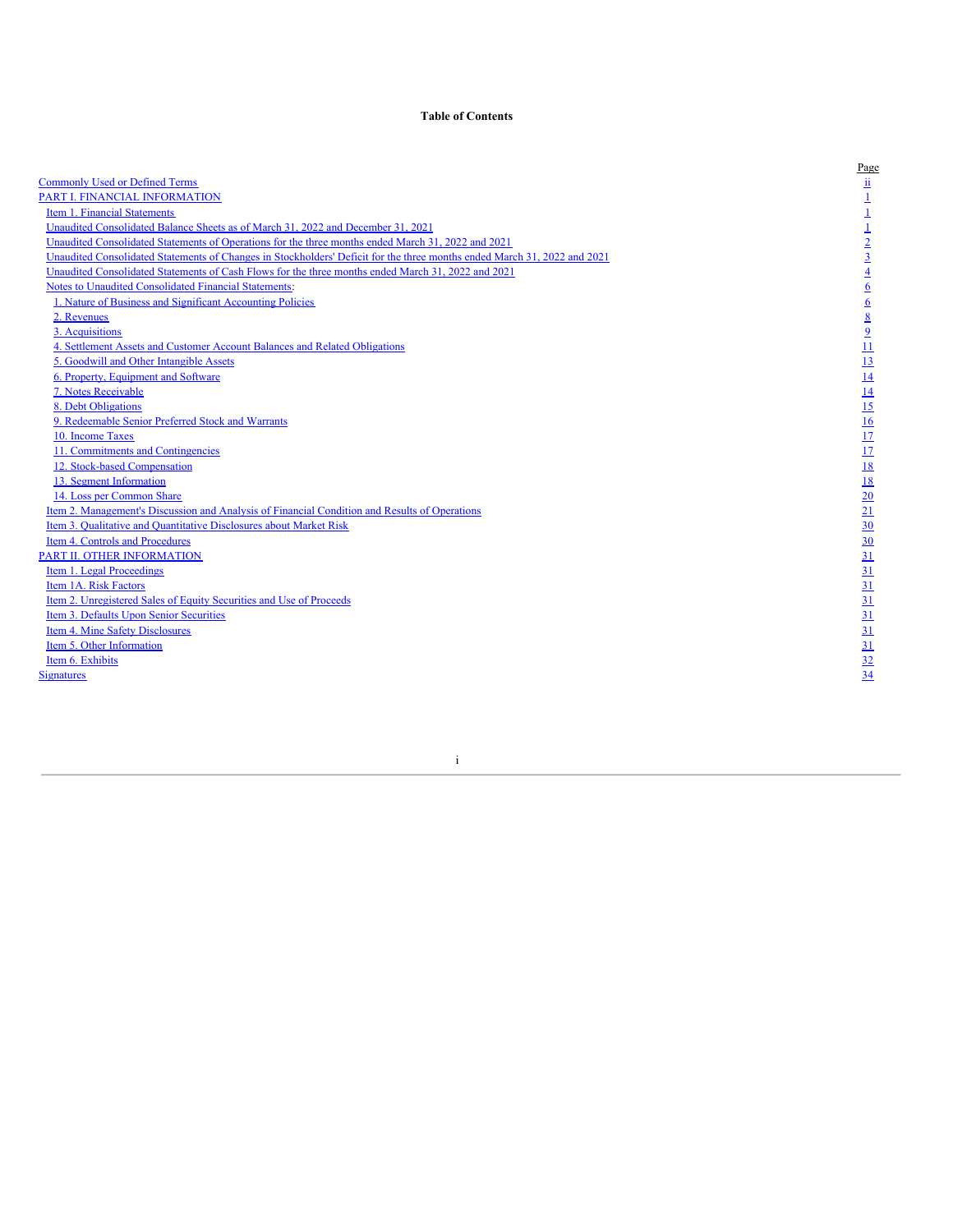# Table of Contents

| | Page |
|---|---|
| Commonly Used or Defined Terms | ii |
| PART I. FINANCIAL INFORMATION | 1 |
| Item 1. Financial Statements | 1 |
| Unaudited Consolidated Balance Sheets as of March 31, 2022 and December 31, 2021 | 1 |
| Unaudited Consolidated Statements of Operations for the three months ended March 31, 2022 and 2021 | 2 |
| Unaudited Consolidated Statements of Changes in Stockholders' Deficit for the three months ended March 31, 2022 and 2021 | 3 |
| Unaudited Consolidated Statements of Cash Flows for the three months ended March 31, 2022 and 2021 | 4 |
| Notes to Unaudited Consolidated Financial Statements: | 6 |
| 1. Nature of Business and Significant Accounting Policies | 6 |
| 2. Revenues | 8 |
| 3. Acquisitions | 9 |
| 4. Settlement Assets and Customer Account Balances and Related Obligations | 11 |
| 5. Goodwill and Other Intangible Assets | 13 |
| 6. Property, Equipment and Software | 14 |
| 7. Notes Receivable | 14 |
| 8. Debt Obligations | 15 |
| 9. Redeemable Senior Preferred Stock and Warrants | 16 |
| 10. Income Taxes | 17 |
| 11. Commitments and Contingencies | 17 |
| 12. Stock-based Compensation | 18 |
| 13. Segment Information | 18 |
| 14. Loss per Common Share | 20 |
| Item 2. Management's Discussion and Analysis of Financial Condition and Results of Operations | 21 |
| Item 3. Qualitative and Quantitative Disclosures about Market Risk | 30 |
| Item 4. Controls and Procedures | 30 |
| PART II. OTHER INFORMATION | 31 |
| Item 1. Legal Proceedings | 31 |
| Item 1A. Risk Factors | 31 |
| Item 2. Unregistered Sales of Equity Securities and Use of Proceeds | 31 |
| Item 3. Defaults Upon Senior Securities | 31 |
| Item 4. Mine Safety Disclosures | 31 |
| Item 5. Other Information | 31 |
| Item 6. Exhibits | 32 |
| Signatures | 34 |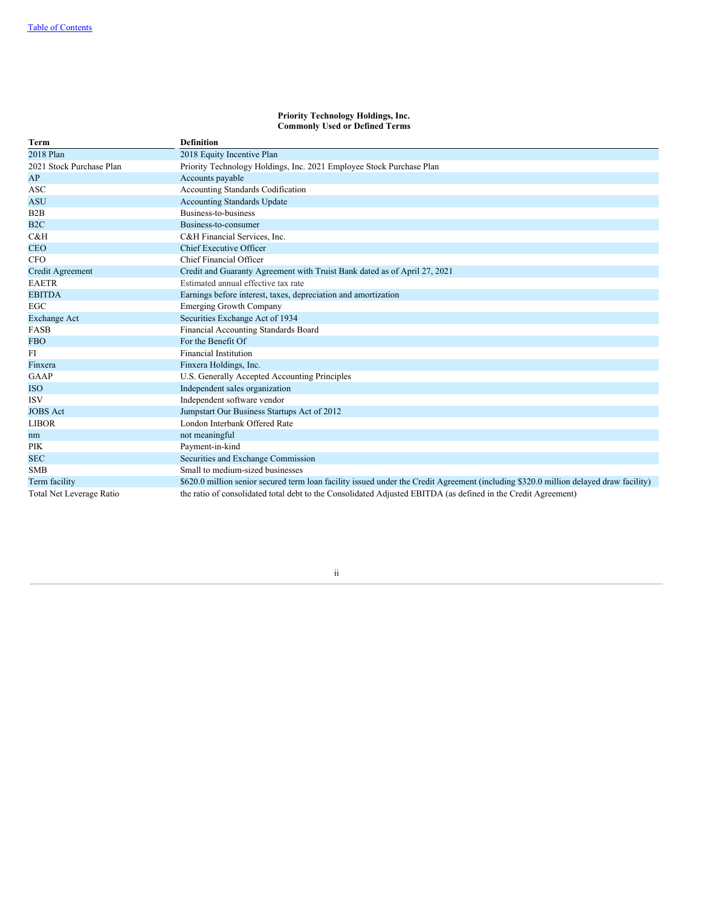**Priority Technology Holdings, Inc.**
**Commonly Used or Defined Terms**

| Term | Definition |
|---|---|
| 2018 Plan | 2018 Equity Incentive Plan |
| 2021 Stock Purchase Plan | Priority Technology Holdings, Inc. 2021 Employee Stock Purchase Plan |
| AP | Accounts payable |
| ASC | Accounting Standards Codification |
| ASU | Accounting Standards Update |
| B2B | Business-to-business |
| B2C | Business-to-consumer |
| C&H | C&H Financial Services, Inc. |
| CEO | Chief Executive Officer |
| CFO | Chief Financial Officer |
| Credit Agreement | Credit and Guaranty Agreement with Truist Bank dated as of April 27, 2021 |
| EAETR | Estimated annual effective tax rate |
| EBITDA | Earnings before interest, taxes, depreciation and amortization |
| EGC | Emerging Growth Company |
| Exchange Act | Securities Exchange Act of 1934 |
| FASB | Financial Accounting Standards Board |
| FBO | For the Benefit Of |
| FI | Financial Institution |
| Finxera | Finxera Holdings, Inc. |
| GAAP | U.S. Generally Accepted Accounting Principles |
| ISO | Independent sales organization |
| ISV | Independent software vendor |
| JOBS Act | Jumpstart Our Business Startups Act of 2012 |
| LIBOR | London Interbank Offered Rate |
| nm | not meaningful |
| PIK | Payment-in-kind |
| SEC | Securities and Exchange Commission |
| SMB | Small to medium-sized businesses |
| Term facility | $620.0 million senior secured term loan facility issued under the Credit Agreement (including $320.0 million delayed draw facility) |
| Total Net Leverage Ratio | the ratio of consolidated total debt to the Consolidated Adjusted EBITDA (as defined in the Credit Agreement) |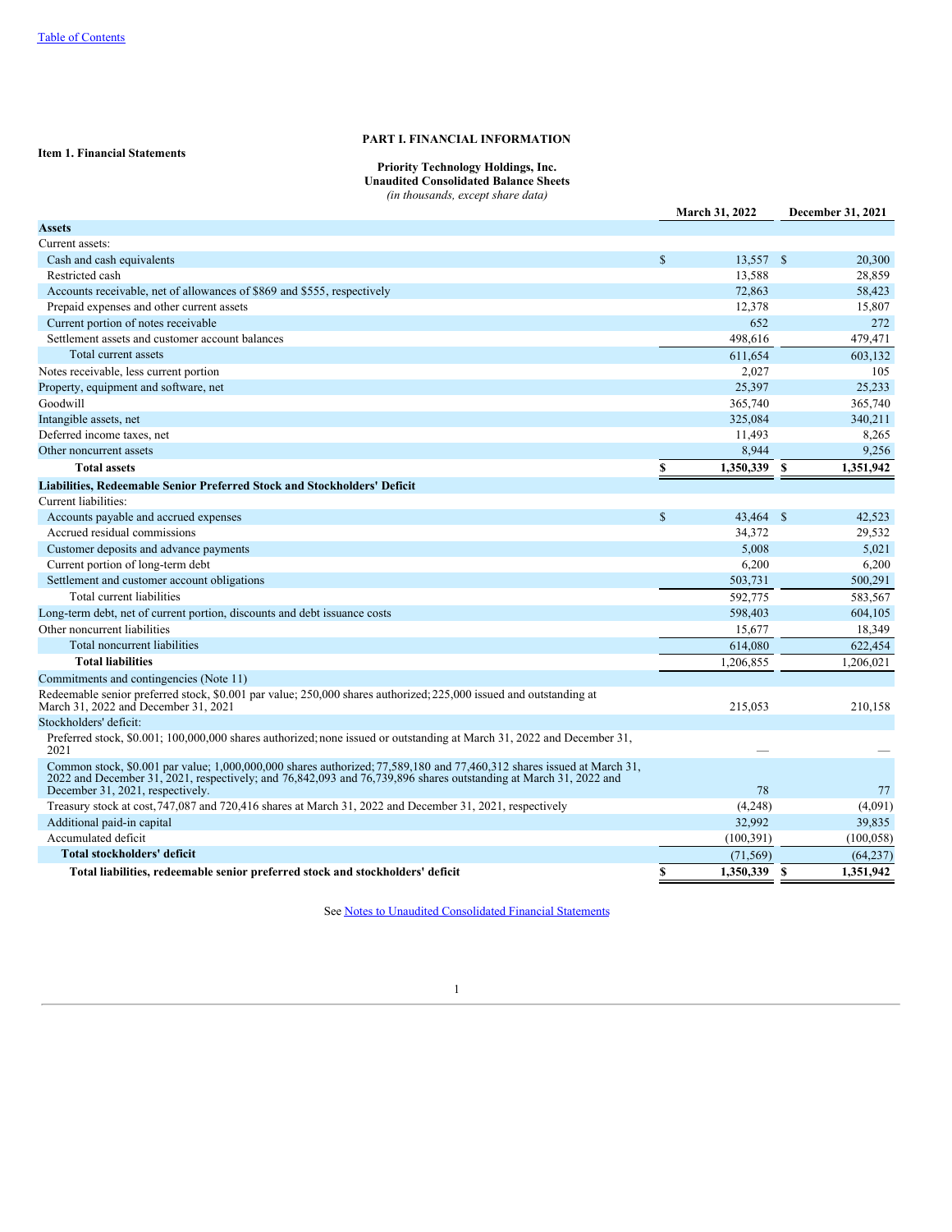[Table of Contents](#)

# PART I. FINANCIAL INFORMATION

**Item 1. Financial Statements**

**Priority Technology Holdings, Inc.**
**Unaudited Consolidated Balance Sheets**
*(in thousands, except share data)*

| | March 31, 2022 | December 31, 2021 |
|---|---|---|
| **Assets** | | |
| Current assets: | | |
| Cash and cash equivalents | $ 13,557 | $ 20,300 |
| Restricted cash | 13,588 | 28,859 |
| Accounts receivable, net of allowances of $869 and $555, respectively | 72,863 | 58,423 |
| Prepaid expenses and other current assets | 12,378 | 15,807 |
| Current portion of notes receivable | 652 | 272 |
| Settlement assets and customer account balances | 498,616 | 479,471 |
| Total current assets | 611,654 | 603,132 |
| Notes receivable, less current portion | 2,027 | 105 |
| Property, equipment and software, net | 25,397 | 25,233 |
| Goodwill | 365,740 | 365,740 |
| Intangible assets, net | 325,084 | 340,211 |
| Deferred income taxes, net | 11,493 | 8,265 |
| Other noncurrent assets | 8,944 | 9,256 |
| **Total assets** | **$ 1,350,339** | **$ 1,351,942** |
| **Liabilities, Redeemable Senior Preferred Stock and Stockholders' Deficit** | | |
| Current liabilities: | | |
| Accounts payable and accrued expenses | $ 43,464 | $ 42,523 |
| Accrued residual commissions | 34,372 | 29,532 |
| Customer deposits and advance payments | 5,008 | 5,021 |
| Current portion of long-term debt | 6,200 | 6,200 |
| Settlement and customer account obligations | 503,731 | 500,291 |
| Total current liabilities | 592,775 | 583,567 |
| Long-term debt, net of current portion, discounts and debt issuance costs | 598,403 | 604,105 |
| Other noncurrent liabilities | 15,677 | 18,349 |
| Total noncurrent liabilities | 614,080 | 622,454 |
| **Total liabilities** | 1,206,855 | 1,206,021 |
| Commitments and contingencies (Note 11) | | |
| Redeemable senior preferred stock, $0.001 par value; 250,000 shares authorized; 225,000 issued and outstanding at March 31, 2022 and December 31, 2021 | 215,053 | 210,158 |
| Stockholders' deficit: | | |
| Preferred stock, $0.001; 100,000,000 shares authorized; none issued or outstanding at March 31, 2022 and December 31, 2021 | — | — |
| Common stock, $0.001 par value; 1,000,000,000 shares authorized; 77,589,180 and 77,460,312 shares issued at March 31, 2022 and December 31, 2021, respectively; and 76,842,093 and 76,739,896 shares outstanding at March 31, 2022 and December 31, 2021, respectively. | 78 | 77 |
| Treasury stock at cost, 747,087 and 720,416 shares at March 31, 2022 and December 31, 2021, respectively | (4,248) | (4,091) |
| Additional paid-in capital | 32,992 | 39,835 |
| Accumulated deficit | (100,391) | (100,058) |
| **Total stockholders' deficit** | (71,569) | (64,237) |
| **Total liabilities, redeemable senior preferred stock and stockholders' deficit** | **$ 1,350,339** | **$ 1,351,942** |

See [Notes to Unaudited Consolidated Financial Statements](#)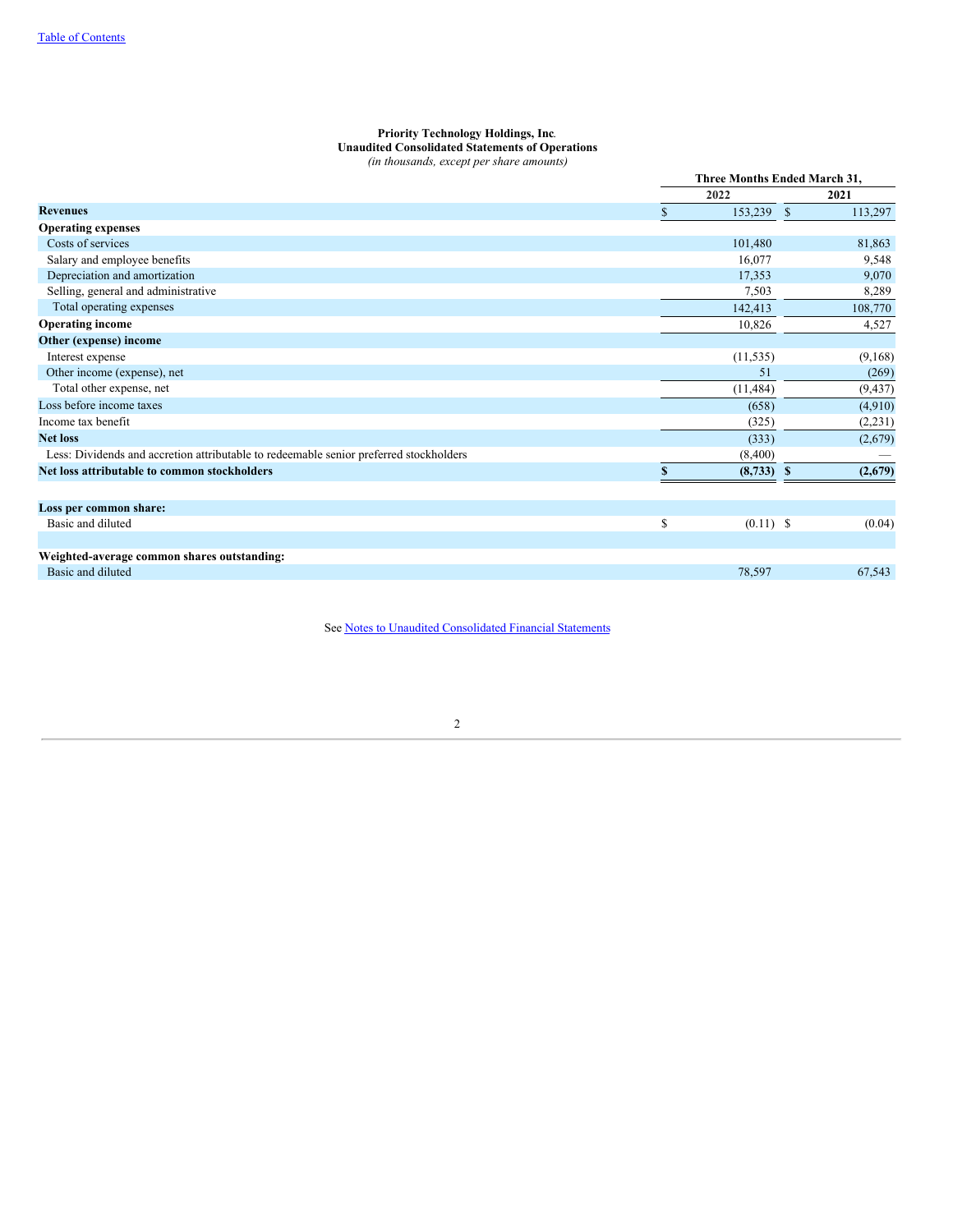**Priority Technology Holdings, Inc.**
**Unaudited Consolidated Statements of Operations**
*(in thousands, except per share amounts)*

| | Three Months Ended March 31, | |
|---|---|---|
| | 2022 | 2021 |
| **Revenues** | $ 153,239 | $ 113,297 |
| **Operating expenses** | | |
| Costs of services | 101,480 | 81,863 |
| Salary and employee benefits | 16,077 | 9,548 |
| Depreciation and amortization | 17,353 | 9,070 |
| Selling, general and administrative | 7,503 | 8,289 |
| Total operating expenses | 142,413 | 108,770 |
| **Operating income** | 10,826 | 4,527 |
| **Other (expense) income** | | |
| Interest expense | (11,535) | (9,168) |
| Other income (expense), net | 51 | (269) |
| Total other expense, net | (11,484) | (9,437) |
| Loss before income taxes | (658) | (4,910) |
| Income tax benefit | (325) | (2,231) |
| **Net loss** | (333) | (2,679) |
| Less: Dividends and accretion attributable to redeemable senior preferred stockholders | (8,400) | — |
| **Net loss attributable to common stockholders** | **$ (8,733)** | **$ (2,679)** |
| | | |
| **Loss per common share:** | | |
| Basic and diluted | $ (0.11) | $ (0.04) |
| | | |
| **Weighted-average common shares outstanding:** | | |
| Basic and diluted | 78,597 | 67,543 |

See Notes to Unaudited Consolidated Financial Statements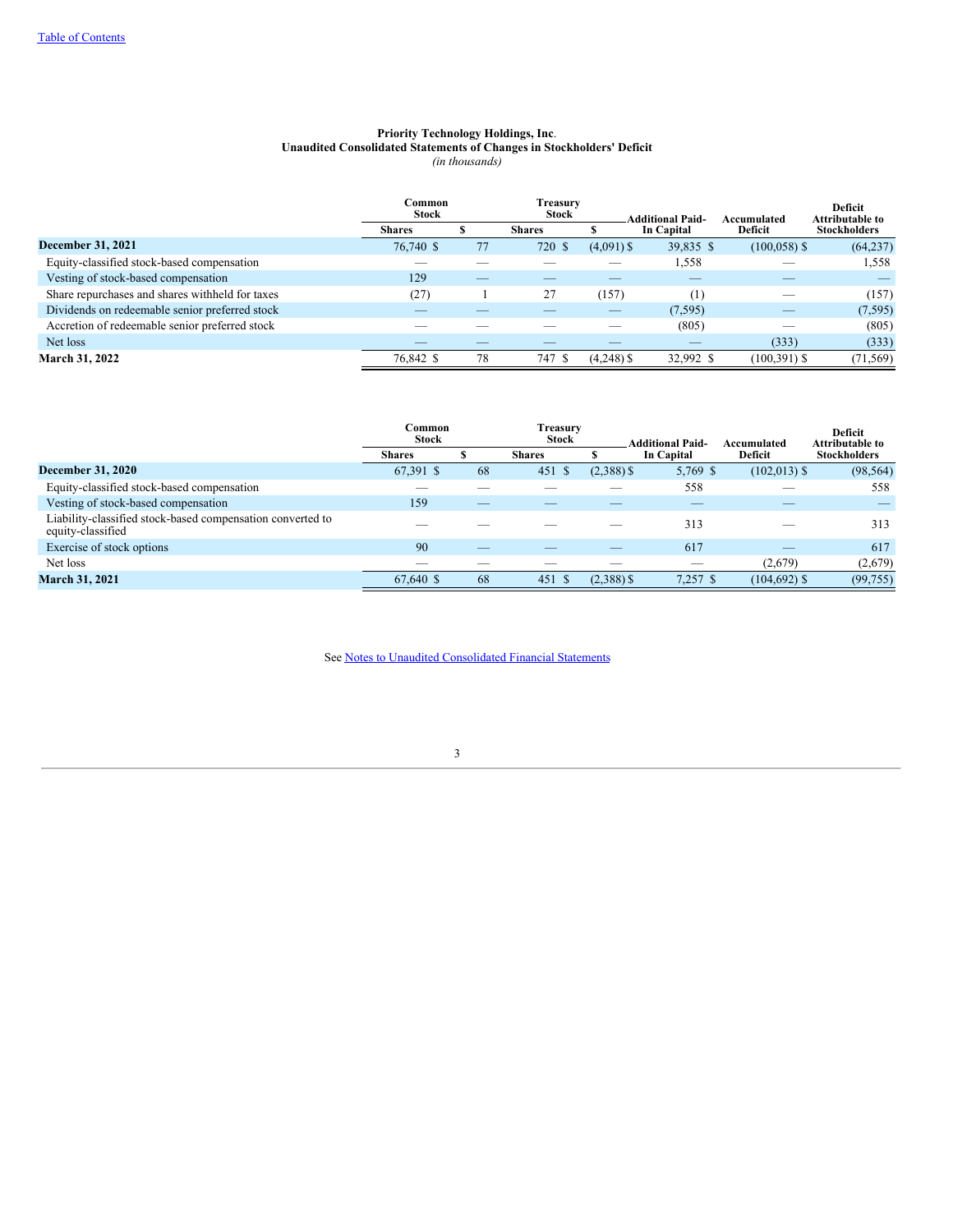Table of Contents

**Priority Technology Holdings, Inc.**
**Unaudited Consolidated Statements of Changes in Stockholders' Deficit**
*(in thousands)*

| | Common Stock | | Treasury Stock | | Additional Paid-In Capital | Accumulated Deficit | Deficit Attributable to Stockholders |
|---|---|---|---|---|---|---|---|
| | Shares | $ | Shares | $ | | | |
| **December 31, 2021** | 76,740 | $ 77 | 720 | $ (4,091) | $ 39,835 | $ (100,058) | $ (64,237) |
| Equity-classified stock-based compensation | — | — | — | — | 1,558 | — | 1,558 |
| Vesting of stock-based compensation | 129 | — | — | — | — | — | — |
| Share repurchases and shares withheld for taxes | (27) | 1 | 27 | (157) | (1) | — | (157) |
| Dividends on redeemable senior preferred stock | — | — | — | — | (7,595) | — | (7,595) |
| Accretion of redeemable senior preferred stock | — | — | — | — | (805) | — | (805) |
| Net loss | — | — | — | — | — | (333) | (333) |
| **March 31, 2022** | 76,842 | $ 78 | 747 | $ (4,248) | $ 32,992 | $ (100,391) | $ (71,569) |

| | Common Stock | | Treasury Stock | | Additional Paid-In Capital | Accumulated Deficit | Deficit Attributable to Stockholders |
|---|---|---|---|---|---|---|---|
| | Shares | $ | Shares | $ | | | |
| **December 31, 2020** | 67,391 | $ 68 | 451 | $ (2,388) | $ 5,769 | $ (102,013) | $ (98,564) |
| Equity-classified stock-based compensation | — | — | — | — | 558 | — | 558 |
| Vesting of stock-based compensation | 159 | — | — | — | — | — | — |
| Liability-classified stock-based compensation converted to equity-classified | — | — | — | — | 313 | — | 313 |
| Exercise of stock options | 90 | — | — | — | 617 | — | 617 |
| Net loss | — | — | — | — | — | (2,679) | (2,679) |
| **March 31, 2021** | 67,640 | $ 68 | 451 | $ (2,388) | $ 7,257 | $ (104,692) | $ (99,755) |

See Notes to Unaudited Consolidated Financial Statements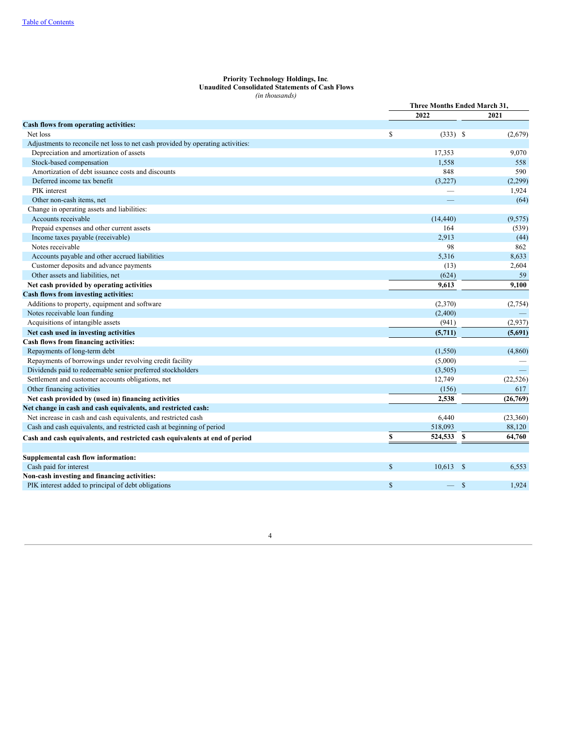**Priority Technology Holdings, Inc.**
**Unaudited Consolidated Statements of Cash Flows**
*(in thousands)*

| | Three Months Ended March 31, | |
|---|---|---|
| | 2022 | 2021 |
| **Cash flows from operating activities:** | | |
| Net loss | $ (333) | $ (2,679) |
| Adjustments to reconcile net loss to net cash provided by operating activities: | | |
| Depreciation and amortization of assets | 17,353 | 9,070 |
| Stock-based compensation | 1,558 | 558 |
| Amortization of debt issuance costs and discounts | 848 | 590 |
| Deferred income tax benefit | (3,227) | (2,299) |
| PIK interest | — | 1,924 |
| Other non-cash items, net | — | (64) |
| Change in operating assets and liabilities: | | |
| Accounts receivable | (14,440) | (9,575) |
| Prepaid expenses and other current assets | 164 | (539) |
| Income taxes payable (receivable) | 2,913 | (44) |
| Notes receivable | 98 | 862 |
| Accounts payable and other accrued liabilities | 5,316 | 8,633 |
| Customer deposits and advance payments | (13) | 2,604 |
| Other assets and liabilities, net | (624) | 59 |
| **Net cash provided by operating activities** | **9,613** | **9,100** |
| **Cash flows from investing activities:** | | |
| Additions to property, equipment and software | (2,370) | (2,754) |
| Notes receivable loan funding | (2,400) | — |
| Acquisitions of intangible assets | (941) | (2,937) |
| **Net cash used in investing activities** | **(5,711)** | **(5,691)** |
| **Cash flows from financing activities:** | | |
| Repayments of long-term debt | (1,550) | (4,860) |
| Repayments of borrowings under revolving credit facility | (5,000) | — |
| Dividends paid to redeemable senior preferred stockholders | (3,505) | — |
| Settlement and customer accounts obligations, net | 12,749 | (22,526) |
| Other financing activities | (156) | 617 |
| **Net cash provided by (used in) financing activities** | **2,538** | **(26,769)** |
| **Net change in cash and cash equivalents, and restricted cash:** | | |
| Net increase in cash and cash equivalents, and restricted cash | 6,440 | (23,360) |
| Cash and cash equivalents, and restricted cash at beginning of period | 518,093 | 88,120 |
| **Cash and cash equivalents, and restricted cash equivalents at end of period** | **$ 524,533** | **$ 64,760** |
| | | |
| **Supplemental cash flow information:** | | |
| Cash paid for interest | $ 10,613 | $ 6,553 |
| **Non-cash investing and financing activities:** | | |
| PIK interest added to principal of debt obligations | $ — | $ 1,924 |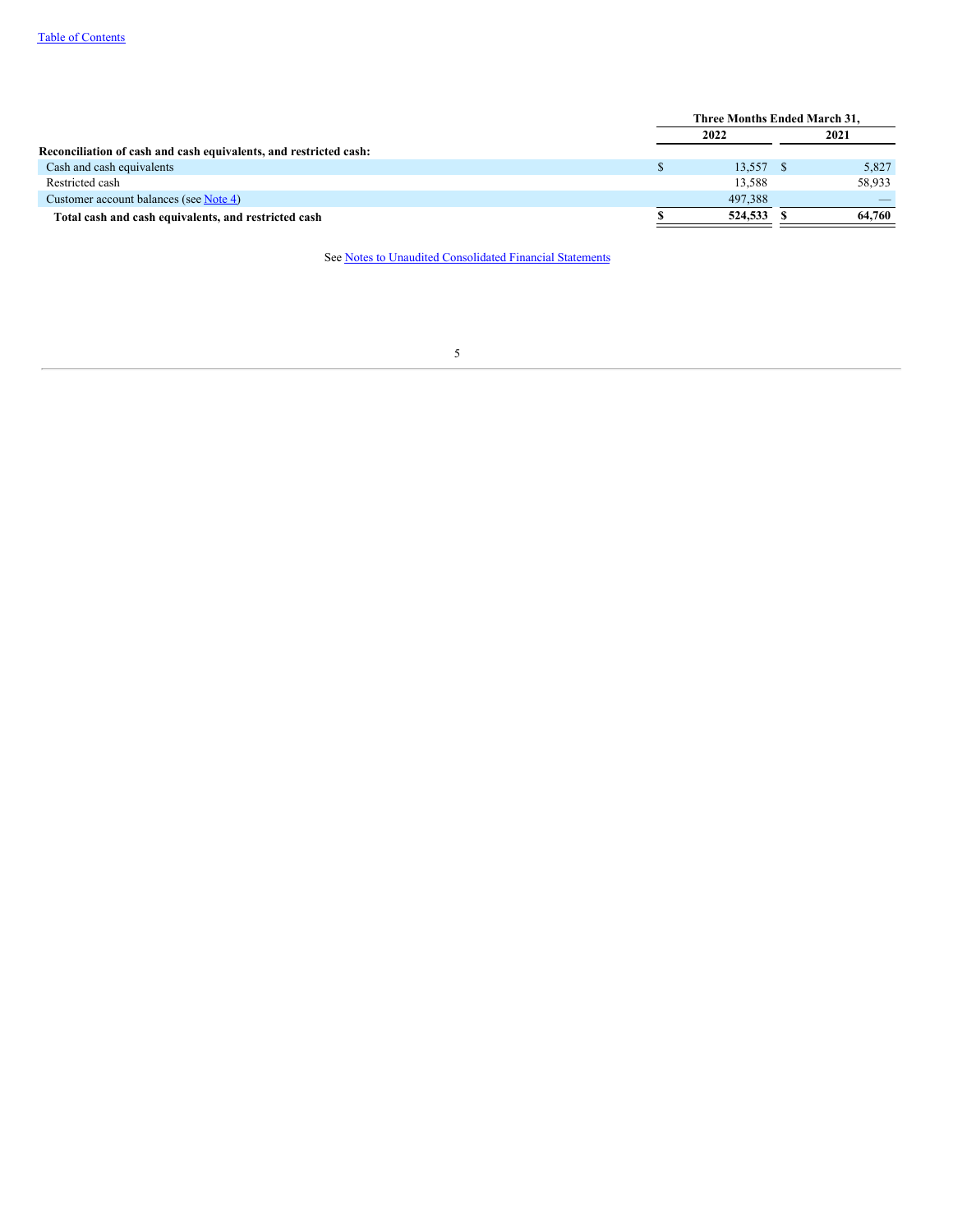| | Three Months Ended March 31, | |
| --- | --- | --- |
| | 2022 | 2021 |
| **Reconciliation of cash and cash equivalents, and restricted cash:** | | |
| Cash and cash equivalents | $ 13,557 | $ 5,827 |
| Restricted cash | 13,588 | 58,933 |
| Customer account balances (see Note 4) | 497,388 | — |
| **Total cash and cash equivalents, and restricted cash** | **$ 524,533** | **$ 64,760** |

See Notes to Unaudited Consolidated Financial Statements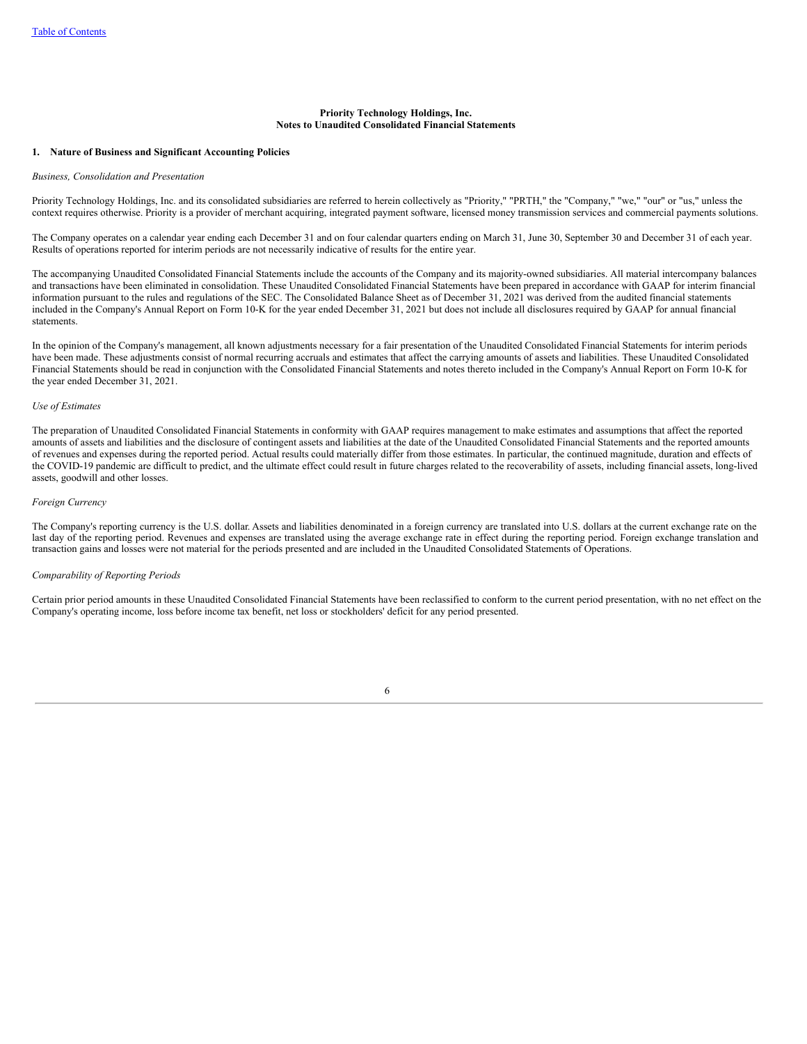**Priority Technology Holdings, Inc.**
**Notes to Unaudited Consolidated Financial Statements**

## 1. Nature of Business and Significant Accounting Policies

*Business, Consolidation and Presentation*

Priority Technology Holdings, Inc. and its consolidated subsidiaries are referred to herein collectively as "Priority," "PRTH," the "Company," "we," "our" or "us," unless the context requires otherwise. Priority is a provider of merchant acquiring, integrated payment software, licensed money transmission services and commercial payments solutions.

The Company operates on a calendar year ending each December 31 and on four calendar quarters ending on March 31, June 30, September 30 and December 31 of each year. Results of operations reported for interim periods are not necessarily indicative of results for the entire year.

The accompanying Unaudited Consolidated Financial Statements include the accounts of the Company and its majority-owned subsidiaries. All material intercompany balances and transactions have been eliminated in consolidation. These Unaudited Consolidated Financial Statements have been prepared in accordance with GAAP for interim financial information pursuant to the rules and regulations of the SEC. The Consolidated Balance Sheet as of December 31, 2021 was derived from the audited financial statements included in the Company's Annual Report on Form 10-K for the year ended December 31, 2021 but does not include all disclosures required by GAAP for annual financial statements.

In the opinion of the Company's management, all known adjustments necessary for a fair presentation of the Unaudited Consolidated Financial Statements for interim periods have been made. These adjustments consist of normal recurring accruals and estimates that affect the carrying amounts of assets and liabilities. These Unaudited Consolidated Financial Statements should be read in conjunction with the Consolidated Financial Statements and notes thereto included in the Company's Annual Report on Form 10-K for the year ended December 31, 2021.

*Use of Estimates*

The preparation of Unaudited Consolidated Financial Statements in conformity with GAAP requires management to make estimates and assumptions that affect the reported amounts of assets and liabilities and the disclosure of contingent assets and liabilities at the date of the Unaudited Consolidated Financial Statements and the reported amounts of revenues and expenses during the reported period. Actual results could materially differ from those estimates. In particular, the continued magnitude, duration and effects of the COVID-19 pandemic are difficult to predict, and the ultimate effect could result in future charges related to the recoverability of assets, including financial assets, long-lived assets, goodwill and other losses.

*Foreign Currency*

The Company's reporting currency is the U.S. dollar. Assets and liabilities denominated in a foreign currency are translated into U.S. dollars at the current exchange rate on the last day of the reporting period. Revenues and expenses are translated using the average exchange rate in effect during the reporting period. Foreign exchange translation and transaction gains and losses were not material for the periods presented and are included in the Unaudited Consolidated Statements of Operations.

*Comparability of Reporting Periods*

Certain prior period amounts in these Unaudited Consolidated Financial Statements have been reclassified to conform to the current period presentation, with no net effect on the Company's operating income, loss before income tax benefit, net loss or stockholders' deficit for any period presented.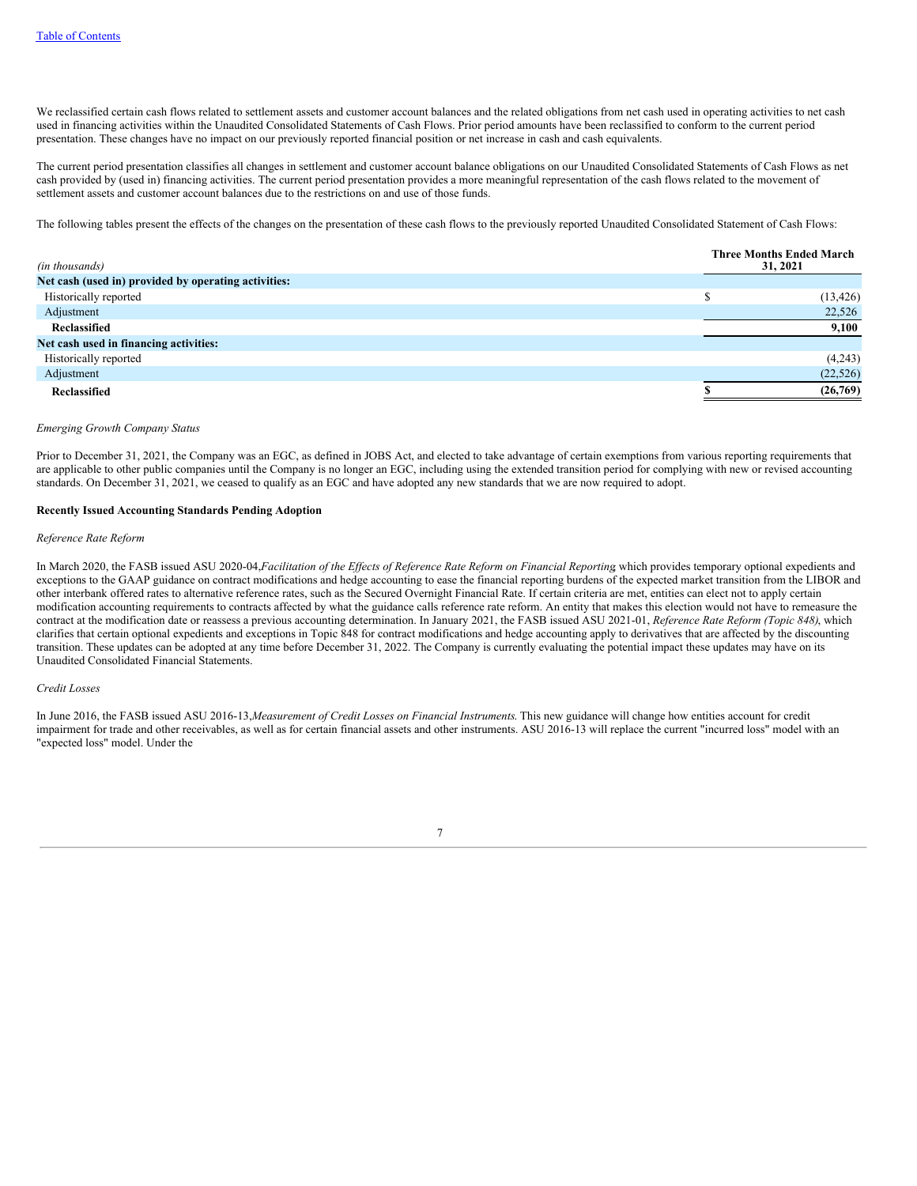We reclassified certain cash flows related to settlement assets and customer account balances and the related obligations from net cash used in operating activities to net cash used in financing activities within the Unaudited Consolidated Statements of Cash Flows. Prior period amounts have been reclassified to conform to the current period presentation. These changes have no impact on our previously reported financial position or net increase in cash and cash equivalents.

The current period presentation classifies all changes in settlement and customer account balance obligations on our Unaudited Consolidated Statements of Cash Flows as net cash provided by (used in) financing activities. The current period presentation provides a more meaningful representation of the cash flows related to the movement of settlement assets and customer account balances due to the restrictions on and use of those funds.

The following tables present the effects of the changes on the presentation of these cash flows to the previously reported Unaudited Consolidated Statement of Cash Flows:

| *(in thousands)* | Three Months Ended March 31, 2021 |
|---|---|
| **Net cash (used in) provided by operating activities:** | |
| Historically reported | $ (13,426) |
| Adjustment | 22,526 |
| **Reclassified** | **9,100** |
| **Net cash used in financing activities:** | |
| Historically reported | (4,243) |
| Adjustment | (22,526) |
| **Reclassified** | **$ (26,769)** |

*Emerging Growth Company Status*

Prior to December 31, 2021, the Company was an EGC, as defined in JOBS Act, and elected to take advantage of certain exemptions from various reporting requirements that are applicable to other public companies until the Company is no longer an EGC, including using the extended transition period for complying with new or revised accounting standards. On December 31, 2021, we ceased to qualify as an EGC and have adopted any new standards that we are now required to adopt.

**Recently Issued Accounting Standards Pending Adoption**

*Reference Rate Reform*

In March 2020, the FASB issued ASU 2020-04,*Facilitation of the Effects of Reference Rate Reform on Financial Reporting* which provides temporary optional expedients and exceptions to the GAAP guidance on contract modifications and hedge accounting to ease the financial reporting burdens of the expected market transition from the LIBOR and other interbank offered rates to alternative reference rates, such as the Secured Overnight Financial Rate. If certain criteria are met, entities can elect not to apply certain modification accounting requirements to contracts affected by what the guidance calls reference rate reform. An entity that makes this election would not have to remeasure the contract at the modification date or reassess a previous accounting determination. In January 2021, the FASB issued ASU 2021-01, *Reference Rate Reform (Topic 848)*, which clarifies that certain optional expedients and exceptions in Topic 848 for contract modifications and hedge accounting apply to derivatives that are affected by the discounting transition. These updates can be adopted at any time before December 31, 2022. The Company is currently evaluating the potential impact these updates may have on its Unaudited Consolidated Financial Statements.

*Credit Losses*

In June 2016, the FASB issued ASU 2016-13,*Measurement of Credit Losses on Financial Instruments.* This new guidance will change how entities account for credit impairment for trade and other receivables, as well as for certain financial assets and other instruments. ASU 2016-13 will replace the current "incurred loss" model with an "expected loss" model. Under the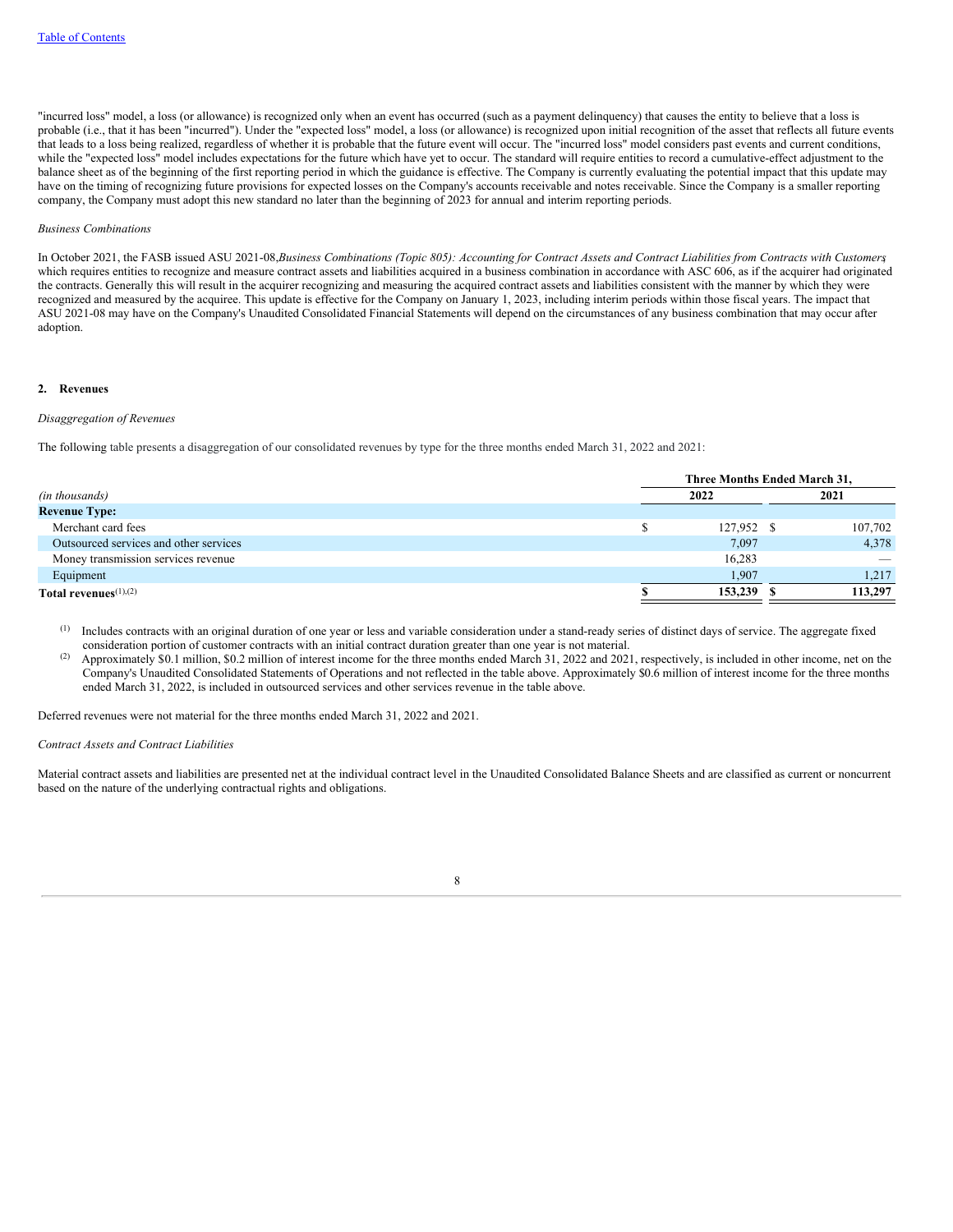"incurred loss" model, a loss (or allowance) is recognized only when an event has occurred (such as a payment delinquency) that causes the entity to believe that a loss is probable (i.e., that it has been "incurred"). Under the "expected loss" model, a loss (or allowance) is recognized upon initial recognition of the asset that reflects all future events that leads to a loss being realized, regardless of whether it is probable that the future event will occur. The "incurred loss" model considers past events and current conditions, while the "expected loss" model includes expectations for the future which have yet to occur. The standard will require entities to record a cumulative-effect adjustment to the balance sheet as of the beginning of the first reporting period in which the guidance is effective. The Company is currently evaluating the potential impact that this update may have on the timing of recognizing future provisions for expected losses on the Company's accounts receivable and notes receivable. Since the Company is a smaller reporting company, the Company must adopt this new standard no later than the beginning of 2023 for annual and interim reporting periods.

*Business Combinations*

In October 2021, the FASB issued ASU 2021-08, *Business Combinations (Topic 805): Accounting for Contract Assets and Contract Liabilities from Contracts with Customers*, which requires entities to recognize and measure contract assets and liabilities acquired in a business combination in accordance with ASC 606, as if the acquirer had originated the contracts. Generally this will result in the acquirer recognizing and measuring the acquired contract assets and liabilities consistent with the manner by which they were recognized and measured by the acquiree. This update is effective for the Company on January 1, 2023, including interim periods within those fiscal years. The impact that ASU 2021-08 may have on the Company's Unaudited Consolidated Financial Statements will depend on the circumstances of any business combination that may occur after adoption.

## 2. Revenues

*Disaggregation of Revenues*

The following table presents a disaggregation of our consolidated revenues by type for the three months ended March 31, 2022 and 2021:

| | Three Months Ended March 31, | |
|---|---|---|
| *(in thousands)* | 2022 | 2021 |
| **Revenue Type:** | | |
| Merchant card fees | $ 127,952 | $ 107,702 |
| Outsourced services and other services | 7,097 | 4,378 |
| Money transmission services revenue | 16,283 | — |
| Equipment | 1,907 | 1,217 |
| **Total revenues**[(1),(2)] | **$ 153,239** | **$ 113,297** |

(1) Includes contracts with an original duration of one year or less and variable consideration under a stand-ready series of distinct days of service. The aggregate fixed consideration portion of customer contracts with an initial contract duration greater than one year is not material.

(2) Approximately $0.1 million, $0.2 million of interest income for the three months ended March 31, 2022 and 2021, respectively, is included in other income, net on the Company's Unaudited Consolidated Statements of Operations and not reflected in the table above. Approximately $0.6 million of interest income for the three months ended March 31, 2022, is included in outsourced services and other services revenue in the table above.

Deferred revenues were not material for the three months ended March 31, 2022 and 2021.

*Contract Assets and Contract Liabilities*

Material contract assets and liabilities are presented net at the individual contract level in the Unaudited Consolidated Balance Sheets and are classified as current or noncurrent based on the nature of the underlying contractual rights and obligations.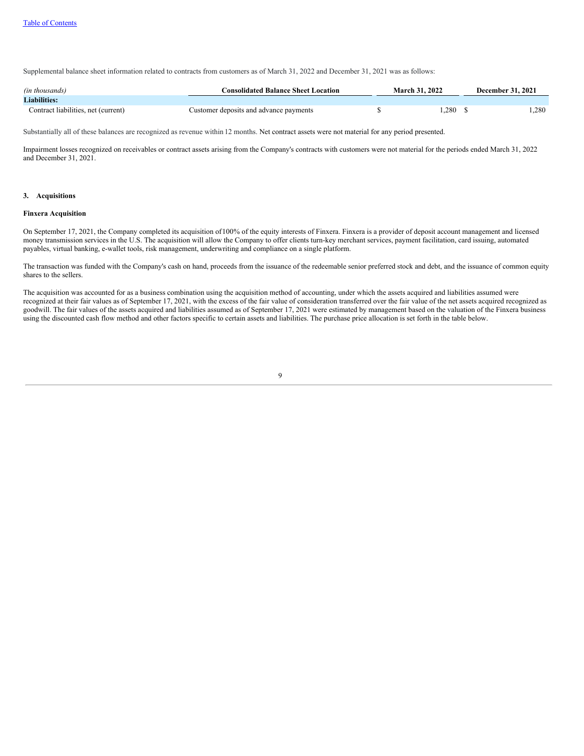Supplemental balance sheet information related to contracts from customers as of March 31, 2022 and December 31, 2021 was as follows:

| *(in thousands)* | Consolidated Balance Sheet Location | March 31, 2022 | December 31, 2021 |
|---|---|---|---|
| **Liabilities:** | | | |
| Contract liabilities, net (current) | Customer deposits and advance payments | $ 1,280 | $ 1,280 |

Substantially all of these balances are recognized as revenue within 12 months. Net contract assets were not material for any period presented.

Impairment losses recognized on receivables or contract assets arising from the Company's contracts with customers were not material for the periods ended March 31, 2022 and December 31, 2021.

## 3. Acquisitions

### Finxera Acquisition

On September 17, 2021, the Company completed its acquisition of 100% of the equity interests of Finxera. Finxera is a provider of deposit account management and licensed money transmission services in the U.S. The acquisition will allow the Company to offer clients turn-key merchant services, payment facilitation, card issuing, automated payables, virtual banking, e-wallet tools, risk management, underwriting and compliance on a single platform.

The transaction was funded with the Company's cash on hand, proceeds from the issuance of the redeemable senior preferred stock and debt, and the issuance of common equity shares to the sellers.

The acquisition was accounted for as a business combination using the acquisition method of accounting, under which the assets acquired and liabilities assumed were recognized at their fair values as of September 17, 2021, with the excess of the fair value of consideration transferred over the fair value of the net assets acquired recognized as goodwill. The fair values of the assets acquired and liabilities assumed as of September 17, 2021 were estimated by management based on the valuation of the Finxera business using the discounted cash flow method and other factors specific to certain assets and liabilities. The purchase price allocation is set forth in the table below.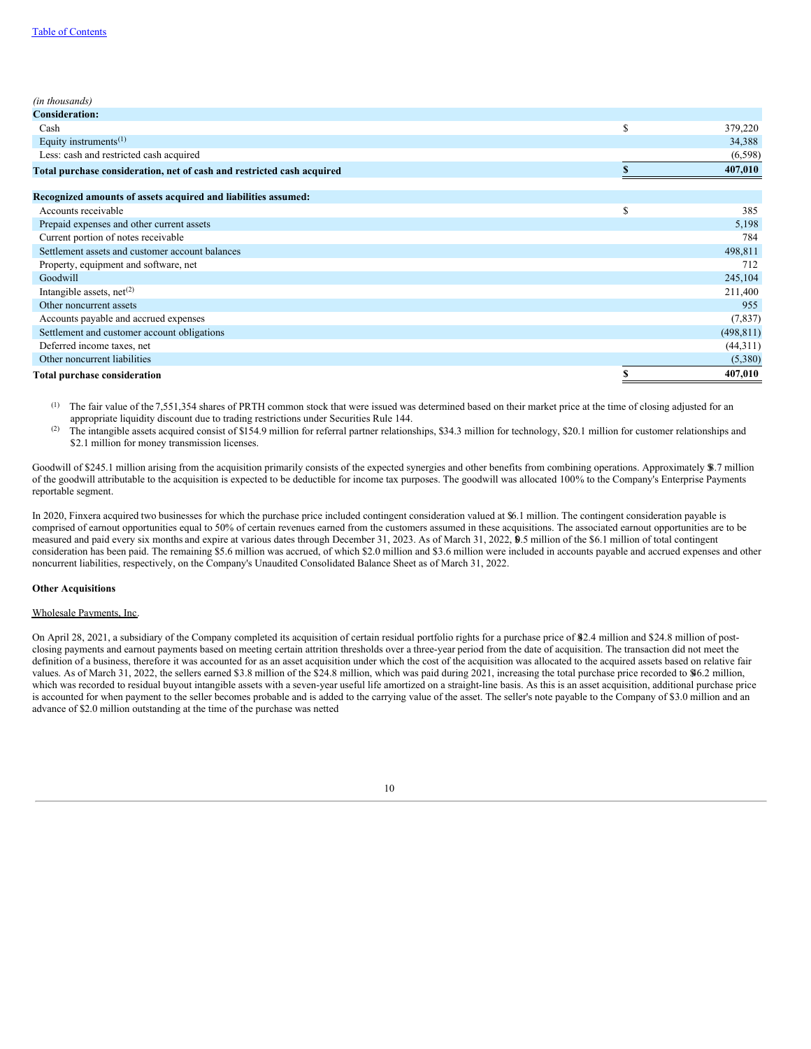(in thousands)

| | |
|---|---|
| **Consideration:** | |
| Cash | $ 379,220 |
| Equity instruments[(1)] | 34,388 |
| Less: cash and restricted cash acquired | (6,598) |
| **Total purchase consideration, net of cash and restricted cash acquired** | **$ 407,010** |
| | |
| **Recognized amounts of assets acquired and liabilities assumed:** | |
| Accounts receivable | $ 385 |
| Prepaid expenses and other current assets | 5,198 |
| Current portion of notes receivable | 784 |
| Settlement assets and customer account balances | 498,811 |
| Property, equipment and software, net | 712 |
| Goodwill | 245,104 |
| Intangible assets, net[(2)] | 211,400 |
| Other noncurrent assets | 955 |
| Accounts payable and accrued expenses | (7,837) |
| Settlement and customer account obligations | (498,811) |
| Deferred income taxes, net | (44,311) |
| Other noncurrent liabilities | (5,380) |
| **Total purchase consideration** | **$ 407,010** |

(1) The fair value of the 7,551,354 shares of PRTH common stock that were issued was determined based on their market price at the time of closing adjusted for an appropriate liquidity discount due to trading restrictions under Securities Rule 144.

(2) The intangible assets acquired consist of $154.9 million for referral partner relationships, $34.3 million for technology, $20.1 million for customer relationships and $2.1 million for money transmission licenses.

Goodwill of $245.1 million arising from the acquisition primarily consists of the expected synergies and other benefits from combining operations. Approximately $8.7 million of the goodwill attributable to the acquisition is expected to be deductible for income tax purposes. The goodwill was allocated 100% to the Company's Enterprise Payments reportable segment.

In 2020, Finxera acquired two businesses for which the purchase price included contingent consideration valued at $6.1 million. The contingent consideration payable is comprised of earnout opportunities equal to 50% of certain revenues earned from the customers assumed in these acquisitions. The associated earnout opportunities are to be measured and paid every six months and expire at various dates through December 31, 2023. As of March 31, 2022, $0.5 million of the $6.1 million of total contingent consideration has been paid. The remaining $5.6 million was accrued, of which $2.0 million and $3.6 million were included in accounts payable and accrued expenses and other noncurrent liabilities, respectively, on the Company's Unaudited Consolidated Balance Sheet as of March 31, 2022.

**Other Acquisitions**

Wholesale Payments, Inc.

On April 28, 2021, a subsidiary of the Company completed its acquisition of certain residual portfolio rights for a purchase price of $12.4 million and $24.8 million of post-closing payments and earnout payments based on meeting certain attrition thresholds over a three-year period from the date of acquisition. The transaction did not meet the definition of a business, therefore it was accounted for as an asset acquisition under which the cost of the acquisition was allocated to the acquired assets based on relative fair values. As of March 31, 2022, the sellers earned $3.8 million of the $24.8 million, which was paid during 2021, increasing the total purchase price recorded to $16.2 million, which was recorded to residual buyout intangible assets with a seven-year useful life amortized on a straight-line basis. As this is an asset acquisition, additional purchase price is accounted for when payment to the seller becomes probable and is added to the carrying value of the asset. The seller's note payable to the Company of $3.0 million and an advance of $2.0 million outstanding at the time of the purchase was netted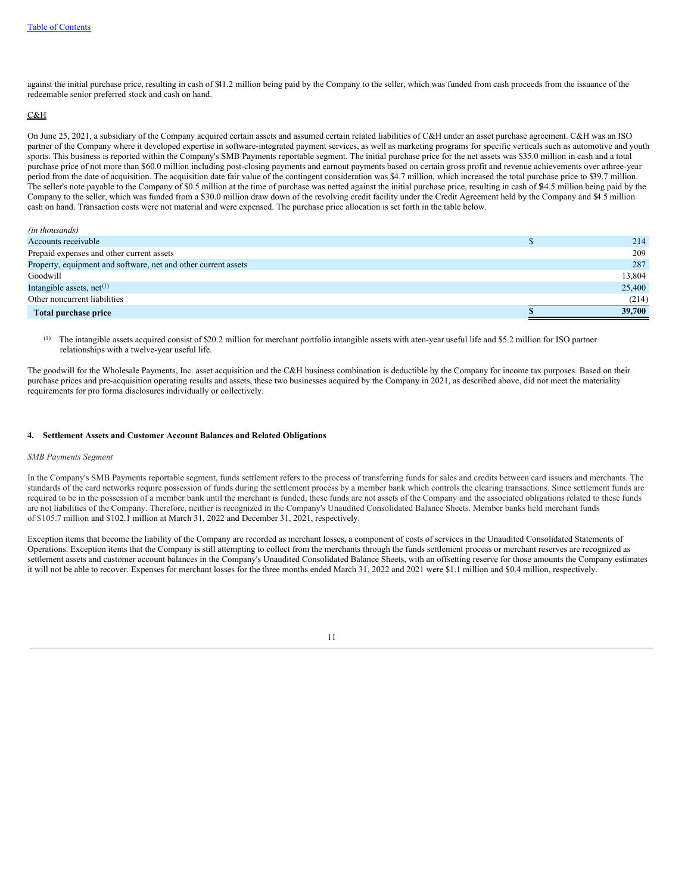against the initial purchase price, resulting in cash of $41.2 million being paid by the Company to the seller, which was funded from cash proceeds from the issuance of the redeemable senior preferred stock and cash on hand.

C&H

On June 25, 2021, a subsidiary of the Company acquired certain assets and assumed certain related liabilities of C&H under an asset purchase agreement. C&H was an ISO partner of the Company where it developed expertise in software-integrated payment services, as well as marketing programs for specific verticals such as automotive and youth sports. This business is reported within the Company's SMB Payments reportable segment. The initial purchase price for the net assets was $35.0 million in cash and a total purchase price of not more than $60.0 million including post-closing payments and earnout payments based on certain gross profit and revenue achievements over a three-year period from the date of acquisition. The acquisition date fair value of the contingent consideration was $4.7 million, which increased the total purchase price to $39.7 million. The seller's note payable to the Company of $0.5 million at the time of purchase was netted against the initial purchase price, resulting in cash of $34.5 million being paid by the Company to the seller, which was funded from a $30.0 million draw down of the revolving credit facility under the Credit Agreement held by the Company and $4.5 million cash on hand. Transaction costs were not material and were expensed. The purchase price allocation is set forth in the table below.

| *(in thousands)* | |
|---|---|
| Accounts receivable | $ 214 |
| Prepaid expenses and other current assets | 209 |
| Property, equipment and software, net and other current assets | 287 |
| Goodwill | 13,804 |
| Intangible assets, net[1] | 25,400 |
| Other noncurrent liabilities | (214) |
| **Total purchase price** | **$ 39,700** |

[1] The intangible assets acquired consist of $20.2 million for merchant portfolio intangible assets with a ten-year useful life and $5.2 million for ISO partner relationships with a twelve-year useful life.

The goodwill for the Wholesale Payments, Inc. asset acquisition and the C&H business combination is deductible by the Company for income tax purposes. Based on their purchase prices and pre-acquisition operating results and assets, these two businesses acquired by the Company in 2021, as described above, did not meet the materiality requirements for pro forma disclosures individually or collectively.

#### 4. Settlement Assets and Customer Account Balances and Related Obligations

*SMB Payments Segment*

In the Company's SMB Payments reportable segment, funds settlement refers to the process of transferring funds for sales and credits between card issuers and merchants. The standards of the card networks require possession of funds during the settlement process by a member bank which controls the clearing transactions. Since settlement funds are required to be in the possession of a member bank until the merchant is funded, these funds are not assets of the Company and the associated obligations related to these funds are not liabilities of the Company. Therefore, neither is recognized in the Company's Unaudited Consolidated Balance Sheets. Member banks held merchant funds of $105.7 million and $102.1 million at March 31, 2022 and December 31, 2021, respectively.

Exception items that become the liability of the Company are recorded as merchant losses, a component of costs of services in the Unaudited Consolidated Statements of Operations. Exception items that the Company is still attempting to collect from the merchants through the funds settlement process or merchant reserves are recognized as settlement assets and customer account balances in the Company's Unaudited Consolidated Balance Sheets, with an offsetting reserve for those amounts the Company estimates it will not be able to recover. Expenses for merchant losses for the three months ended March 31, 2022 and 2021 were $1.1 million and $0.4 million, respectively.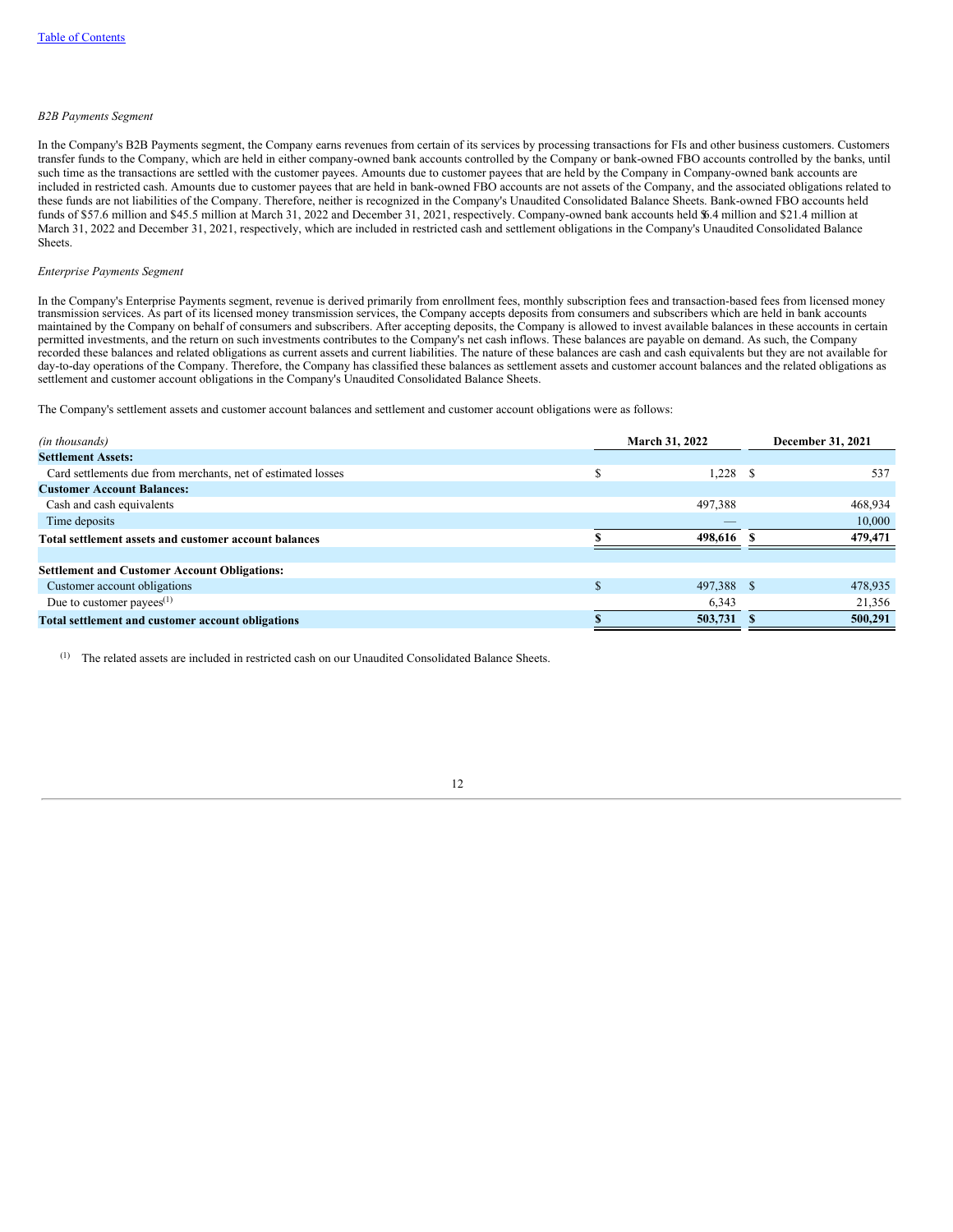*B2B Payments Segment*

In the Company's B2B Payments segment, the Company earns revenues from certain of its services by processing transactions for FIs and other business customers. Customers transfer funds to the Company, which are held in either company-owned bank accounts controlled by the Company or bank-owned FBO accounts controlled by the banks, until such time as the transactions are settled with the customer payees. Amounts due to customer payees that are held by the Company in Company-owned bank accounts are included in restricted cash. Amounts due to customer payees that are held in bank-owned FBO accounts are not assets of the Company, and the associated obligations related to these funds are not liabilities of the Company. Therefore, neither is recognized in the Company's Unaudited Consolidated Balance Sheets. Bank-owned FBO accounts held funds of $57.6 million and $45.5 million at March 31, 2022 and December 31, 2021, respectively. Company-owned bank accounts held $6.4 million and $21.4 million at March 31, 2022 and December 31, 2021, respectively, which are included in restricted cash and settlement obligations in the Company's Unaudited Consolidated Balance Sheets.

*Enterprise Payments Segment*

In the Company's Enterprise Payments segment, revenue is derived primarily from enrollment fees, monthly subscription fees and transaction-based fees from licensed money transmission services. As part of its licensed money transmission services, the Company accepts deposits from consumers and subscribers which are held in bank accounts maintained by the Company on behalf of consumers and subscribers. After accepting deposits, the Company is allowed to invest available balances in these accounts in certain permitted investments, and the return on such investments contributes to the Company's net cash inflows. These balances are payable on demand. As such, the Company recorded these balances and related obligations as current assets and current liabilities. The nature of these balances are cash and cash equivalents but they are not available for day-to-day operations of the Company. Therefore, the Company has classified these balances as settlement assets and customer account balances and the related obligations as settlement and customer account obligations in the Company's Unaudited Consolidated Balance Sheets.

The Company's settlement assets and customer account balances and settlement and customer account obligations were as follows:

| *(in thousands)* | March 31, 2022 | December 31, 2021 |
|---|---|---|
| **Settlement Assets:** | | |
| Card settlements due from merchants, net of estimated losses | $ 1,228 | $ 537 |
| **Customer Account Balances:** | | |
| Cash and cash equivalents | 497,388 | 468,934 |
| Time deposits | — | 10,000 |
| **Total settlement assets and customer account balances** | **$ 498,616** | **$ 479,471** |
| | | |
| **Settlement and Customer Account Obligations:** | | |
| Customer account obligations | $ 497,388 | $ 478,935 |
| Due to customer payees[(1)] | 6,343 | 21,356 |
| **Total settlement and customer account obligations** | **$ 503,731** | **$ 500,291** |

(1) The related assets are included in restricted cash on our Unaudited Consolidated Balance Sheets.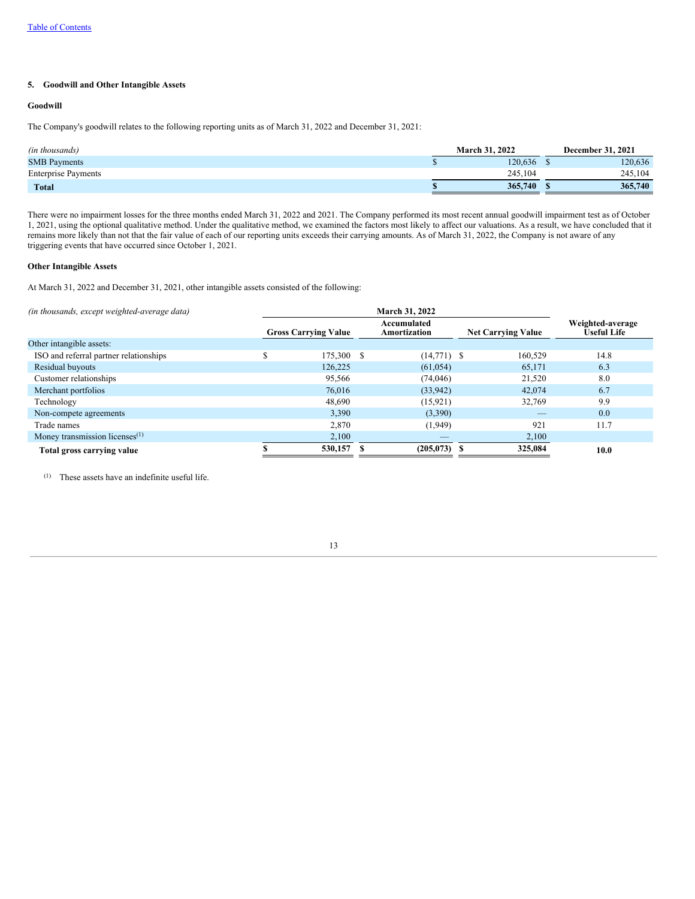Table of Contents

## 5. Goodwill and Other Intangible Assets

### Goodwill

The Company's goodwill relates to the following reporting units as of March 31, 2022 and December 31, 2021:

| *(in thousands)* | March 31, 2022 | December 31, 2021 |
|---|---|---|
| SMB Payments | $ 120,636 | $ 120,636 |
| Enterprise Payments | 245,104 | 245,104 |
| **Total** | **$ 365,740** | **$ 365,740** |

There were no impairment losses for the three months ended March 31, 2022 and 2021. The Company performed its most recent annual goodwill impairment test as of October 1, 2021, using the optional qualitative method. Under the qualitative method, we examined the factors most likely to affect our valuations. As a result, we have concluded that it remains more likely than not that the fair value of each of our reporting units exceeds their carrying amounts. As of March 31, 2022, the Company is not aware of any triggering events that have occurred since October 1, 2021.

### Other Intangible Assets

At March 31, 2022 and December 31, 2021, other intangible assets consisted of the following:

| *(in thousands, except weighted-average data)* | March 31, 2022 | | | |
|---|---|---|---|---|
| | Gross Carrying Value | Accumulated Amortization | Net Carrying Value | Weighted-average Useful Life |
| Other intangible assets: | | | | |
| ISO and referral partner relationships | $ 175,300 | $ (14,771) | $ 160,529 | 14.8 |
| Residual buyouts | 126,225 | (61,054) | 65,171 | 6.3 |
| Customer relationships | 95,566 | (74,046) | 21,520 | 8.0 |
| Merchant portfolios | 76,016 | (33,942) | 42,074 | 6.7 |
| Technology | 48,690 | (15,921) | 32,769 | 9.9 |
| Non-compete agreements | 3,390 | (3,390) | — | 0.0 |
| Trade names | 2,870 | (1,949) | 921 | 11.7 |
| Money transmission licenses[(1)] | 2,100 | — | 2,100 | |
| **Total gross carrying value** | **$ 530,157** | **$ (205,073)** | **$ 325,084** | **10.0** |

(1) These assets have an indefinite useful life.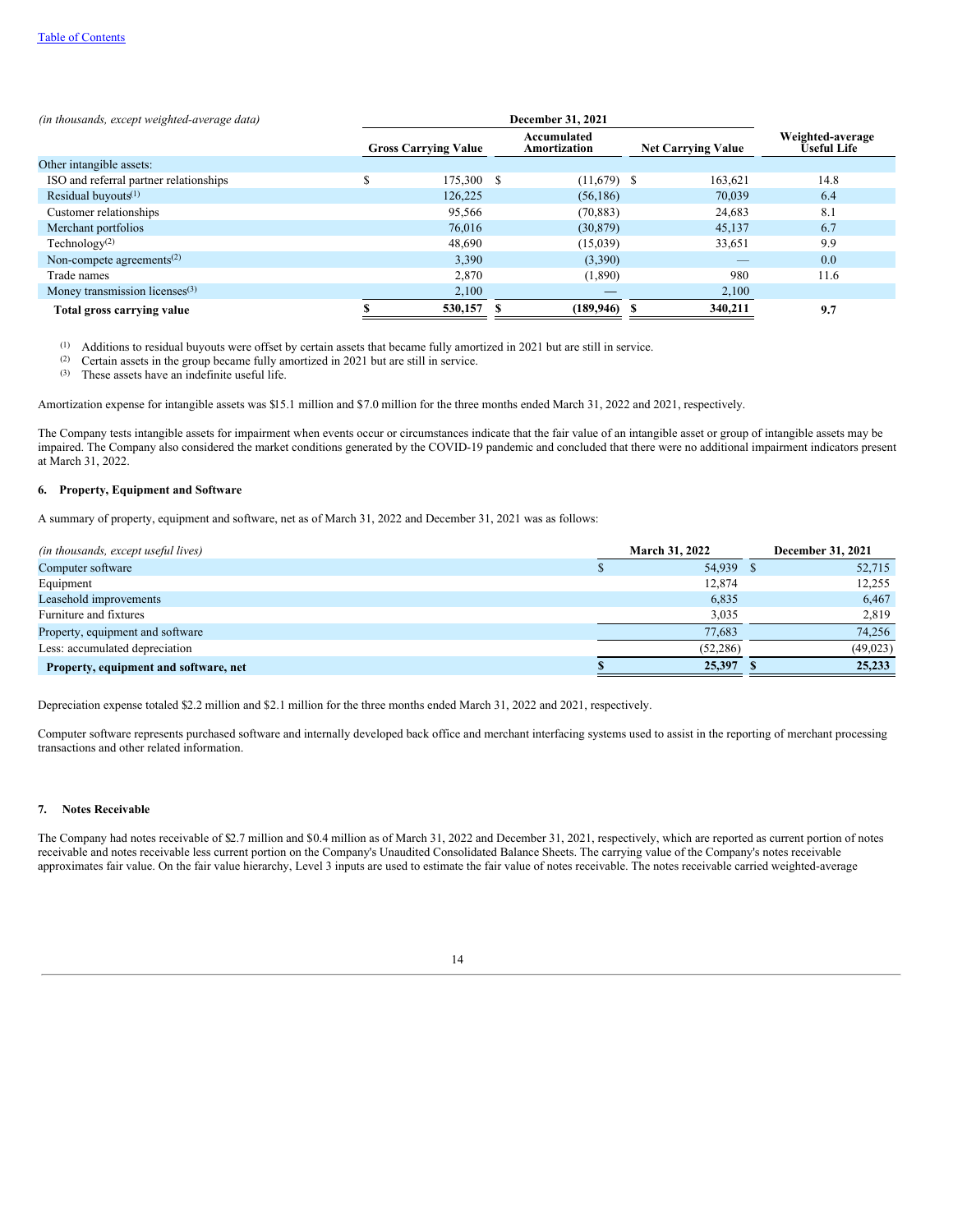[Table of Contents](#)

| *(in thousands, except weighted-average data)* | December 31, 2021 | | | |
|---|---|---|---|---|
| | Gross Carrying Value | Accumulated Amortization | Net Carrying Value | Weighted-average Useful Life |
| Other intangible assets: | | | | |
| ISO and referral partner relationships | $ 175,300 | $ (11,679) | $ 163,621 | 14.8 |
| Residual buyouts[(1)] | 126,225 | (56,186) | 70,039 | 6.4 |
| Customer relationships | 95,566 | (70,883) | 24,683 | 8.1 |
| Merchant portfolios | 76,016 | (30,879) | 45,137 | 6.7 |
| Technology[(2)] | 48,690 | (15,039) | 33,651 | 9.9 |
| Non-compete agreements[(2)] | 3,390 | (3,390) | — | 0.0 |
| Trade names | 2,870 | (1,890) | 980 | 11.6 |
| Money transmission licenses[(3)] | 2,100 | — | 2,100 | |
| **Total gross carrying value** | **$ 530,157** | **$ (189,946)** | **$ 340,211** | **9.7** |

(1) Additions to residual buyouts were offset by certain assets that became fully amortized in 2021 but are still in service.
(2) Certain assets in the group became fully amortized in 2021 but are still in service.
(3) These assets have an indefinite useful life.

Amortization expense for intangible assets was $15.1 million and $7.0 million for the three months ended March 31, 2022 and 2021, respectively.

The Company tests intangible assets for impairment when events occur or circumstances indicate that the fair value of an intangible asset or group of intangible assets may be impaired. The Company also considered the market conditions generated by the COVID-19 pandemic and concluded that there were no additional impairment indicators present at March 31, 2022.

### 6. Property, Equipment and Software

A summary of property, equipment and software, net as of March 31, 2022 and December 31, 2021 was as follows:

| *(in thousands, except useful lives)* | March 31, 2022 | December 31, 2021 |
|---|---|---|
| Computer software | $ 54,939 | $ 52,715 |
| Equipment | 12,874 | 12,255 |
| Leasehold improvements | 6,835 | 6,467 |
| Furniture and fixtures | 3,035 | 2,819 |
| Property, equipment and software | 77,683 | 74,256 |
| Less: accumulated depreciation | (52,286) | (49,023) |
| **Property, equipment and software, net** | **$ 25,397** | **$ 25,233** |

Depreciation expense totaled $2.2 million and $2.1 million for the three months ended March 31, 2022 and 2021, respectively.

Computer software represents purchased software and internally developed back office and merchant interfacing systems used to assist in the reporting of merchant processing transactions and other related information.

### 7. Notes Receivable

The Company had notes receivable of $2.7 million and $0.4 million as of March 31, 2022 and December 31, 2021, respectively, which are reported as current portion of notes receivable and notes receivable less current portion on the Company's Unaudited Consolidated Balance Sheets. The carrying value of the Company's notes receivable approximates fair value. On the fair value hierarchy, Level 3 inputs are used to estimate the fair value of notes receivable. The notes receivable carried weighted-average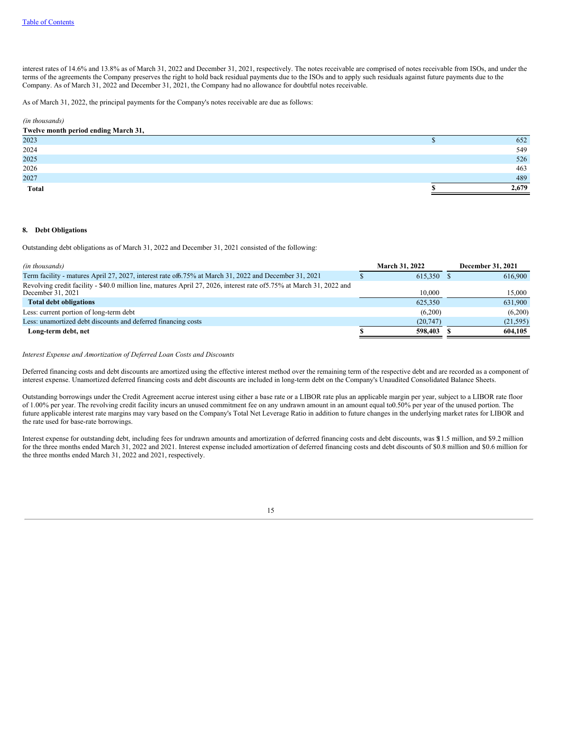interest rates of 14.6% and 13.8% as of March 31, 2022 and December 31, 2021, respectively. The notes receivable are comprised of notes receivable from ISOs, and under the terms of the agreements the Company preserves the right to hold back residual payments due to the ISOs and to apply such residuals against future payments due to the Company. As of March 31, 2022 and December 31, 2021, the Company had no allowance for doubtful notes receivable.

As of March 31, 2022, the principal payments for the Company's notes receivable are due as follows:

| *(in thousands)* | |
|---|---|
| **Twelve month period ending March 31,** | |
| 2023 | $ 652 |
| 2024 | 549 |
| 2025 | 526 |
| 2026 | 463 |
| 2027 | 489 |
| **Total** | **$ 2,679** |

## 8. Debt Obligations

Outstanding debt obligations as of March 31, 2022 and December 31, 2021 consisted of the following:

| *(in thousands)* | March 31, 2022 | December 31, 2021 |
|---|---|---|
| Term facility - matures April 27, 2027, interest rate of 6.75% at March 31, 2022 and December 31, 2021 | $ 615,350 | $ 616,900 |
| Revolving credit facility - $40.0 million line, matures April 27, 2026, interest rate of 5.75% at March 31, 2022 and December 31, 2021 | 10,000 | 15,000 |
| **Total debt obligations** | 625,350 | 631,900 |
| Less: current portion of long-term debt | (6,200) | (6,200) |
| Less: unamortized debt discounts and deferred financing costs | (20,747) | (21,595) |
| **Long-term debt, net** | **$ 598,403** | **$ 604,105** |

*Interest Expense and Amortization of Deferred Loan Costs and Discounts*

Deferred financing costs and debt discounts are amortized using the effective interest method over the remaining term of the respective debt and are recorded as a component of interest expense. Unamortized deferred financing costs and debt discounts are included in long-term debt on the Company's Unaudited Consolidated Balance Sheets.

Outstanding borrowings under the Credit Agreement accrue interest using either a base rate or a LIBOR rate plus an applicable margin per year, subject to a LIBOR rate floor of 1.00% per year. The revolving credit facility incurs an unused commitment fee on any undrawn amount in an amount equal to 0.50% per year of the unused portion. The future applicable interest rate margins may vary based on the Company's Total Net Leverage Ratio in addition to future changes in the underlying market rates for LIBOR and the rate used for base-rate borrowings.

Interest expense for outstanding debt, including fees for undrawn amounts and amortization of deferred financing costs and debt discounts, was $11.5 million, and $9.2 million for the three months ended March 31, 2022 and 2021. Interest expense included amortization of deferred financing costs and debt discounts of $0.8 million and $0.6 million for the three months ended March 31, 2022 and 2021, respectively.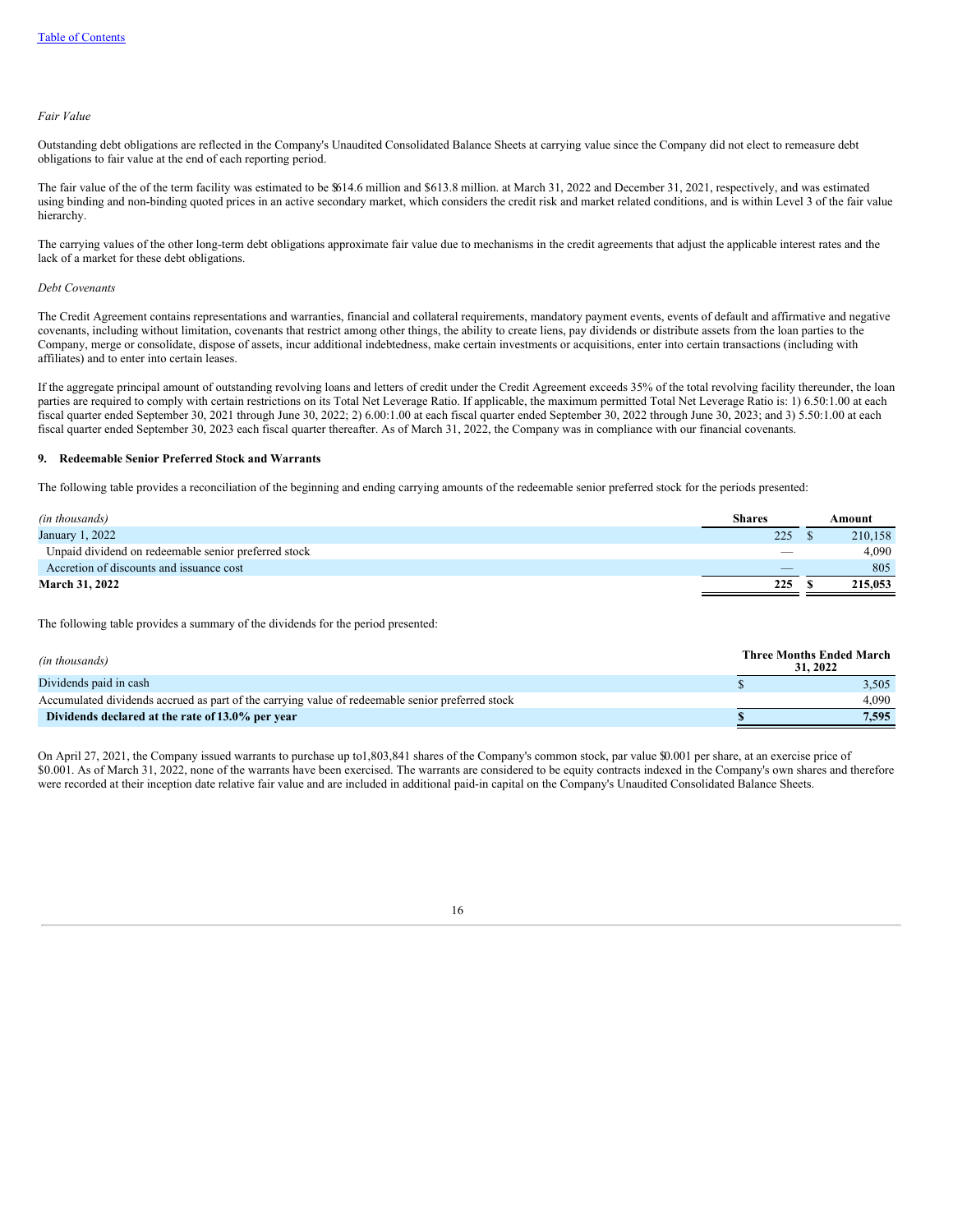*Fair Value*

Outstanding debt obligations are reflected in the Company's Unaudited Consolidated Balance Sheets at carrying value since the Company did not elect to remeasure debt obligations to fair value at the end of each reporting period.

The fair value of the of the term facility was estimated to be $614.6 million and $613.8 million. at March 31, 2022 and December 31, 2021, respectively, and was estimated using binding and non-binding quoted prices in an active secondary market, which considers the credit risk and market related conditions, and is within Level 3 of the fair value hierarchy.

The carrying values of the other long-term debt obligations approximate fair value due to mechanisms in the credit agreements that adjust the applicable interest rates and the lack of a market for these debt obligations.

*Debt Covenants*

The Credit Agreement contains representations and warranties, financial and collateral requirements, mandatory payment events, events of default and affirmative and negative covenants, including without limitation, covenants that restrict among other things, the ability to create liens, pay dividends or distribute assets from the loan parties to the Company, merge or consolidate, dispose of assets, incur additional indebtedness, make certain investments or acquisitions, enter into certain transactions (including with affiliates) and to enter into certain leases.

If the aggregate principal amount of outstanding revolving loans and letters of credit under the Credit Agreement exceeds 35% of the total revolving facility thereunder, the loan parties are required to comply with certain restrictions on its Total Net Leverage Ratio. If applicable, the maximum permitted Total Net Leverage Ratio is: 1) 6.50:1.00 at each fiscal quarter ended September 30, 2021 through June 30, 2022; 2) 6.00:1.00 at each fiscal quarter ended September 30, 2022 through June 30, 2023; and 3) 5.50:1.00 at each fiscal quarter ended September 30, 2023 each fiscal quarter thereafter. As of March 31, 2022, the Company was in compliance with our financial covenants.

### 9. Redeemable Senior Preferred Stock and Warrants

The following table provides a reconciliation of the beginning and ending carrying amounts of the redeemable senior preferred stock for the periods presented:

| *(in thousands)* | Shares | Amount |
|---|---|---|
| January 1, 2022 | 225 | $ 210,158 |
| Unpaid dividend on redeemable senior preferred stock | — | 4,090 |
| Accretion of discounts and issuance cost | — | 805 |
| **March 31, 2022** | **225** | **$ 215,053** |

The following table provides a summary of the dividends for the period presented:

| *(in thousands)* | Three Months Ended March 31, 2022 |
|---|---|
| Dividends paid in cash | $ 3,505 |
| Accumulated dividends accrued as part of the carrying value of redeemable senior preferred stock | 4,090 |
| **Dividends declared at the rate of 13.0% per year** | **$ 7,595** |

On April 27, 2021, the Company issued warrants to purchase up to1,803,841 shares of the Company's common stock, par value $0.001 per share, at an exercise price of $0.001. As of March 31, 2022, none of the warrants have been exercised. The warrants are considered to be equity contracts indexed in the Company's own shares and therefore were recorded at their inception date relative fair value and are included in additional paid-in capital on the Company's Unaudited Consolidated Balance Sheets.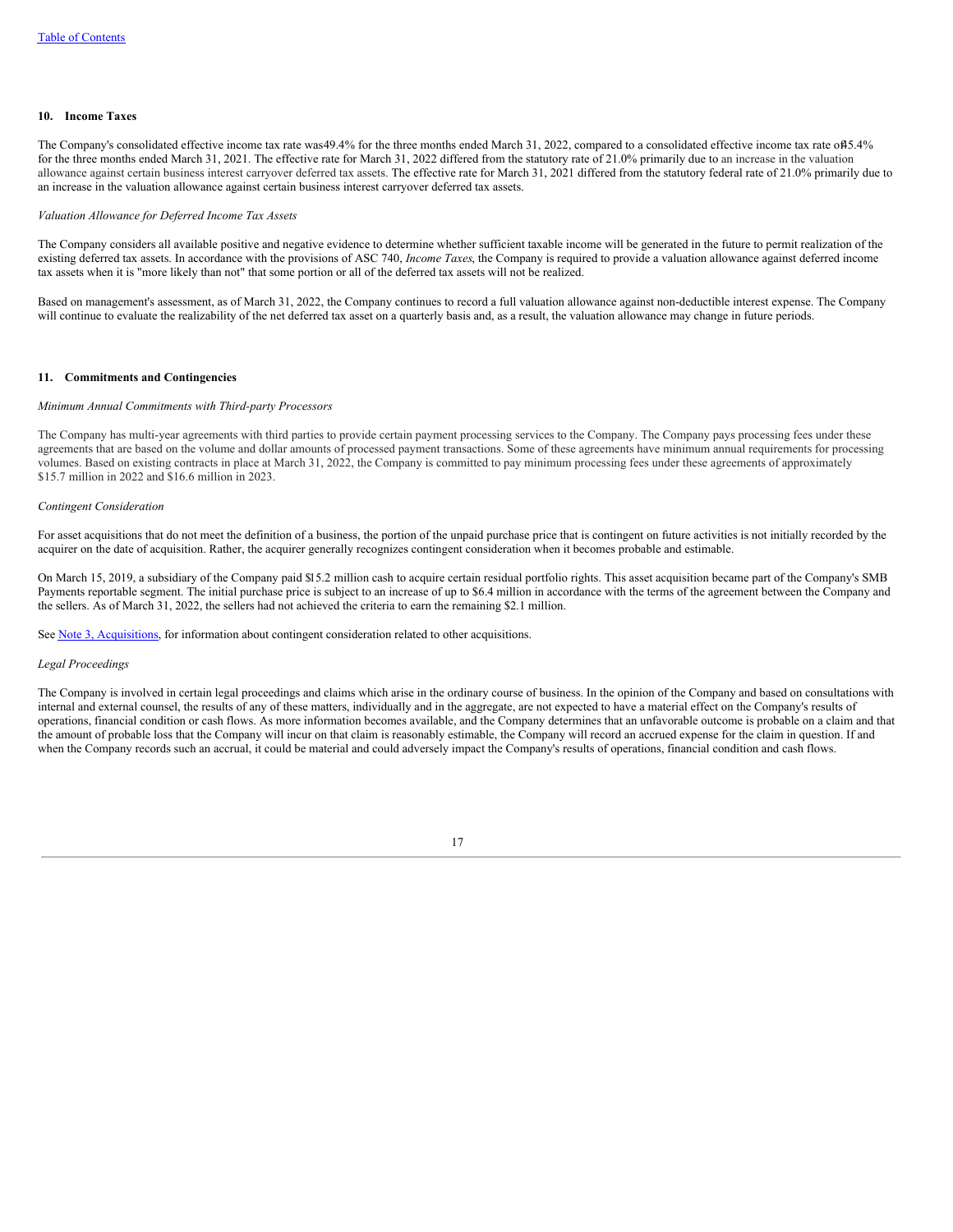## 10. Income Taxes

The Company's consolidated effective income tax rate was49.4% for the three months ended March 31, 2022, compared to a consolidated effective income tax rate of45.4% for the three months ended March 31, 2021. The effective rate for March 31, 2022 differed from the statutory rate of 21.0% primarily due to an increase in the valuation allowance against certain business interest carryover deferred tax assets. The effective rate for March 31, 2021 differed from the statutory federal rate of 21.0% primarily due to an increase in the valuation allowance against certain business interest carryover deferred tax assets.

*Valuation Allowance for Deferred Income Tax Assets*

The Company considers all available positive and negative evidence to determine whether sufficient taxable income will be generated in the future to permit realization of the existing deferred tax assets. In accordance with the provisions of ASC 740, *Income Taxes*, the Company is required to provide a valuation allowance against deferred income tax assets when it is "more likely than not" that some portion or all of the deferred tax assets will not be realized.

Based on management's assessment, as of March 31, 2022, the Company continues to record a full valuation allowance against non-deductible interest expense. The Company will continue to evaluate the realizability of the net deferred tax asset on a quarterly basis and, as a result, the valuation allowance may change in future periods.

## 11. Commitments and Contingencies

*Minimum Annual Commitments with Third-party Processors*

The Company has multi-year agreements with third parties to provide certain payment processing services to the Company. The Company pays processing fees under these agreements that are based on the volume and dollar amounts of processed payment transactions. Some of these agreements have minimum annual requirements for processing volumes. Based on existing contracts in place at March 31, 2022, the Company is committed to pay minimum processing fees under these agreements of approximately $15.7 million in 2022 and $16.6 million in 2023.

*Contingent Consideration*

For asset acquisitions that do not meet the definition of a business, the portion of the unpaid purchase price that is contingent on future activities is not initially recorded by the acquirer on the date of acquisition. Rather, the acquirer generally recognizes contingent consideration when it becomes probable and estimable.

On March 15, 2019, a subsidiary of the Company paid $15.2 million cash to acquire certain residual portfolio rights. This asset acquisition became part of the Company's SMB Payments reportable segment. The initial purchase price is subject to an increase of up to $6.4 million in accordance with the terms of the agreement between the Company and the sellers. As of March 31, 2022, the sellers had not achieved the criteria to earn the remaining $2.1 million.

See Note 3, Acquisitions, for information about contingent consideration related to other acquisitions.

*Legal Proceedings*

The Company is involved in certain legal proceedings and claims which arise in the ordinary course of business. In the opinion of the Company and based on consultations with internal and external counsel, the results of any of these matters, individually and in the aggregate, are not expected to have a material effect on the Company's results of operations, financial condition or cash flows. As more information becomes available, and the Company determines that an unfavorable outcome is probable on a claim and that the amount of probable loss that the Company will incur on that claim is reasonably estimable, the Company will record an accrued expense for the claim in question. If and when the Company records such an accrual, it could be material and could adversely impact the Company's results of operations, financial condition and cash flows.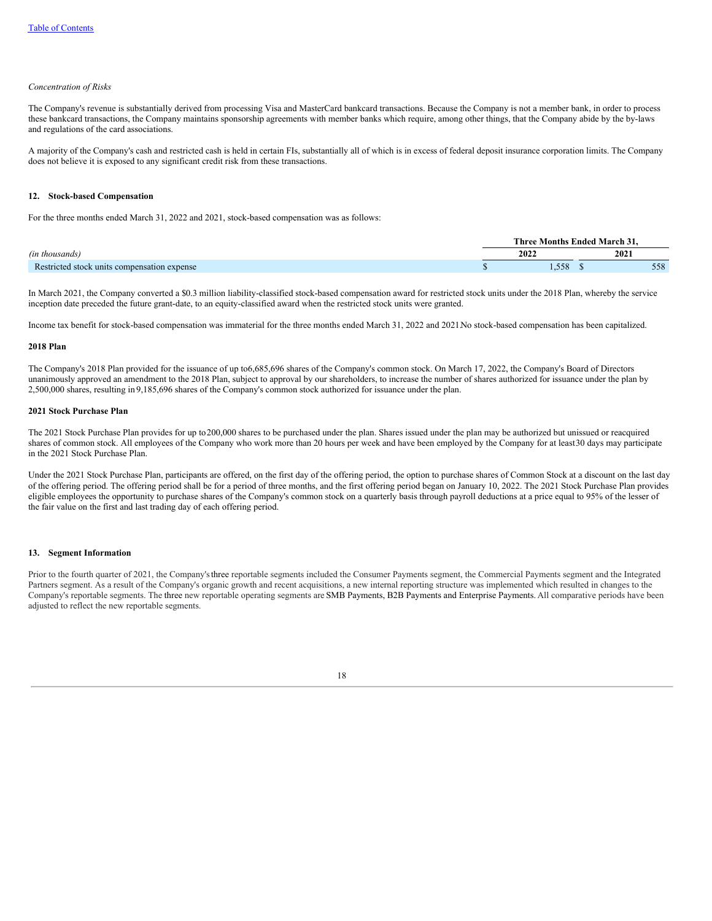*Concentration of Risks*

The Company's revenue is substantially derived from processing Visa and MasterCard bankcard transactions. Because the Company is not a member bank, in order to process these bankcard transactions, the Company maintains sponsorship agreements with member banks which require, among other things, that the Company abide by the by-laws and regulations of the card associations.

A majority of the Company's cash and restricted cash is held in certain FIs, substantially all of which is in excess of federal deposit insurance corporation limits. The Company does not believe it is exposed to any significant credit risk from these transactions.

## 12. Stock-based Compensation

For the three months ended March 31, 2022 and 2021, stock-based compensation was as follows:

| | Three Months Ended March 31, | |
|---|---|---|
| *(in thousands)* | **2022** | **2021** |
| Restricted stock units compensation expense | $ 1,558 | $ 558 |

In March 2021, the Company converted a $0.3 million liability-classified stock-based compensation award for restricted stock units under the 2018 Plan, whereby the service inception date preceded the future grant-date, to an equity-classified award when the restricted stock units were granted.

Income tax benefit for stock-based compensation was immaterial for the three months ended March 31, 2022 and 2021. No stock-based compensation has been capitalized.

**2018 Plan**

The Company's 2018 Plan provided for the issuance of up to 6,685,696 shares of the Company's common stock. On March 17, 2022, the Company's Board of Directors unanimously approved an amendment to the 2018 Plan, subject to approval by our shareholders, to increase the number of shares authorized for issuance under the plan by 2,500,000 shares, resulting in 9,185,696 shares of the Company's common stock authorized for issuance under the plan.

**2021 Stock Purchase Plan**

The 2021 Stock Purchase Plan provides for up to 200,000 shares to be purchased under the plan. Shares issued under the plan may be authorized but unissued or reacquired shares of common stock. All employees of the Company who work more than 20 hours per week and have been employed by the Company for at least 30 days may participate in the 2021 Stock Purchase Plan.

Under the 2021 Stock Purchase Plan, participants are offered, on the first day of the offering period, the option to purchase shares of Common Stock at a discount on the last day of the offering period. The offering period shall be for a period of three months, and the first offering period began on January 10, 2022. The 2021 Stock Purchase Plan provides eligible employees the opportunity to purchase shares of the Company's common stock on a quarterly basis through payroll deductions at a price equal to 95% of the lesser of the fair value on the first and last trading day of each offering period.

## 13. Segment Information

Prior to the fourth quarter of 2021, the Company's three reportable segments included the Consumer Payments segment, the Commercial Payments segment and the Integrated Partners segment. As a result of the Company's organic growth and recent acquisitions, a new internal reporting structure was implemented which resulted in changes to the Company's reportable segments. The three new reportable operating segments are SMB Payments, B2B Payments and Enterprise Payments. All comparative periods have been adjusted to reflect the new reportable segments.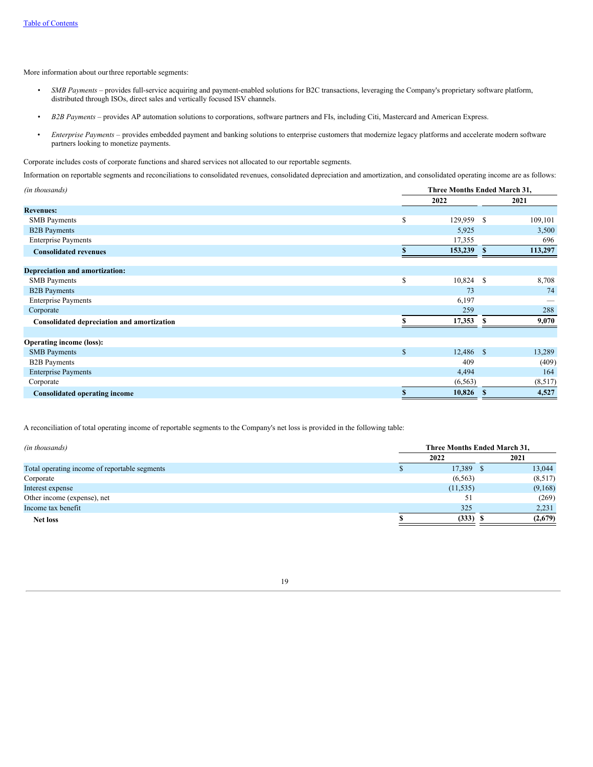More information about our three reportable segments:

- *SMB Payments* – provides full-service acquiring and payment-enabled solutions for B2C transactions, leveraging the Company's proprietary software platform, distributed through ISOs, direct sales and vertically focused ISV channels.
- *B2B Payments* – provides AP automation solutions to corporations, software partners and FIs, including Citi, Mastercard and American Express.
- *Enterprise Payments* – provides embedded payment and banking solutions to enterprise customers that modernize legacy platforms and accelerate modern software partners looking to monetize payments.

Corporate includes costs of corporate functions and shared services not allocated to our reportable segments.

Information on reportable segments and reconciliations to consolidated revenues, consolidated depreciation and amortization, and consolidated operating income are as follows:

| *(in thousands)* | Three Months Ended March 31, | |
|---|---|---|
| | 2022 | 2021 |
| **Revenues:** | | |
| SMB Payments | $ 129,959 | $ 109,101 |
| B2B Payments | 5,925 | 3,500 |
| Enterprise Payments | 17,355 | 696 |
| **Consolidated revenues** | **$ 153,239** | **$ 113,297** |
| **Depreciation and amortization:** | | |
| SMB Payments | $ 10,824 | $ 8,708 |
| B2B Payments | 73 | 74 |
| Enterprise Payments | 6,197 | — |
| Corporate | 259 | 288 |
| **Consolidated depreciation and amortization** | **$ 17,353** | **$ 9,070** |
| **Operating income (loss):** | | |
| SMB Payments | $ 12,486 | $ 13,289 |
| B2B Payments | 409 | (409) |
| Enterprise Payments | 4,494 | 164 |
| Corporate | (6,563) | (8,517) |
| **Consolidated operating income** | **$ 10,826** | **$ 4,527** |

A reconciliation of total operating income of reportable segments to the Company's net loss is provided in the following table:

| *(in thousands)* | Three Months Ended March 31, | |
|---|---|---|
| | 2022 | 2021 |
| Total operating income of reportable segments | $ 17,389 | $ 13,044 |
| Corporate | (6,563) | (8,517) |
| Interest expense | (11,535) | (9,168) |
| Other income (expense), net | 51 | (269) |
| Income tax benefit | 325 | 2,231 |
| **Net loss** | **$ (333)** | **$ (2,679)** |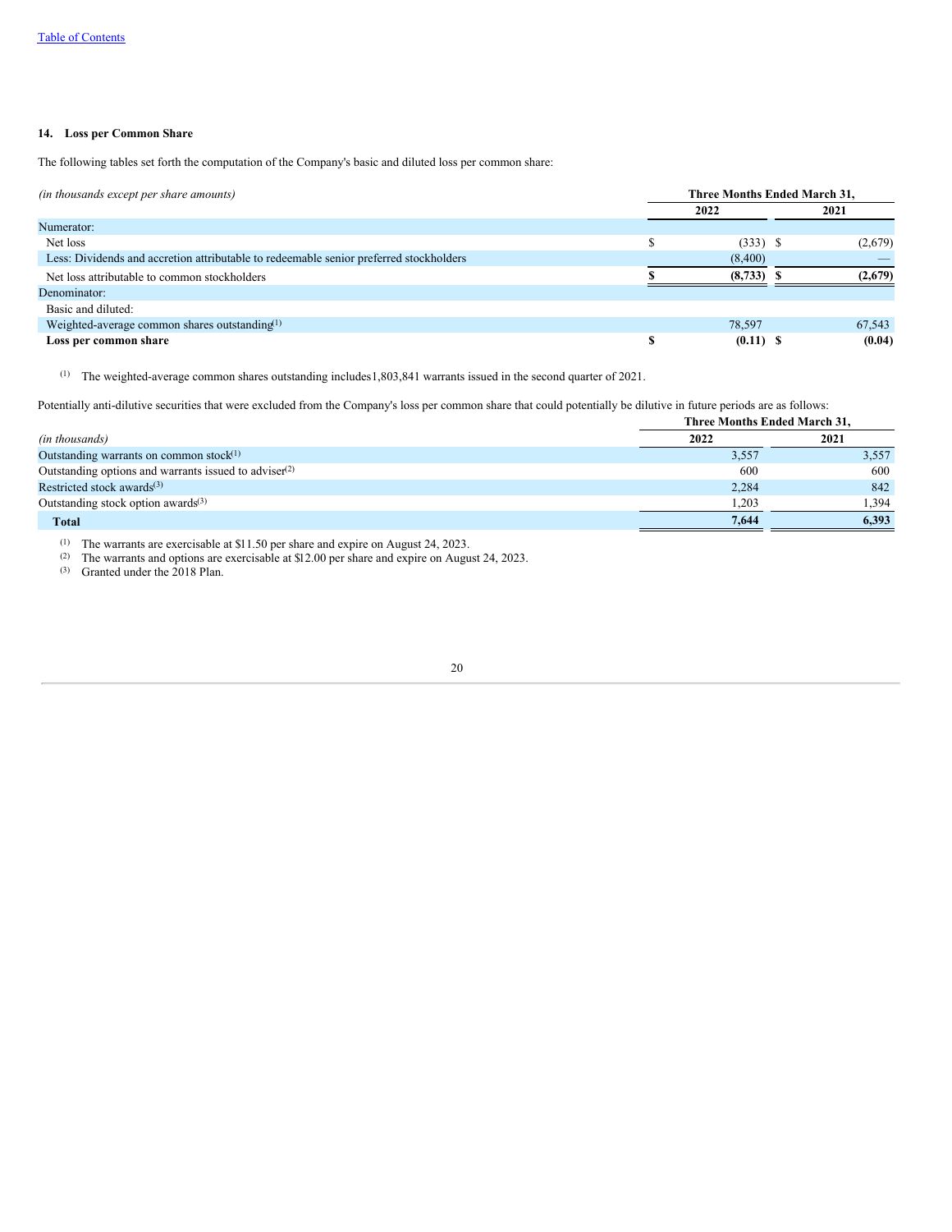### 14. Loss per Common Share

The following tables set forth the computation of the Company's basic and diluted loss per common share:

| *(in thousands except per share amounts)* | Three Months Ended March 31, | |
|---|---|---|
| | 2022 | 2021 |
| Numerator: | | |
| Net loss | $ (333) | $ (2,679) |
| Less: Dividends and accretion attributable to redeemable senior preferred stockholders | (8,400) | — |
| Net loss attributable to common stockholders | **$ (8,733)** | **$ (2,679)** |
| Denominator: | | |
| Basic and diluted: | | |
| Weighted-average common shares outstanding[1] | 78,597 | 67,543 |
| **Loss per common share** | **$ (0.11)** | **$ (0.04)** |

[1] The weighted-average common shares outstanding includes1,803,841 warrants issued in the second quarter of 2021.

Potentially anti-dilutive securities that were excluded from the Company's loss per common share that could potentially be dilutive in future periods are as follows:

| *(in thousands)* | Three Months Ended March 31, 2022 | Three Months Ended March 31, 2021 |
|---|---|---|
| Outstanding warrants on common stock[1] | 3,557 | 3,557 |
| Outstanding options and warrants issued to adviser[2] | 600 | 600 |
| Restricted stock awards[3] | 2,284 | 842 |
| Outstanding stock option awards[3] | 1,203 | 1,394 |
| **Total** | **7,644** | **6,393** |

[1] The warrants are exercisable at $11.50 per share and expire on August 24, 2023.
[2] The warrants and options are exercisable at $12.00 per share and expire on August 24, 2023.
[3] Granted under the 2018 Plan.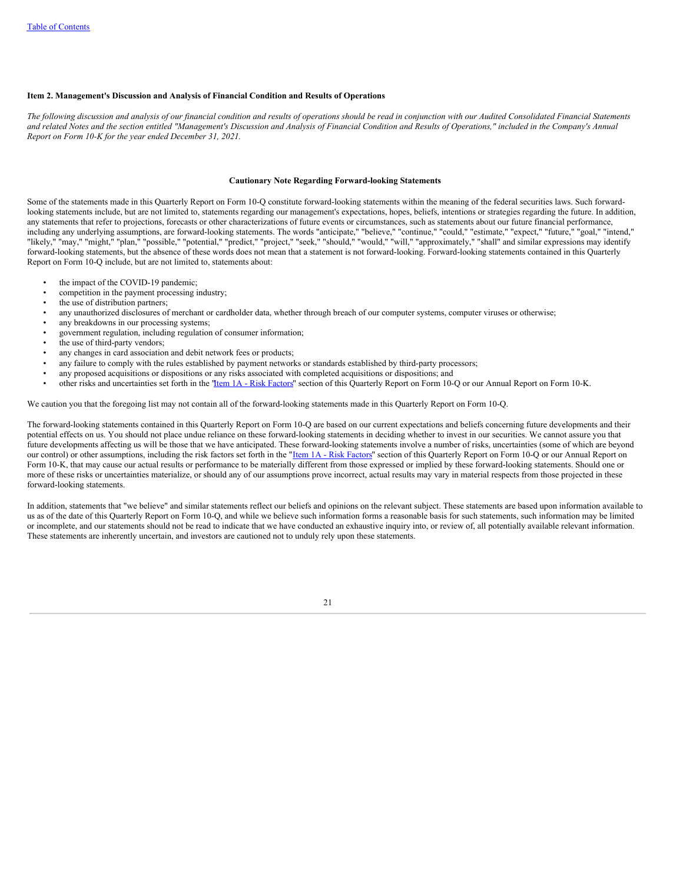**Item 2. Management's Discussion and Analysis of Financial Condition and Results of Operations**

*The following discussion and analysis of our financial condition and results of operations should be read in conjunction with our Audited Consolidated Financial Statements and related Notes and the section entitled "Management's Discussion and Analysis of Financial Condition and Results of Operations," included in the Company's Annual Report on Form 10-K for the year ended December 31, 2021.*

**Cautionary Note Regarding Forward-looking Statements**

Some of the statements made in this Quarterly Report on Form 10-Q constitute forward-looking statements within the meaning of the federal securities laws. Such forward-looking statements include, but are not limited to, statements regarding our management's expectations, hopes, beliefs, intentions or strategies regarding the future. In addition, any statements that refer to projections, forecasts or other characterizations of future events or circumstances, such as statements about our future financial performance, including any underlying assumptions, are forward-looking statements. The words "anticipate," "believe," "continue," "could," "estimate," "expect," "future," "goal," "intend," "likely," "may," "might," "plan," "possible," "potential," "predict," "project," "seek," "should," "would," "will," "approximately," "shall" and similar expressions may identify forward-looking statements, but the absence of these words does not mean that a statement is not forward-looking. Forward-looking statements contained in this Quarterly Report on Form 10-Q include, but are not limited to, statements about:

- the impact of the COVID-19 pandemic;
- competition in the payment processing industry;
- the use of distribution partners;
- any unauthorized disclosures of merchant or cardholder data, whether through breach of our computer systems, computer viruses or otherwise;
- any breakdowns in our processing systems;
- government regulation, including regulation of consumer information;
- the use of third-party vendors;
- any changes in card association and debit network fees or products;
- any failure to comply with the rules established by payment networks or standards established by third-party processors;
- any proposed acquisitions or dispositions or any risks associated with completed acquisitions or dispositions; and
- other risks and uncertainties set forth in the "Item 1A - Risk Factors" section of this Quarterly Report on Form 10-Q or our Annual Report on Form 10-K.

We caution you that the foregoing list may not contain all of the forward-looking statements made in this Quarterly Report on Form 10-Q.

The forward-looking statements contained in this Quarterly Report on Form 10-Q are based on our current expectations and beliefs concerning future developments and their potential effects on us. You should not place undue reliance on these forward-looking statements in deciding whether to invest in our securities. We cannot assure you that future developments affecting us will be those that we have anticipated. These forward-looking statements involve a number of risks, uncertainties (some of which are beyond our control) or other assumptions, including the risk factors set forth in the "Item 1A - Risk Factors" section of this Quarterly Report on Form 10-Q or our Annual Report on Form 10-K, that may cause our actual results or performance to be materially different from those expressed or implied by these forward-looking statements. Should one or more of these risks or uncertainties materialize, or should any of our assumptions prove incorrect, actual results may vary in material respects from those projected in these forward-looking statements.

In addition, statements that "we believe" and similar statements reflect our beliefs and opinions on the relevant subject. These statements are based upon information available to us as of the date of this Quarterly Report on Form 10-Q, and while we believe such information forms a reasonable basis for such statements, such information may be limited or incomplete, and our statements should not be read to indicate that we have conducted an exhaustive inquiry into, or review of, all potentially available relevant information. These statements are inherently uncertain, and investors are cautioned not to unduly rely upon these statements.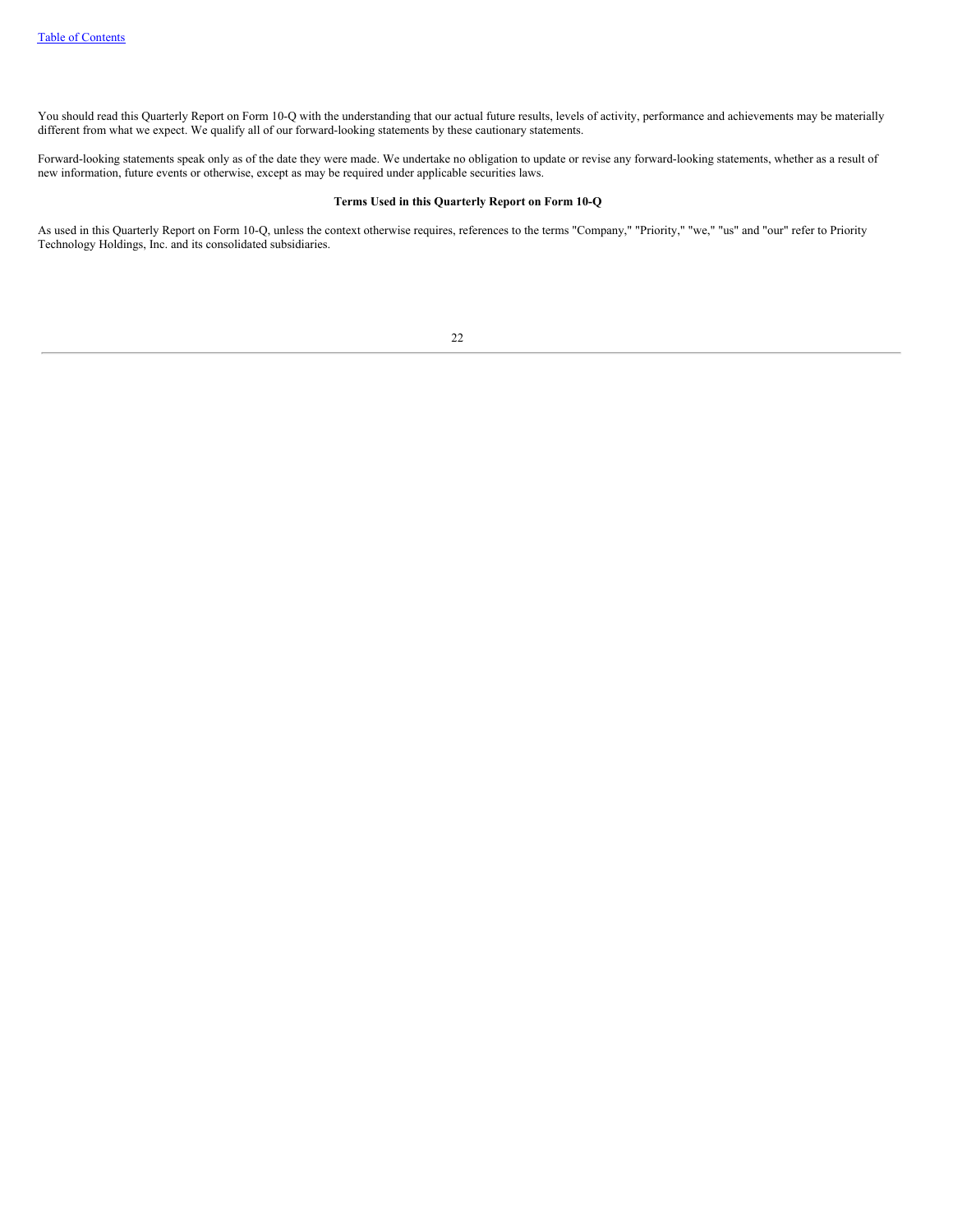You should read this Quarterly Report on Form 10-Q with the understanding that our actual future results, levels of activity, performance and achievements may be materially different from what we expect. We qualify all of our forward-looking statements by these cautionary statements.

Forward-looking statements speak only as of the date they were made. We undertake no obligation to update or revise any forward-looking statements, whether as a result of new information, future events or otherwise, except as may be required under applicable securities laws.

**Terms Used in this Quarterly Report on Form 10-Q**

As used in this Quarterly Report on Form 10-Q, unless the context otherwise requires, references to the terms "Company," "Priority," "we," "us" and "our" refer to Priority Technology Holdings, Inc. and its consolidated subsidiaries.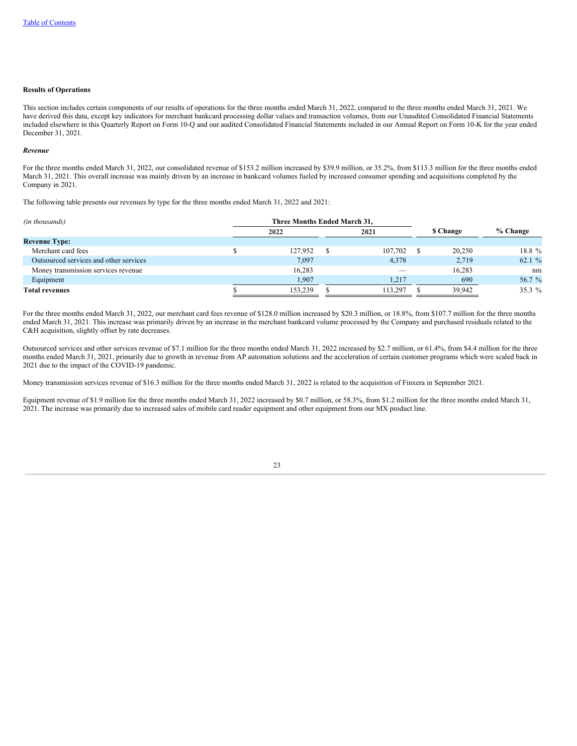**Results of Operations**

This section includes certain components of our results of operations for the three months ended March 31, 2022, compared to the three months ended March 31, 2021. We have derived this data, except key indicators for merchant bankcard processing dollar values and transaction volumes, from our Unaudited Consolidated Financial Statements included elsewhere in this Quarterly Report on Form 10-Q and our audited Consolidated Financial Statements included in our Annual Report on Form 10-K for the year ended December 31, 2021.

***Revenue***

For the three months ended March 31, 2022, our consolidated revenue of $153.2 million increased by $39.9 million, or 35.2%, from $113.3 million for the three months ended March 31, 2021. This overall increase was mainly driven by an increase in bankcard volumes fueled by increased consumer spending and acquisitions completed by the Company in 2021.

The following table presents our revenues by type for the three months ended March 31, 2022 and 2021:

| *(in thousands)* | Three Months Ended March 31, | | | |
|---|---|---|---|---|
| | 2022 | 2021 | $ Change | % Change |
| **Revenue Type:** | | | | |
| Merchant card fees | $ 127,952 | $ 107,702 | $ 20,250 | 18.8 % |
| Outsourced services and other services | 7,097 | 4,378 | 2,719 | 62.1 % |
| Money transmission services revenue | 16,283 | — | 16,283 | nm |
| Equipment | 1,907 | 1,217 | 690 | 56.7 % |
| **Total revenues** | $ 153,239 | $ 113,297 | $ 39,942 | 35.3 % |

For the three months ended March 31, 2022, our merchant card fees revenue of $128.0 million increased by $20.3 million, or 18.8%, from $107.7 million for the three months ended March 31, 2021. This increase was primarily driven by an increase in the merchant bankcard volume processed by the Company and purchased residuals related to the C&H acquisition, slightly offset by rate decreases.

Outsourced services and other services revenue of $7.1 million for the three months ended March 31, 2022 increased by $2.7 million, or 61.4%, from $4.4 million for the three months ended March 31, 2021, primarily due to growth in revenue from AP automation solutions and the acceleration of certain customer programs which were scaled back in 2021 due to the impact of the COVID-19 pandemic.

Money transmission services revenue of $16.3 million for the three months ended March 31, 2022 is related to the acquisition of Finxera in September 2021.

Equipment revenue of $1.9 million for the three months ended March 31, 2022 increased by $0.7 million, or 58.3%, from $1.2 million for the three months ended March 31, 2021. The increase was primarily due to increased sales of mobile card reader equipment and other equipment from our MX product line.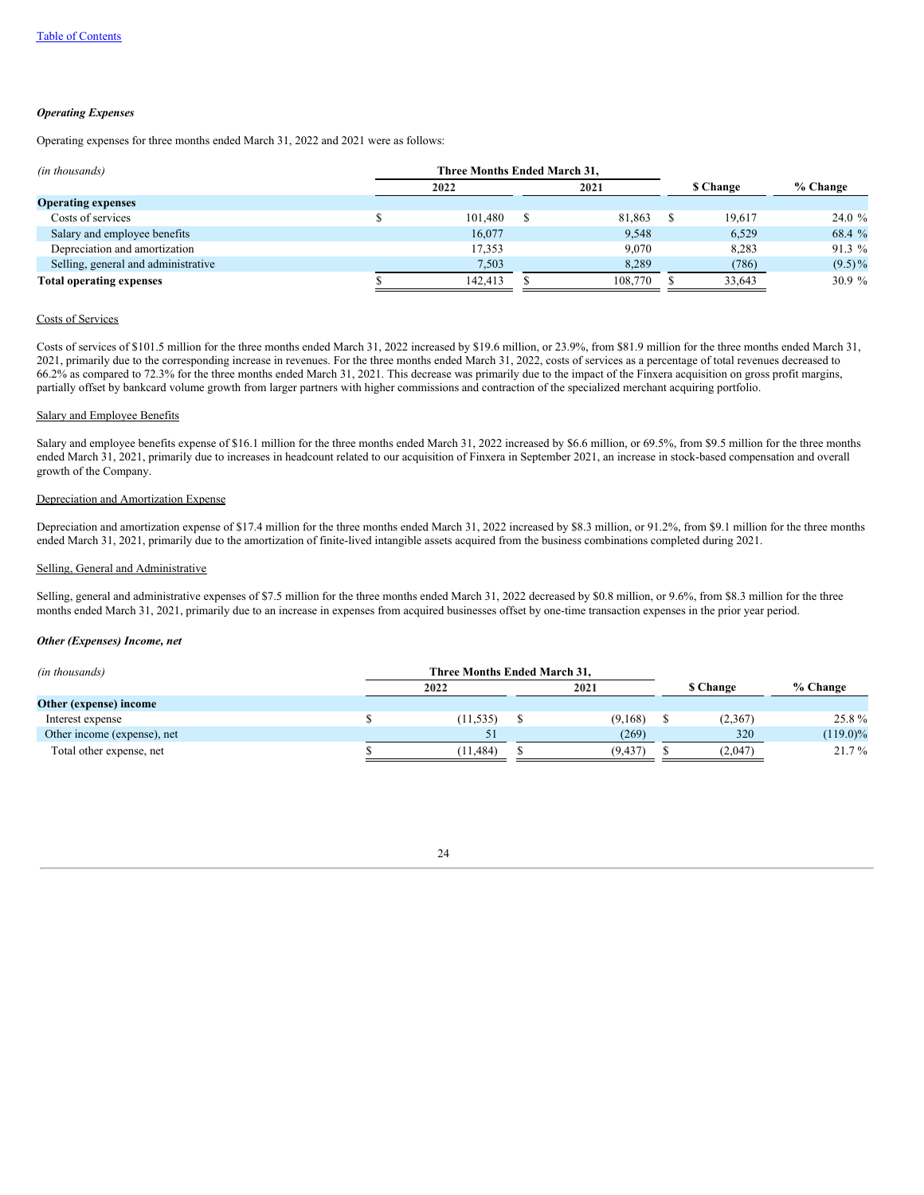*Operating Expenses*

Operating expenses for three months ended March 31, 2022 and 2021 were as follows:

| *(in thousands)* | Three Months Ended March 31, | | | |
|---|---|---|---|---|
| | 2022 | 2021 | $ Change | % Change |
| **Operating expenses** | | | | |
| Costs of services | $ 101,480 | $ 81,863 | $ 19,617 | 24.0 % |
| Salary and employee benefits | 16,077 | 9,548 | 6,529 | 68.4 % |
| Depreciation and amortization | 17,353 | 9,070 | 8,283 | 91.3 % |
| Selling, general and administrative | 7,503 | 8,289 | (786) | (9.5)% |
| **Total operating expenses** | $ 142,413 | $ 108,770 | $ 33,643 | 30.9 % |

Costs of Services

Costs of services of $101.5 million for the three months ended March 31, 2022 increased by $19.6 million, or 23.9%, from $81.9 million for the three months ended March 31, 2021, primarily due to the corresponding increase in revenues. For the three months ended March 31, 2022, costs of services as a percentage of total revenues decreased to 66.2% as compared to 72.3% for the three months ended March 31, 2021. This decrease was primarily due to the impact of the Finxera acquisition on gross profit margins, partially offset by bankcard volume growth from larger partners with higher commissions and contraction of the specialized merchant acquiring portfolio.

Salary and Employee Benefits

Salary and employee benefits expense of $16.1 million for the three months ended March 31, 2022 increased by $6.6 million, or 69.5%, from $9.5 million for the three months ended March 31, 2021, primarily due to increases in headcount related to our acquisition of Finxera in September 2021, an increase in stock-based compensation and overall growth of the Company.

Depreciation and Amortization Expense

Depreciation and amortization expense of $17.4 million for the three months ended March 31, 2022 increased by $8.3 million, or 91.2%, from $9.1 million for the three months ended March 31, 2021, primarily due to the amortization of finite-lived intangible assets acquired from the business combinations completed during 2021.

Selling, General and Administrative

Selling, general and administrative expenses of $7.5 million for the three months ended March 31, 2022 decreased by $0.8 million, or 9.6%, from $8.3 million for the three months ended March 31, 2021, primarily due to an increase in expenses from acquired businesses offset by one-time transaction expenses in the prior year period.

*Other (Expenses) Income, net*

| *(in thousands)* | Three Months Ended March 31, | | | |
|---|---|---|---|---|
| | 2022 | 2021 | $ Change | % Change |
| **Other (expense) income** | | | | |
| Interest expense | $ (11,535) | $ (9,168) | $ (2,367) | 25.8 % |
| Other income (expense), net | 51 | (269) | 320 | (119.0)% |
| Total other expense, net | $ (11,484) | $ (9,437) | $ (2,047) | 21.7 % |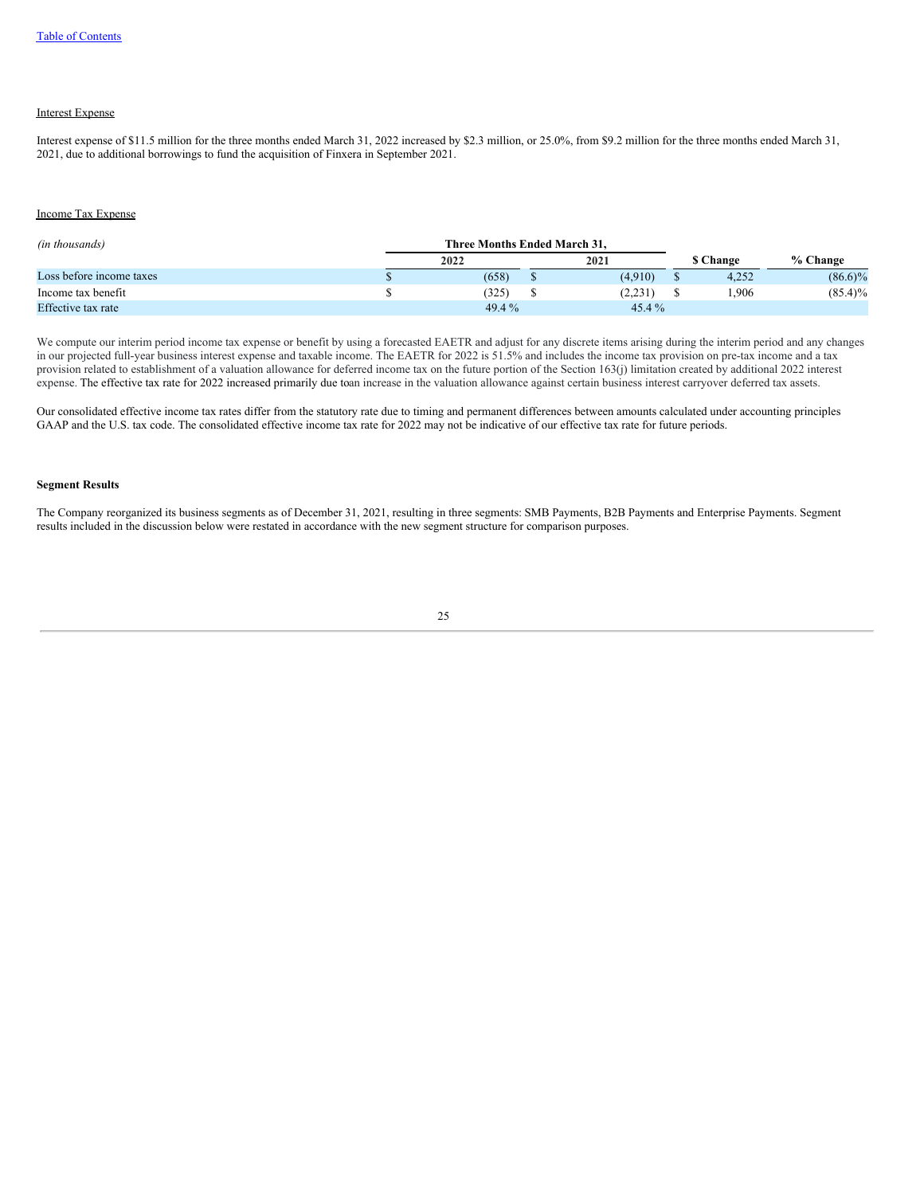Interest Expense

Interest expense of $11.5 million for the three months ended March 31, 2022 increased by $2.3 million, or 25.0%, from $9.2 million for the three months ended March 31, 2021, due to additional borrowings to fund the acquisition of Finxera in September 2021.

Income Tax Expense

| *(in thousands)* | Three Months Ended March 31, | | | |
|---|---|---|---|---|
| | 2022 | 2021 | $ Change | % Change |
| Loss before income taxes | $ (658) | $ (4,910) | $ 4,252 | (86.6)% |
| Income tax benefit | $ (325) | $ (2,231) | $ 1,906 | (85.4)% |
| Effective tax rate | 49.4 % | 45.4 % | | |

We compute our interim period income tax expense or benefit by using a forecasted EAETR and adjust for any discrete items arising during the interim period and any changes in our projected full-year business interest expense and taxable income. The EAETR for 2022 is 51.5% and includes the income tax provision on pre-tax income and a tax provision related to establishment of a valuation allowance for deferred income tax on the future portion of the Section 163(j) limitation created by additional 2022 interest expense. The effective tax rate for 2022 increased primarily due toan increase in the valuation allowance against certain business interest carryover deferred tax assets.

Our consolidated effective income tax rates differ from the statutory rate due to timing and permanent differences between amounts calculated under accounting principles GAAP and the U.S. tax code. The consolidated effective income tax rate for 2022 may not be indicative of our effective tax rate for future periods.

**Segment Results**

The Company reorganized its business segments as of December 31, 2021, resulting in three segments: SMB Payments, B2B Payments and Enterprise Payments. Segment results included in the discussion below were restated in accordance with the new segment structure for comparison purposes.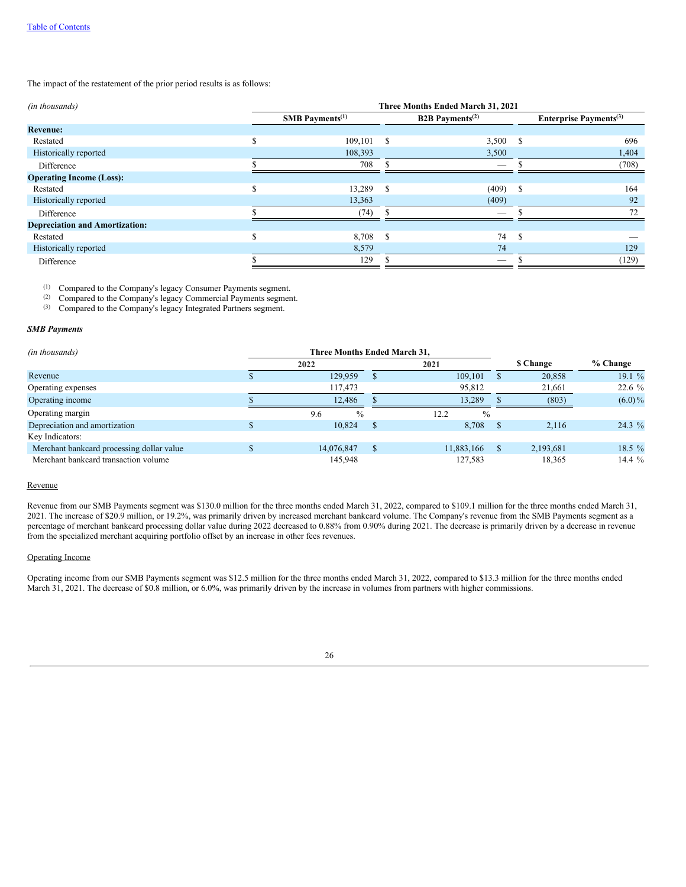The impact of the restatement of the prior period results is as follows:

| *(in thousands)* | Three Months Ended March 31, 2021 | | |
|---|---|---|---|
| | SMB Payments[(1)] | B2B Payments[(2)] | Enterprise Payments[(3)] |
| **Revenue:** | | | |
| Restated | $ 109,101 | $ 3,500 | $ 696 |
| Historically reported | 108,393 | 3,500 | 1,404 |
| Difference | $ 708 | $ — | $ (708) |
| **Operating Income (Loss):** | | | |
| Restated | $ 13,289 | $ (409) | $ 164 |
| Historically reported | 13,363 | (409) | 92 |
| Difference | $ (74) | $ — | $ 72 |
| **Depreciation and Amortization:** | | | |
| Restated | $ 8,708 | $ 74 | $ — |
| Historically reported | 8,579 | 74 | 129 |
| Difference | $ 129 | $ — | $ (129) |

(1) Compared to the Company's legacy Consumer Payments segment.
(2) Compared to the Company's legacy Commercial Payments segment.
(3) Compared to the Company's legacy Integrated Partners segment.

***SMB Payments***

| *(in thousands)* | Three Months Ended March 31, | | | |
|---|---|---|---|---|
| | 2022 | 2021 | $ Change | % Change |
| Revenue | $ 129,959 | $ 109,101 | $ 20,858 | 19.1 % |
| Operating expenses | 117,473 | 95,812 | 21,661 | 22.6 % |
| Operating income | $ 12,486 | $ 13,289 | $ (803) | (6.0)% |
| Operating margin | 9.6 % | 12.2 % | | |
| Depreciation and amortization | $ 10,824 | $ 8,708 | $ 2,116 | 24.3 % |
| Key Indicators: | | | | |
| Merchant bankcard processing dollar value | $ 14,076,847 | $ 11,883,166 | $ 2,193,681 | 18.5 % |
| Merchant bankcard transaction volume | 145,948 | 127,583 | 18,365 | 14.4 % |

Revenue

Revenue from our SMB Payments segment was $130.0 million for the three months ended March 31, 2022, compared to $109.1 million for the three months ended March 31, 2021. The increase of $20.9 million, or 19.2%, was primarily driven by increased merchant bankcard volume. The Company's revenue from the SMB Payments segment as a percentage of merchant bankcard processing dollar value during 2022 decreased to 0.88% from 0.90% during 2021. The decrease is primarily driven by a decrease in revenue from the specialized merchant acquiring portfolio offset by an increase in other fees revenues.

Operating Income

Operating income from our SMB Payments segment was $12.5 million for the three months ended March 31, 2022, compared to $13.3 million for the three months ended March 31, 2021. The decrease of $0.8 million, or 6.0%, was primarily driven by the increase in volumes from partners with higher commissions.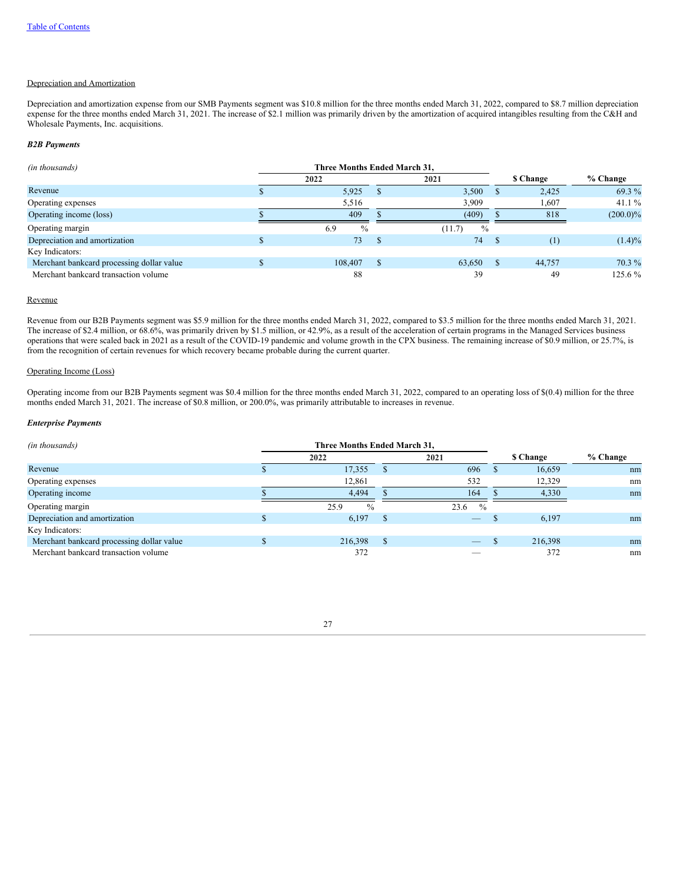Depreciation and Amortization

Depreciation and amortization expense from our SMB Payments segment was $10.8 million for the three months ended March 31, 2022, compared to $8.7 million depreciation expense for the three months ended March 31, 2021. The increase of $2.1 million was primarily driven by the amortization of acquired intangibles resulting from the C&H and Wholesale Payments, Inc. acquisitions.

***B2B Payments***

| *(in thousands)* | Three Months Ended March 31, | | | |
|---|---|---|---|---|
| | 2022 | 2021 | $ Change | % Change |
| Revenue | $ 5,925 | $ 3,500 | $ 2,425 | 69.3 % |
| Operating expenses | 5,516 | 3,909 | 1,607 | 41.1 % |
| Operating income (loss) | $ 409 | $ (409) | $ 818 | (200.0)% |
| Operating margin | 6.9 % | (11.7) % | | |
| Depreciation and amortization | $ 73 | $ 74 | $ (1) | (1.4)% |
| Key Indicators: | | | | |
| Merchant bankcard processing dollar value | $ 108,407 | $ 63,650 | $ 44,757 | 70.3 % |
| Merchant bankcard transaction volume | 88 | 39 | 49 | 125.6 % |

Revenue

Revenue from our B2B Payments segment was $5.9 million for the three months ended March 31, 2022, compared to $3.5 million for the three months ended March 31, 2021. The increase of $2.4 million, or 68.6%, was primarily driven by $1.5 million, or 42.9%, as a result of the acceleration of certain programs in the Managed Services business operations that were scaled back in 2021 as a result of the COVID-19 pandemic and volume growth in the CPX business. The remaining increase of $0.9 million, or 25.7%, is from the recognition of certain revenues for which recovery became probable during the current quarter.

Operating Income (Loss)

Operating income from our B2B Payments segment was $0.4 million for the three months ended March 31, 2022, compared to an operating loss of $(0.4) million for the three months ended March 31, 2021. The increase of $0.8 million, or 200.0%, was primarily attributable to increases in revenue.

***Enterprise Payments***

| *(in thousands)* | Three Months Ended March 31, | | | |
|---|---|---|---|---|
| | 2022 | 2021 | $ Change | % Change |
| Revenue | $ 17,355 | $ 696 | $ 16,659 | nm |
| Operating expenses | 12,861 | 532 | 12,329 | nm |
| Operating income | $ 4,494 | $ 164 | $ 4,330 | nm |
| Operating margin | 25.9 % | 23.6 % | | |
| Depreciation and amortization | $ 6,197 | $ — | $ 6,197 | nm |
| Key Indicators: | | | | |
| Merchant bankcard processing dollar value | $ 216,398 | $ — | $ 216,398 | nm |
| Merchant bankcard transaction volume | 372 | — | 372 | nm |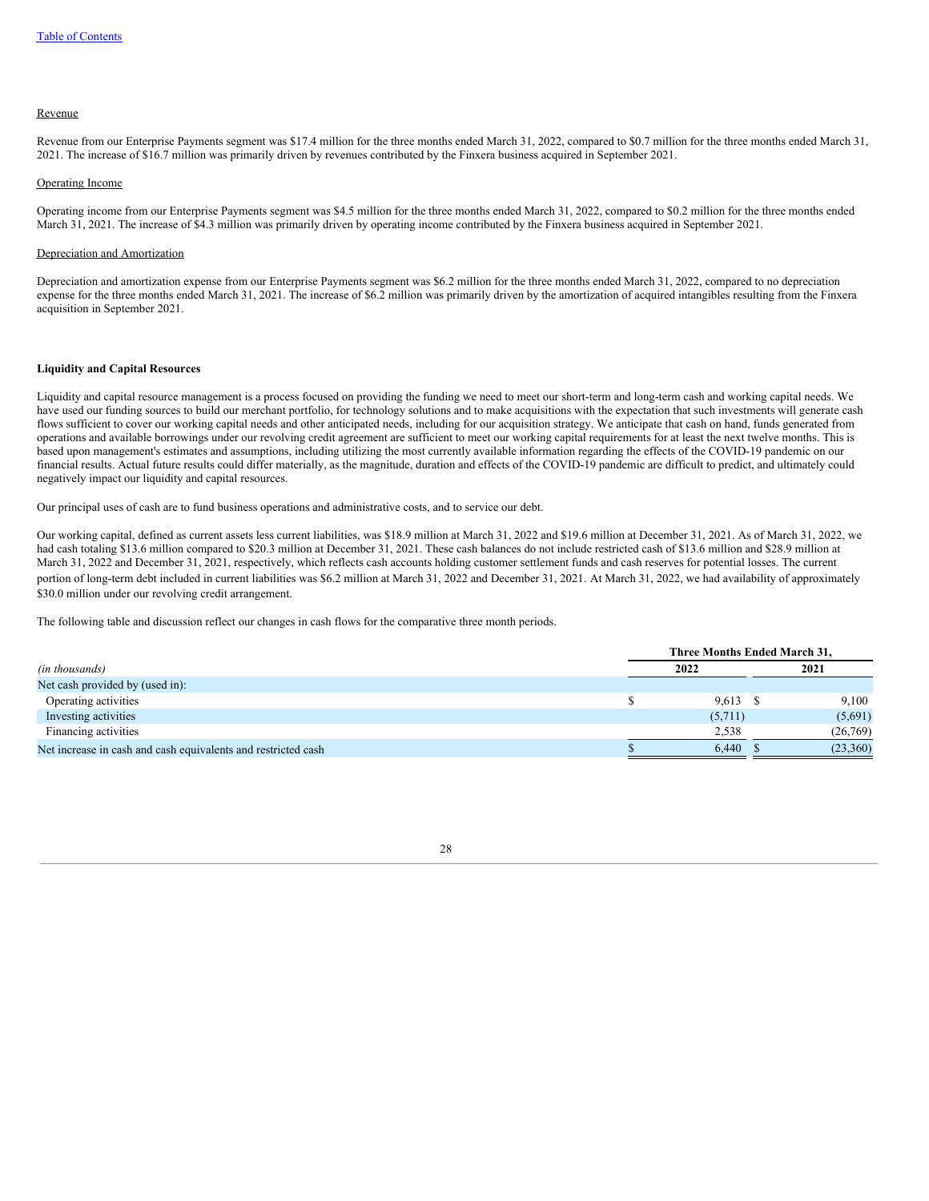Revenue

Revenue from our Enterprise Payments segment was $17.4 million for the three months ended March 31, 2022, compared to $0.7 million for the three months ended March 31, 2021. The increase of $16.7 million was primarily driven by revenues contributed by the Finxera business acquired in September 2021.

Operating Income

Operating income from our Enterprise Payments segment was $4.5 million for the three months ended March 31, 2022, compared to $0.2 million for the three months ended March 31, 2021. The increase of $4.3 million was primarily driven by operating income contributed by the Finxera business acquired in September 2021.

Depreciation and Amortization

Depreciation and amortization expense from our Enterprise Payments segment was $6.2 million for the three months ended March 31, 2022, compared to no depreciation expense for the three months ended March 31, 2021. The increase of $6.2 million was primarily driven by the amortization of acquired intangibles resulting from the Finxera acquisition in September 2021.

**Liquidity and Capital Resources**

Liquidity and capital resource management is a process focused on providing the funding we need to meet our short-term and long-term cash and working capital needs. We have used our funding sources to build our merchant portfolio, for technology solutions and to make acquisitions with the expectation that such investments will generate cash flows sufficient to cover our working capital needs and other anticipated needs, including for our acquisition strategy. We anticipate that cash on hand, funds generated from operations and available borrowings under our revolving credit agreement are sufficient to meet our working capital requirements for at least the next twelve months. This is based upon management's estimates and assumptions, including utilizing the most currently available information regarding the effects of the COVID-19 pandemic on our financial results. Actual future results could differ materially, as the magnitude, duration and effects of the COVID-19 pandemic are difficult to predict, and ultimately could negatively impact our liquidity and capital resources.

Our principal uses of cash are to fund business operations and administrative costs, and to service our debt.

Our working capital, defined as current assets less current liabilities, was $18.9 million at March 31, 2022 and $19.6 million at December 31, 2021. As of March 31, 2022, we had cash totaling $13.6 million compared to $20.3 million at December 31, 2021. These cash balances do not include restricted cash of $13.6 million and $28.9 million at March 31, 2022 and December 31, 2021, respectively, which reflects cash accounts holding customer settlement funds and cash reserves for potential losses. The current portion of long-term debt included in current liabilities was $6.2 million at March 31, 2022 and December 31, 2021. At March 31, 2022, we had availability of approximately $30.0 million under our revolving credit arrangement.

The following table and discussion reflect our changes in cash flows for the comparative three month periods.

| | Three Months Ended March 31, | |
|---|---|---|
| *(in thousands)* | 2022 | 2021 |
| Net cash provided by (used in): | | |
| Operating activities | $ 9,613 | $ 9,100 |
| Investing activities | (5,711) | (5,691) |
| Financing activities | 2,538 | (26,769) |
| Net increase in cash and cash equivalents and restricted cash | $ 6,440 | $ (23,360) |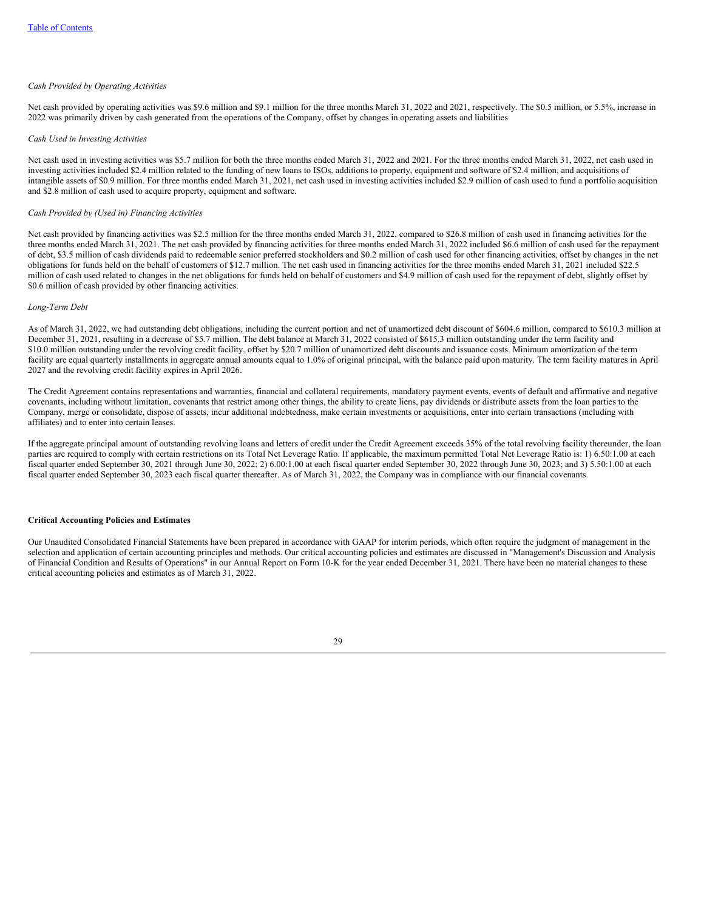*Cash Provided by Operating Activities*

Net cash provided by operating activities was $9.6 million and $9.1 million for the three months March 31, 2022 and 2021, respectively. The $0.5 million, or 5.5%, increase in 2022 was primarily driven by cash generated from the operations of the Company, offset by changes in operating assets and liabilities

*Cash Used in Investing Activities*

Net cash used in investing activities was $5.7 million for both the three months ended March 31, 2022 and 2021. For the three months ended March 31, 2022, net cash used in investing activities included $2.4 million related to the funding of new loans to ISOs, additions to property, equipment and software of $2.4 million, and acquisitions of intangible assets of $0.9 million. For three months ended March 31, 2021, net cash used in investing activities included $2.9 million of cash used to fund a portfolio acquisition and $2.8 million of cash used to acquire property, equipment and software.

*Cash Provided by (Used in) Financing Activities*

Net cash provided by financing activities was $2.5 million for the three months ended March 31, 2022, compared to $26.8 million of cash used in financing activities for the three months ended March 31, 2021. The net cash provided by financing activities for three months ended March 31, 2022 included $6.6 million of cash used for the repayment of debt, $3.5 million of cash dividends paid to redeemable senior preferred stockholders and $0.2 million of cash used for other financing activities, offset by changes in the net obligations for funds held on the behalf of customers of $12.7 million. The net cash used in financing activities for the three months ended March 31, 2021 included $22.5 million of cash used related to changes in the net obligations for funds held on behalf of customers and $4.9 million of cash used for the repayment of debt, slightly offset by $0.6 million of cash provided by other financing activities.

*Long-Term Debt*

As of March 31, 2022, we had outstanding debt obligations, including the current portion and net of unamortized debt discount of $604.6 million, compared to $610.3 million at December 31, 2021, resulting in a decrease of $5.7 million. The debt balance at March 31, 2022 consisted of $615.3 million outstanding under the term facility and $10.0 million outstanding under the revolving credit facility, offset by $20.7 million of unamortized debt discounts and issuance costs. Minimum amortization of the term facility are equal quarterly installments in aggregate annual amounts equal to 1.0% of original principal, with the balance paid upon maturity. The term facility matures in April 2027 and the revolving credit facility expires in April 2026.

The Credit Agreement contains representations and warranties, financial and collateral requirements, mandatory payment events, events of default and affirmative and negative covenants, including without limitation, covenants that restrict among other things, the ability to create liens, pay dividends or distribute assets from the loan parties to the Company, merge or consolidate, dispose of assets, incur additional indebtedness, make certain investments or acquisitions, enter into certain transactions (including with affiliates) and to enter into certain leases.

If the aggregate principal amount of outstanding revolving loans and letters of credit under the Credit Agreement exceeds 35% of the total revolving facility thereunder, the loan parties are required to comply with certain restrictions on its Total Net Leverage Ratio. If applicable, the maximum permitted Total Net Leverage Ratio is: 1) 6.50:1.00 at each fiscal quarter ended September 30, 2021 through June 30, 2022; 2) 6.00:1.00 at each fiscal quarter ended September 30, 2022 through June 30, 2023; and 3) 5.50:1.00 at each fiscal quarter ended September 30, 2023 each fiscal quarter thereafter. As of March 31, 2022, the Company was in compliance with our financial covenants.

**Critical Accounting Policies and Estimates**

Our Unaudited Consolidated Financial Statements have been prepared in accordance with GAAP for interim periods, which often require the judgment of management in the selection and application of certain accounting principles and methods. Our critical accounting policies and estimates are discussed in "Management's Discussion and Analysis of Financial Condition and Results of Operations" in our Annual Report on Form 10-K for the year ended December 31, 2021. There have been no material changes to these critical accounting policies and estimates as of March 31, 2022.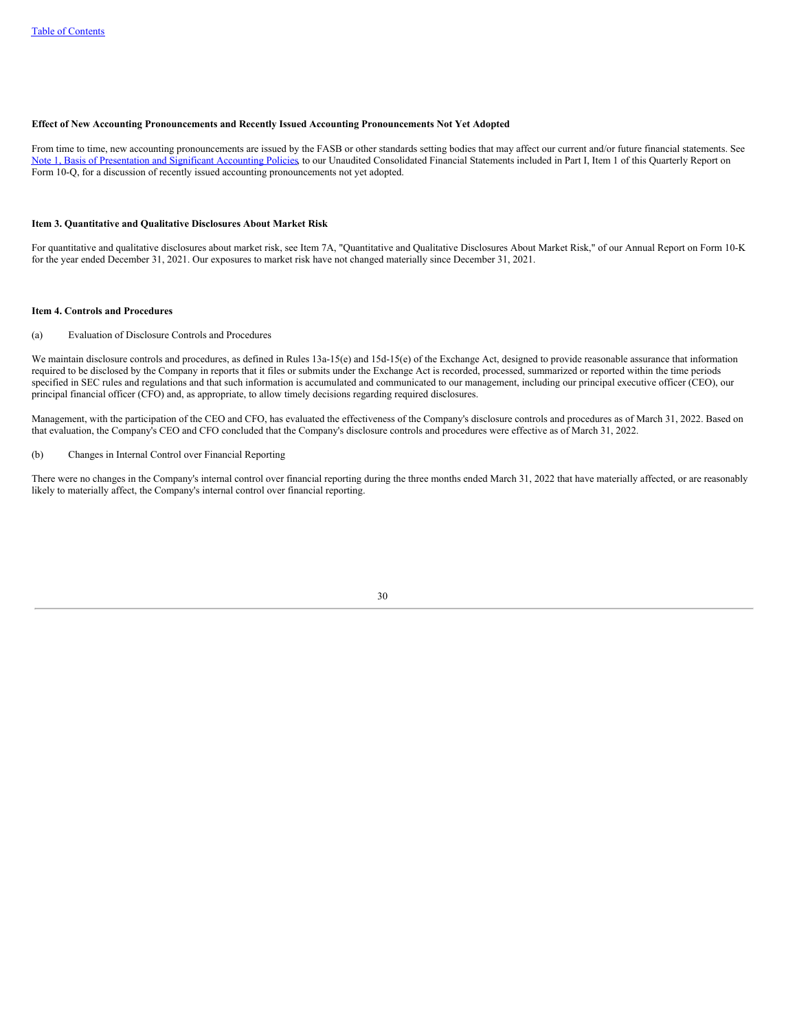### Effect of New Accounting Pronouncements and Recently Issued Accounting Pronouncements Not Yet Adopted

From time to time, new accounting pronouncements are issued by the FASB or other standards setting bodies that may affect our current and/or future financial statements. See Note 1, Basis of Presentation and Significant Accounting Policies, to our Unaudited Consolidated Financial Statements included in Part I, Item 1 of this Quarterly Report on Form 10-Q, for a discussion of recently issued accounting pronouncements not yet adopted.

## Item 3. Quantitative and Qualitative Disclosures About Market Risk

For quantitative and qualitative disclosures about market risk, see Item 7A, "Quantitative and Qualitative Disclosures About Market Risk," of our Annual Report on Form 10-K for the year ended December 31, 2021. Our exposures to market risk have not changed materially since December 31, 2021.

## Item 4. Controls and Procedures

(a) Evaluation of Disclosure Controls and Procedures

We maintain disclosure controls and procedures, as defined in Rules 13a-15(e) and 15d-15(e) of the Exchange Act, designed to provide reasonable assurance that information required to be disclosed by the Company in reports that it files or submits under the Exchange Act is recorded, processed, summarized or reported within the time periods specified in SEC rules and regulations and that such information is accumulated and communicated to our management, including our principal executive officer (CEO), our principal financial officer (CFO) and, as appropriate, to allow timely decisions regarding required disclosures.

Management, with the participation of the CEO and CFO, has evaluated the effectiveness of the Company's disclosure controls and procedures as of March 31, 2022. Based on that evaluation, the Company's CEO and CFO concluded that the Company's disclosure controls and procedures were effective as of March 31, 2022.

(b) Changes in Internal Control over Financial Reporting

There were no changes in the Company's internal control over financial reporting during the three months ended March 31, 2022 that have materially affected, or are reasonably likely to materially affect, the Company's internal control over financial reporting.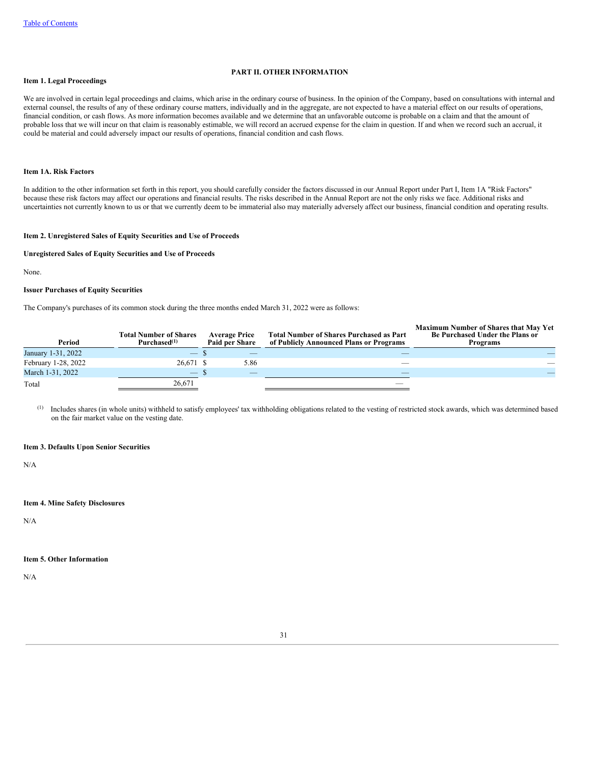# PART II. OTHER INFORMATION

## Item 1. Legal Proceedings

We are involved in certain legal proceedings and claims, which arise in the ordinary course of business. In the opinion of the Company, based on consultations with internal and external counsel, the results of any of these ordinary course matters, individually and in the aggregate, are not expected to have a material effect on our results of operations, financial condition, or cash flows. As more information becomes available and we determine that an unfavorable outcome is probable on a claim and that the amount of probable loss that we will incur on that claim is reasonably estimable, we will record an accrued expense for the claim in question. If and when we record such an accrual, it could be material and could adversely impact our results of operations, financial condition and cash flows.

## Item 1A. Risk Factors

In addition to the other information set forth in this report, you should carefully consider the factors discussed in our Annual Report under Part I, Item 1A "Risk Factors" because these risk factors may affect our operations and financial results. The risks described in the Annual Report are not the only risks we face. Additional risks and uncertainties not currently known to us or that we currently deem to be immaterial also may materially adversely affect our business, financial condition and operating results.

## Item 2. Unregistered Sales of Equity Securities and Use of Proceeds

**Unregistered Sales of Equity Securities and Use of Proceeds**

None.

**Issuer Purchases of Equity Securities**

The Company's purchases of its common stock during the three months ended March 31, 2022 were as follows:

| Period | Total Number of Shares Purchased[(1)] | Average Price Paid per Share | Total Number of Shares Purchased as Part of Publicly Announced Plans or Programs | Maximum Number of Shares that May Yet Be Purchased Under the Plans or Programs |
|---|---|---|---|---|
| January 1-31, 2022 | — | $ — | — | — |
| February 1-28, 2022 | 26,671 | $ 5.86 | — | — |
| March 1-31, 2022 | — | $ — | — | — |
| Total | 26,671 | | — | |

(1) Includes shares (in whole units) withheld to satisfy employees' tax withholding obligations related to the vesting of restricted stock awards, which was determined based on the fair market value on the vesting date.

## Item 3. Defaults Upon Senior Securities

N/A

## Item 4. Mine Safety Disclosures

N/A

## Item 5. Other Information

N/A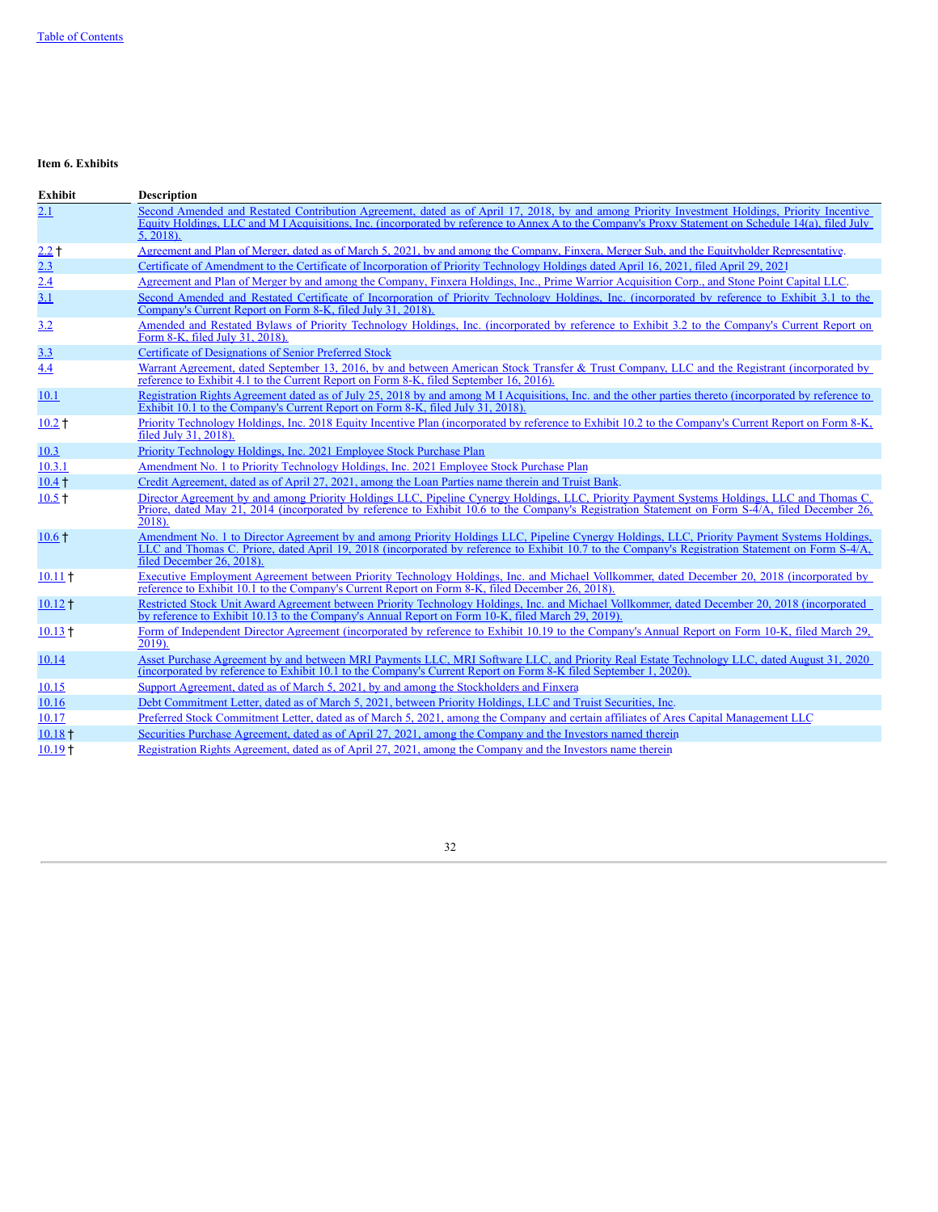**Item 6. Exhibits**

| Exhibit | Description |
|---|---|
| 2.1 | Second Amended and Restated Contribution Agreement, dated as of April 17, 2018, by and among Priority Investment Holdings, Priority Incentive Equity Holdings, LLC and M I Acquisitions, Inc. (incorporated by reference to Annex A to the Company's Proxy Statement on Schedule 14(a), filed July 5, 2018). |
| 2.2 † | Agreement and Plan of Merger, dated as of March 5, 2021, by and among the Company, Finxera, Merger Sub, and the Equityholder Representative. |
| 2.3 | Certificate of Amendment to the Certificate of Incorporation of Priority Technology Holdings dated April 16, 2021, filed April 29, 2021 |
| 2.4 | Agreement and Plan of Merger by and among the Company, Finxera Holdings, Inc., Prime Warrior Acquisition Corp., and Stone Point Capital LLC. |
| 3.1 | Second Amended and Restated Certificate of Incorporation of Priority Technology Holdings, Inc. (incorporated by reference to Exhibit 3.1 to the Company's Current Report on Form 8-K, filed July 31, 2018). |
| 3.2 | Amended and Restated Bylaws of Priority Technology Holdings, Inc. (incorporated by reference to Exhibit 3.2 to the Company's Current Report on Form 8-K, filed July 31, 2018). |
| 3.3 | Certificate of Designations of Senior Preferred Stock |
| 4.4 | Warrant Agreement, dated September 13, 2016, by and between American Stock Transfer & Trust Company, LLC and the Registrant (incorporated by reference to Exhibit 4.1 to the Current Report on Form 8-K, filed September 16, 2016). |
| 10.1 | Registration Rights Agreement dated as of July 25, 2018 by and among M I Acquisitions, Inc. and the other parties thereto (incorporated by reference to Exhibit 10.1 to the Company's Current Report on Form 8-K, filed July 31, 2018). |
| 10.2 † | Priority Technology Holdings, Inc. 2018 Equity Incentive Plan (incorporated by reference to Exhibit 10.2 to the Company's Current Report on Form 8-K, filed July 31, 2018). |
| 10.3 | Priority Technology Holdings, Inc. 2021 Employee Stock Purchase Plan |
| 10.3.1 | Amendment No. 1 to Priority Technology Holdings, Inc. 2021 Employee Stock Purchase Plan |
| 10.4 † | Credit Agreement, dated as of April 27, 2021, among the Loan Parties name therein and Truist Bank. |
| 10.5 † | Director Agreement by and among Priority Holdings LLC, Pipeline Cynergy Holdings, LLC, Priority Payment Systems Holdings, LLC and Thomas C. Priore, dated May 21, 2014 (incorporated by reference to Exhibit 10.6 to the Company's Registration Statement on Form S-4/A, filed December 26, 2018). |
| 10.6 † | Amendment No. 1 to Director Agreement by and among Priority Holdings LLC, Pipeline Cynergy Holdings, LLC, Priority Payment Systems Holdings, LLC and Thomas C. Priore, dated April 19, 2018 (incorporated by reference to Exhibit 10.7 to the Company's Registration Statement on Form S-4/A, filed December 26, 2018). |
| 10.11 † | Executive Employment Agreement between Priority Technology Holdings, Inc. and Michael Vollkommer, dated December 20, 2018 (incorporated by reference to Exhibit 10.1 to the Company's Current Report on Form 8-K, filed December 26, 2018). |
| 10.12 † | Restricted Stock Unit Award Agreement between Priority Technology Holdings, Inc. and Michael Vollkommer, dated December 20, 2018 (incorporated by reference to Exhibit 10.13 to the Company's Annual Report on Form 10-K, filed March 29, 2019). |
| 10.13 † | Form of Independent Director Agreement (incorporated by reference to Exhibit 10.19 to the Company's Annual Report on Form 10-K, filed March 29, 2019). |
| 10.14 | Asset Purchase Agreement by and between MRI Payments LLC, MRI Software LLC, and Priority Real Estate Technology LLC, dated August 31, 2020 (incorporated by reference to Exhibit 10.1 to the Company's Current Report on Form 8-K filed September 1, 2020). |
| 10.15 | Support Agreement, dated as of March 5, 2021, by and among the Stockholders and Finxera |
| 10.16 | Debt Commitment Letter, dated as of March 5, 2021, between Priority Holdings, LLC and Truist Securities, Inc. |
| 10.17 | Preferred Stock Commitment Letter, dated as of March 5, 2021, among the Company and certain affiliates of Ares Capital Management LLC |
| 10.18 † | Securities Purchase Agreement, dated as of April 27, 2021, among the Company and the Investors named therein |
| 10.19 † | Registration Rights Agreement, dated as of April 27, 2021, among the Company and the Investors name therein |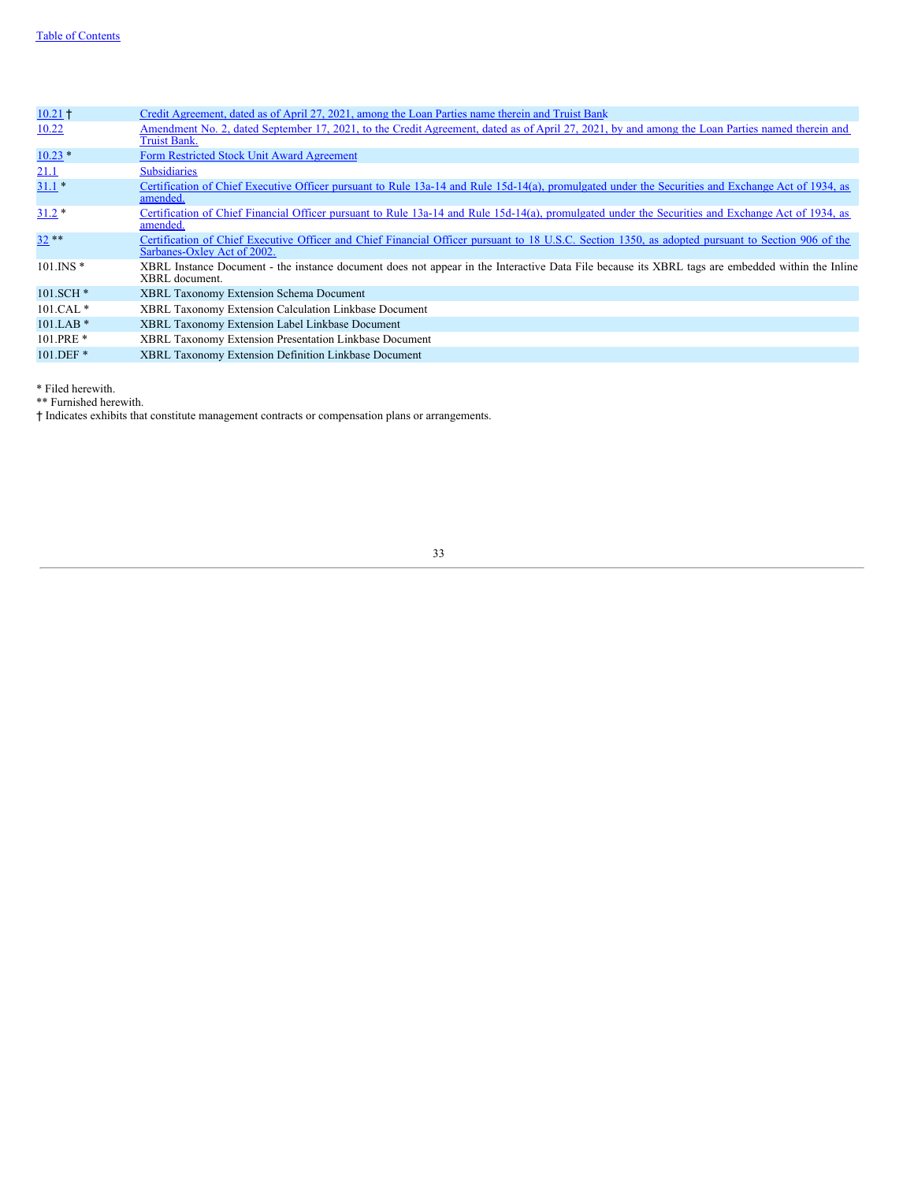| | |
|---|---|
| 10.21 † | Credit Agreement, dated as of April 27, 2021, among the Loan Parties name therein and Truist Bank |
| 10.22 | Amendment No. 2, dated September 17, 2021, to the Credit Agreement, dated as of April 27, 2021, by and among the Loan Parties named therein and Truist Bank. |
| 10.23 * | Form Restricted Stock Unit Award Agreement |
| 21.1 | Subsidiaries |
| 31.1 * | Certification of Chief Executive Officer pursuant to Rule 13a-14 and Rule 15d-14(a), promulgated under the Securities and Exchange Act of 1934, as amended. |
| 31.2 * | Certification of Chief Financial Officer pursuant to Rule 13a-14 and Rule 15d-14(a), promulgated under the Securities and Exchange Act of 1934, as amended. |
| 32 ** | Certification of Chief Executive Officer and Chief Financial Officer pursuant to 18 U.S.C. Section 1350, as adopted pursuant to Section 906 of the Sarbanes-Oxley Act of 2002. |
| 101.INS * | XBRL Instance Document - the instance document does not appear in the Interactive Data File because its XBRL tags are embedded within the Inline XBRL document. |
| 101.SCH * | XBRL Taxonomy Extension Schema Document |
| 101.CAL * | XBRL Taxonomy Extension Calculation Linkbase Document |
| 101.LAB * | XBRL Taxonomy Extension Label Linkbase Document |
| 101.PRE * | XBRL Taxonomy Extension Presentation Linkbase Document |
| 101.DEF * | XBRL Taxonomy Extension Definition Linkbase Document |

* Filed herewith.

** Furnished herewith.

† Indicates exhibits that constitute management contracts or compensation plans or arrangements.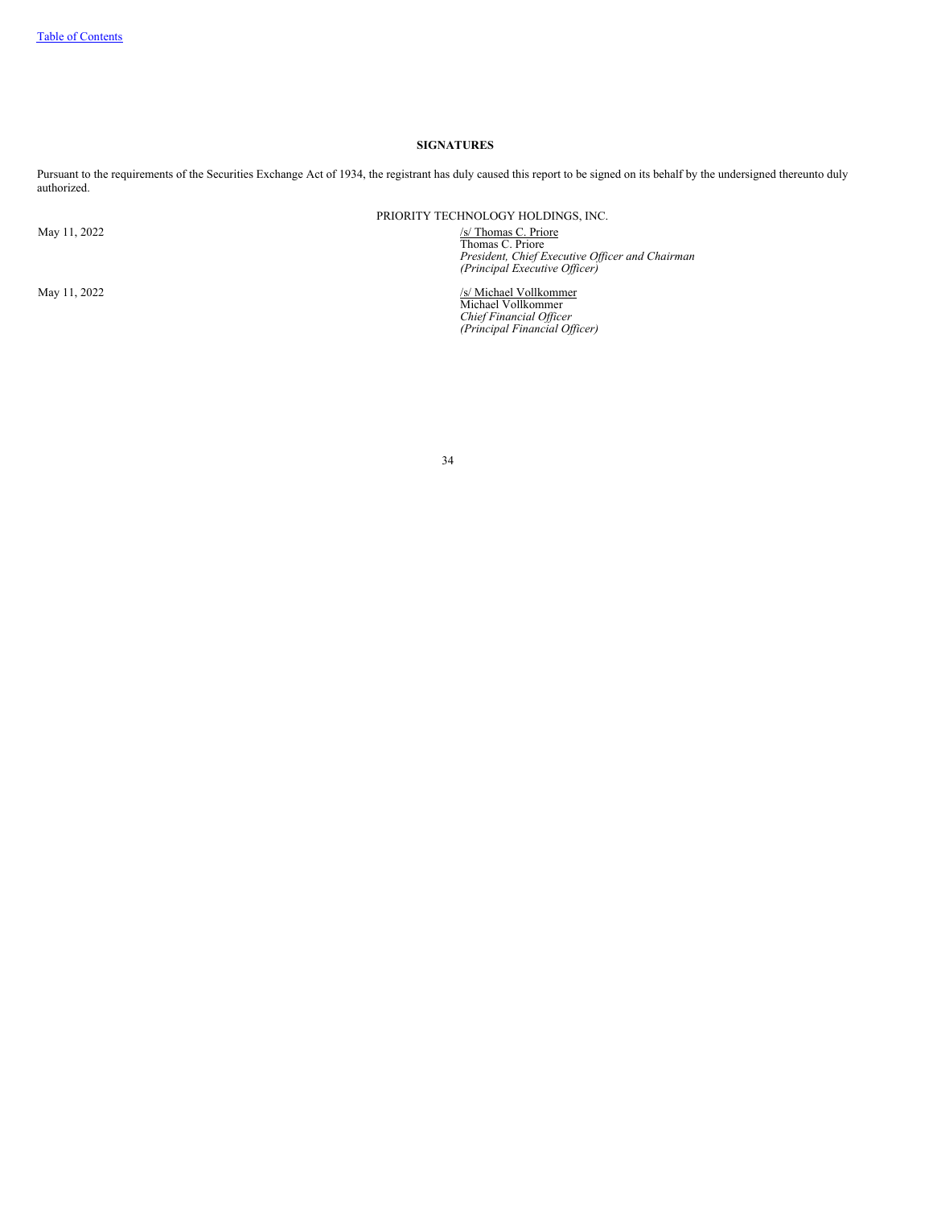## SIGNATURES

Pursuant to the requirements of the Securities Exchange Act of 1934, the registrant has duly caused this report to be signed on its behalf by the undersigned thereunto duly authorized.

PRIORITY TECHNOLOGY HOLDINGS, INC.

May 11, 2022

/s/ Thomas C. Priore
Thomas C. Priore
*President, Chief Executive Officer and Chairman*
*(Principal Executive Officer)*

May 11, 2022

/s/ Michael Vollkommer
Michael Vollkommer
*Chief Financial Officer*
*(Principal Financial Officer)*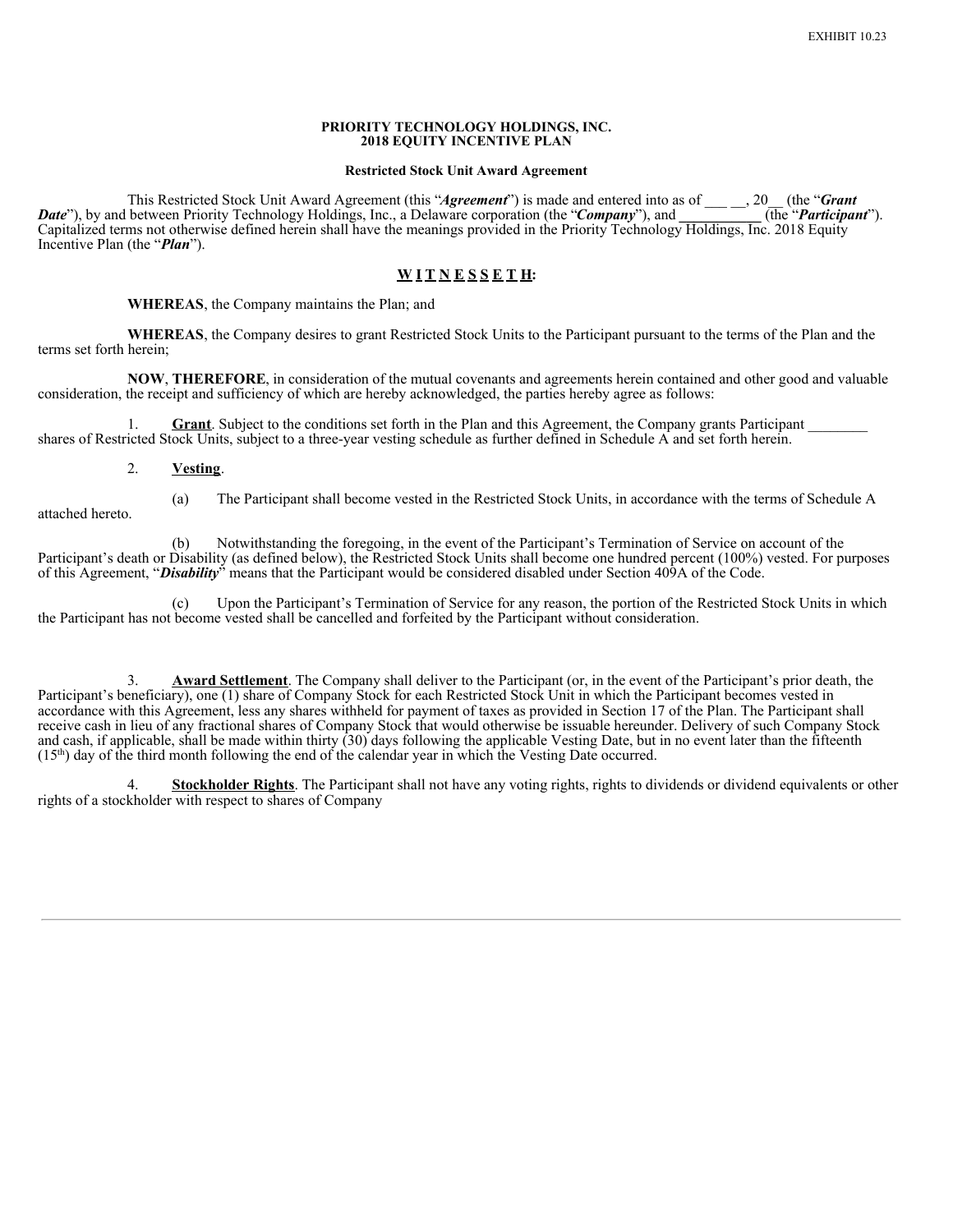EXHIBIT 10.23

**PRIORITY TECHNOLOGY HOLDINGS, INC.**
**2018 EQUITY INCENTIVE PLAN**

**Restricted Stock Unit Award Agreement**

This Restricted Stock Unit Award Agreement (this "***Agreement***") is made and entered into as of ___ __, 20__ (the "***Grant Date***"), by and between Priority Technology Holdings, Inc., a Delaware corporation (the "***Company***"), and ___________ (the "***Participant***"). Capitalized terms not otherwise defined herein shall have the meanings provided in the Priority Technology Holdings, Inc. 2018 Equity Incentive Plan (the "***Plan***").

**W I T N E S S E T H:**

**WHEREAS**, the Company maintains the Plan; and

**WHEREAS**, the Company desires to grant Restricted Stock Units to the Participant pursuant to the terms of the Plan and the terms set forth herein;

**NOW**, **THEREFORE**, in consideration of the mutual covenants and agreements herein contained and other good and valuable consideration, the receipt and sufficiency of which are hereby acknowledged, the parties hereby agree as follows:

1. **Grant**. Subject to the conditions set forth in the Plan and this Agreement, the Company grants Participant ________ shares of Restricted Stock Units, subject to a three-year vesting schedule as further defined in Schedule A and set forth herein.

2. **Vesting**.

(a) The Participant shall become vested in the Restricted Stock Units, in accordance with the terms of Schedule A attached hereto.

(b) Notwithstanding the foregoing, in the event of the Participant's Termination of Service on account of the Participant's death or Disability (as defined below), the Restricted Stock Units shall become one hundred percent (100%) vested. For purposes of this Agreement, "***Disability***" means that the Participant would be considered disabled under Section 409A of the Code.

(c) Upon the Participant's Termination of Service for any reason, the portion of the Restricted Stock Units in which the Participant has not become vested shall be cancelled and forfeited by the Participant without consideration.

3. **Award Settlement**. The Company shall deliver to the Participant (or, in the event of the Participant's prior death, the Participant's beneficiary), one (1) share of Company Stock for each Restricted Stock Unit in which the Participant becomes vested in accordance with this Agreement, less any shares withheld for payment of taxes as provided in Section 17 of the Plan. The Participant shall receive cash in lieu of any fractional shares of Company Stock that would otherwise be issuable hereunder. Delivery of such Company Stock and cash, if applicable, shall be made within thirty (30) days following the applicable Vesting Date, but in no event later than the fifteenth (15th) day of the third month following the end of the calendar year in which the Vesting Date occurred.

4. **Stockholder Rights**. The Participant shall not have any voting rights, rights to dividends or dividend equivalents or other rights of a stockholder with respect to shares of Company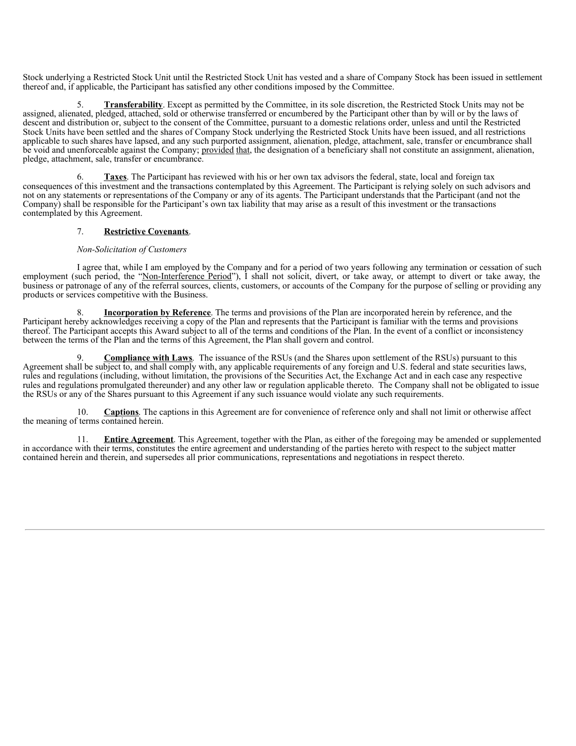Stock underlying a Restricted Stock Unit until the Restricted Stock Unit has vested and a share of Company Stock has been issued in settlement thereof and, if applicable, the Participant has satisfied any other conditions imposed by the Committee.

5. **Transferability**. Except as permitted by the Committee, in its sole discretion, the Restricted Stock Units may not be assigned, alienated, pledged, attached, sold or otherwise transferred or encumbered by the Participant other than by will or by the laws of descent and distribution or, subject to the consent of the Committee, pursuant to a domestic relations order, unless and until the Restricted Stock Units have been settled and the shares of Company Stock underlying the Restricted Stock Units have been issued, and all restrictions applicable to such shares have lapsed, and any such purported assignment, alienation, pledge, attachment, sale, transfer or encumbrance shall be void and unenforceable against the Company; provided that, the designation of a beneficiary shall not constitute an assignment, alienation, pledge, attachment, sale, transfer or encumbrance.

6. **Taxes**. The Participant has reviewed with his or her own tax advisors the federal, state, local and foreign tax consequences of this investment and the transactions contemplated by this Agreement. The Participant is relying solely on such advisors and not on any statements or representations of the Company or any of its agents. The Participant understands that the Participant (and not the Company) shall be responsible for the Participant's own tax liability that may arise as a result of this investment or the transactions contemplated by this Agreement.

7. **Restrictive Covenants**.

*Non-Solicitation of Customers*

I agree that, while I am employed by the Company and for a period of two years following any termination or cessation of such employment (such period, the "Non-Interference Period"), I shall not solicit, divert, or take away, or attempt to divert or take away, the business or patronage of any of the referral sources, clients, customers, or accounts of the Company for the purpose of selling or providing any products or services competitive with the Business.

8. **Incorporation by Reference**. The terms and provisions of the Plan are incorporated herein by reference, and the Participant hereby acknowledges receiving a copy of the Plan and represents that the Participant is familiar with the terms and provisions thereof. The Participant accepts this Award subject to all of the terms and conditions of the Plan. In the event of a conflict or inconsistency between the terms of the Plan and the terms of this Agreement, the Plan shall govern and control.

9. **Compliance with Laws**. The issuance of the RSUs (and the Shares upon settlement of the RSUs) pursuant to this Agreement shall be subject to, and shall comply with, any applicable requirements of any foreign and U.S. federal and state securities laws, rules and regulations (including, without limitation, the provisions of the Securities Act, the Exchange Act and in each case any respective rules and regulations promulgated thereunder) and any other law or regulation applicable thereto. The Company shall not be obligated to issue the RSUs or any of the Shares pursuant to this Agreement if any such issuance would violate any such requirements.

10. **Captions**. The captions in this Agreement are for convenience of reference only and shall not limit or otherwise affect the meaning of terms contained herein.

11. **Entire Agreement**. This Agreement, together with the Plan, as either of the foregoing may be amended or supplemented in accordance with their terms, constitutes the entire agreement and understanding of the parties hereto with respect to the subject matter contained herein and therein, and supersedes all prior communications, representations and negotiations in respect thereto.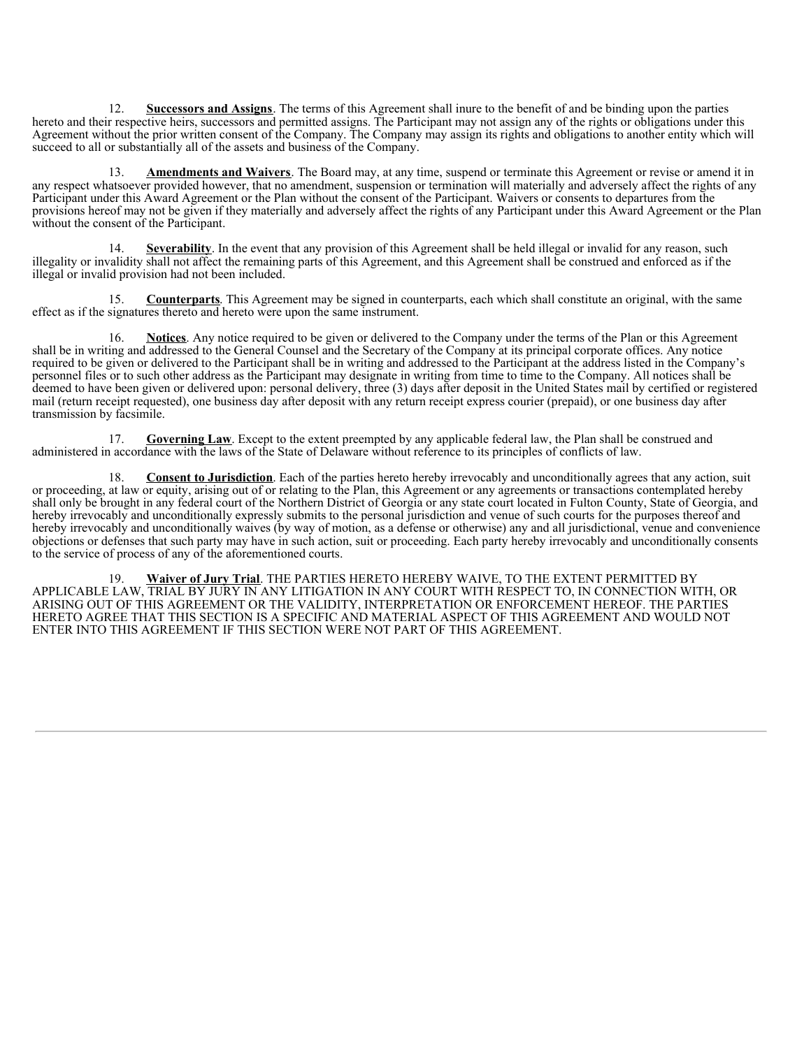12. **Successors and Assigns**. The terms of this Agreement shall inure to the benefit of and be binding upon the parties hereto and their respective heirs, successors and permitted assigns. The Participant may not assign any of the rights or obligations under this Agreement without the prior written consent of the Company. The Company may assign its rights and obligations to another entity which will succeed to all or substantially all of the assets and business of the Company.

13. **Amendments and Waivers**. The Board may, at any time, suspend or terminate this Agreement or revise or amend it in any respect whatsoever provided however, that no amendment, suspension or termination will materially and adversely affect the rights of any Participant under this Award Agreement or the Plan without the consent of the Participant. Waivers or consents to departures from the provisions hereof may not be given if they materially and adversely affect the rights of any Participant under this Award Agreement or the Plan without the consent of the Participant.

14. **Severability**. In the event that any provision of this Agreement shall be held illegal or invalid for any reason, such illegality or invalidity shall not affect the remaining parts of this Agreement, and this Agreement shall be construed and enforced as if the illegal or invalid provision had not been included.

15. **Counterparts**. This Agreement may be signed in counterparts, each which shall constitute an original, with the same effect as if the signatures thereto and hereto were upon the same instrument.

16. **Notices**. Any notice required to be given or delivered to the Company under the terms of the Plan or this Agreement shall be in writing and addressed to the General Counsel and the Secretary of the Company at its principal corporate offices. Any notice required to be given or delivered to the Participant shall be in writing and addressed to the Participant at the address listed in the Company's personnel files or to such other address as the Participant may designate in writing from time to time to the Company. All notices shall be deemed to have been given or delivered upon: personal delivery, three (3) days after deposit in the United States mail by certified or registered mail (return receipt requested), one business day after deposit with any return receipt express courier (prepaid), or one business day after transmission by facsimile.

17. **Governing Law**. Except to the extent preempted by any applicable federal law, the Plan shall be construed and administered in accordance with the laws of the State of Delaware without reference to its principles of conflicts of law.

18. **Consent to Jurisdiction**. Each of the parties hereto hereby irrevocably and unconditionally agrees that any action, suit or proceeding, at law or equity, arising out of or relating to the Plan, this Agreement or any agreements or transactions contemplated hereby shall only be brought in any federal court of the Northern District of Georgia or any state court located in Fulton County, State of Georgia, and hereby irrevocably and unconditionally expressly submits to the personal jurisdiction and venue of such courts for the purposes thereof and hereby irrevocably and unconditionally waives (by way of motion, as a defense or otherwise) any and all jurisdictional, venue and convenience objections or defenses that such party may have in such action, suit or proceeding. Each party hereby irrevocably and unconditionally consents to the service of process of any of the aforementioned courts.

19. **Waiver of Jury Trial**. THE PARTIES HERETO HEREBY WAIVE, TO THE EXTENT PERMITTED BY APPLICABLE LAW, TRIAL BY JURY IN ANY LITIGATION IN ANY COURT WITH RESPECT TO, IN CONNECTION WITH, OR ARISING OUT OF THIS AGREEMENT OR THE VALIDITY, INTERPRETATION OR ENFORCEMENT HEREOF. THE PARTIES HERETO AGREE THAT THIS SECTION IS A SPECIFIC AND MATERIAL ASPECT OF THIS AGREEMENT AND WOULD NOT ENTER INTO THIS AGREEMENT IF THIS SECTION WERE NOT PART OF THIS AGREEMENT.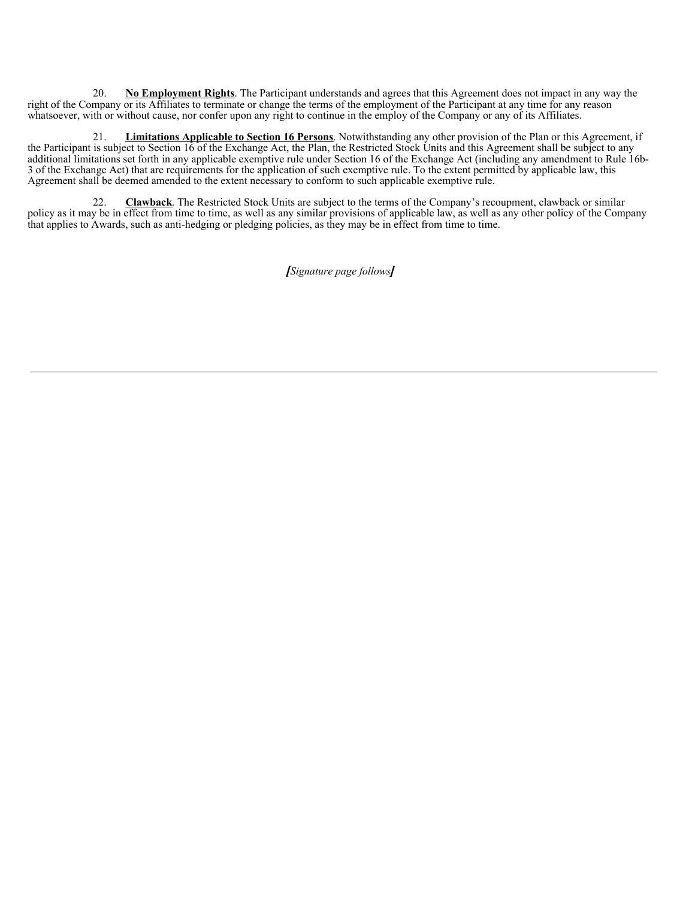20. **No Employment Rights**. The Participant understands and agrees that this Agreement does not impact in any way the right of the Company or its Affiliates to terminate or change the terms of the employment of the Participant at any time for any reason whatsoever, with or without cause, nor confer upon any right to continue in the employ of the Company or any of its Affiliates.

21. **Limitations Applicable to Section 16 Persons**. Notwithstanding any other provision of the Plan or this Agreement, if the Participant is subject to Section 16 of the Exchange Act, the Plan, the Restricted Stock Units and this Agreement shall be subject to any additional limitations set forth in any applicable exemptive rule under Section 16 of the Exchange Act (including any amendment to Rule 16b-3 of the Exchange Act) that are requirements for the application of such exemptive rule. To the extent permitted by applicable law, this Agreement shall be deemed amended to the extent necessary to conform to such applicable exemptive rule.

22. **Clawback**. The Restricted Stock Units are subject to the terms of the Company's recoupment, clawback or similar policy as it may be in effect from time to time, as well as any similar provisions of applicable law, as well as any other policy of the Company that applies to Awards, such as anti-hedging or pledging policies, as they may be in effect from time to time.

*[Signature page follows]*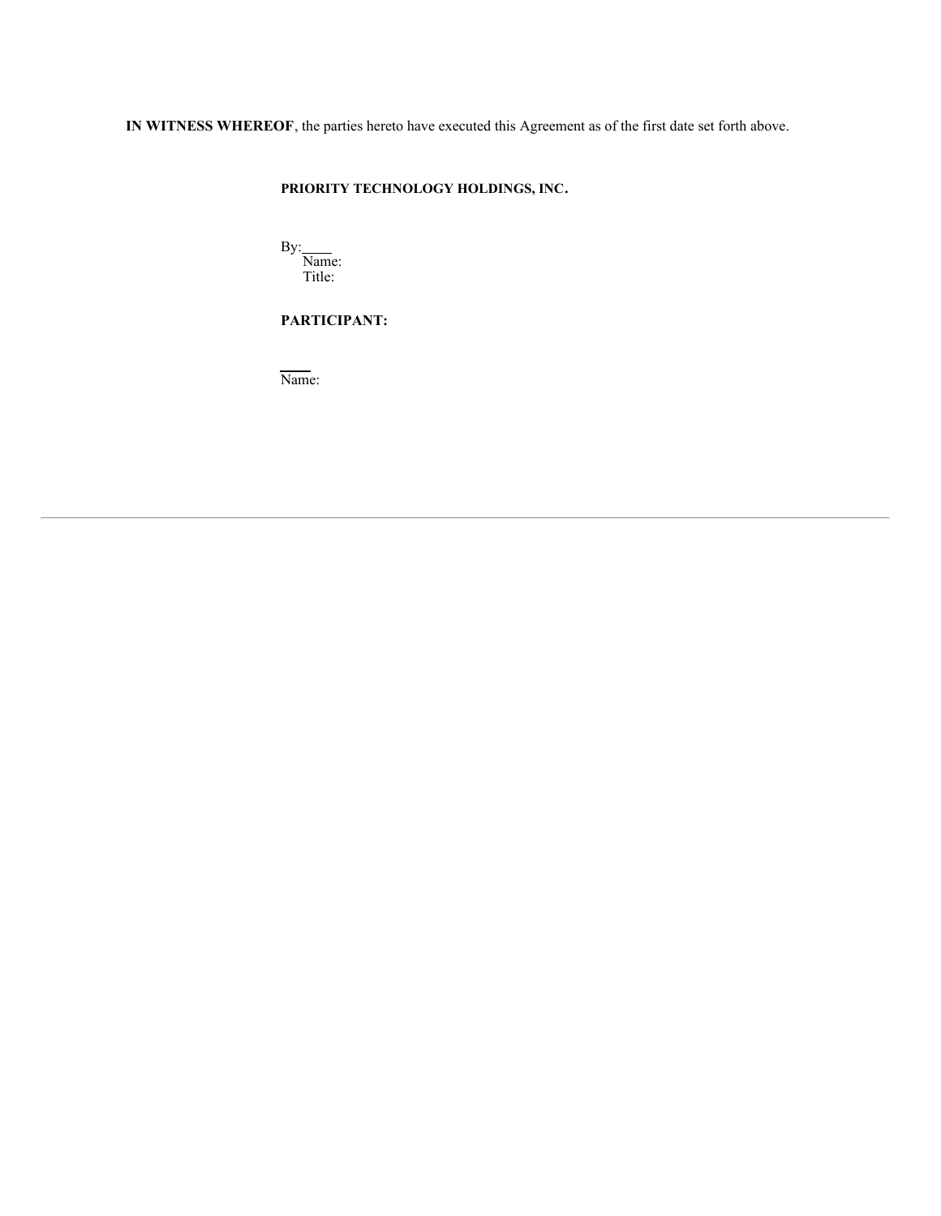**IN WITNESS WHEREOF**, the parties hereto have executed this Agreement as of the first date set forth above.

**PRIORITY TECHNOLOGY HOLDINGS, INC.**

By:____
Name:
Title:

**PARTICIPANT:**

____
Name: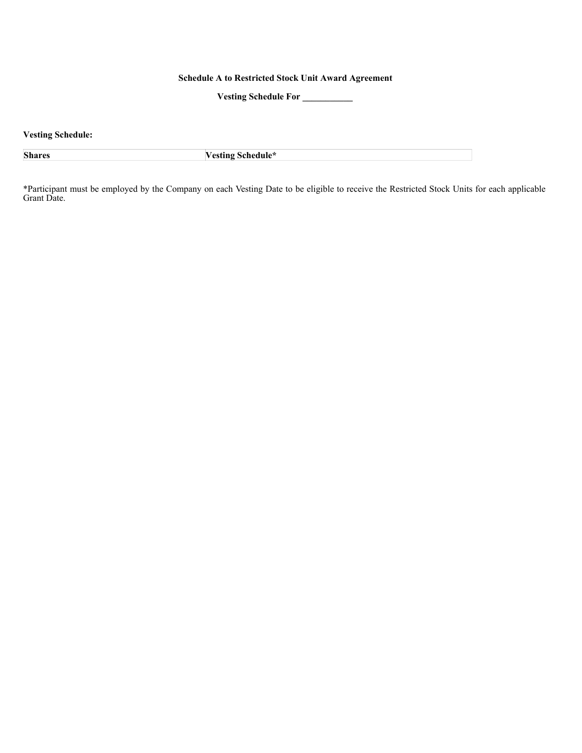**Schedule A to Restricted Stock Unit Award Agreement**

**Vesting Schedule For ___________**

**Vesting Schedule:**

| **Shares** | **Vesting Schedule*** |
| --- | --- |

*Participant must be employed by the Company on each Vesting Date to be eligible to receive the Restricted Stock Units for each applicable Grant Date.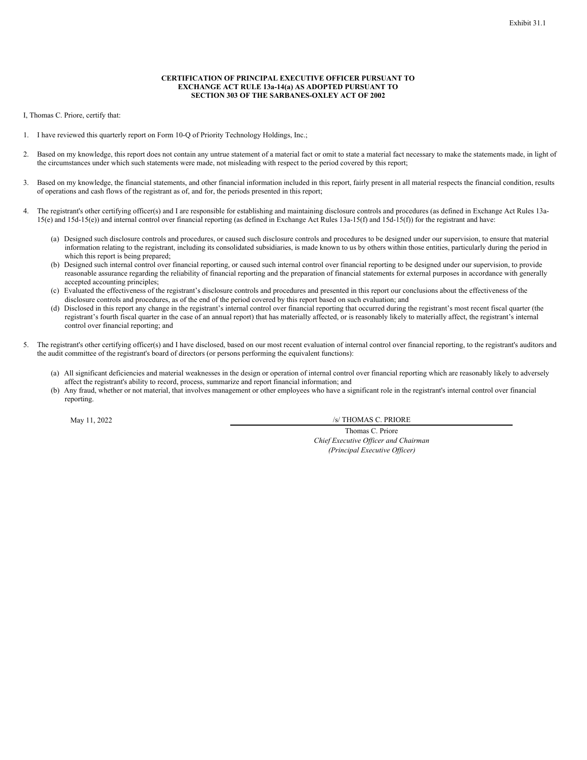Exhibit 31.1

**CERTIFICATION OF PRINCIPAL EXECUTIVE OFFICER PURSUANT TO EXCHANGE ACT RULE 13a-14(a) AS ADOPTED PURSUANT TO SECTION 303 OF THE SARBANES-OXLEY ACT OF 2002**

I, Thomas C. Priore, certify that:

1. I have reviewed this quarterly report on Form 10-Q of Priority Technology Holdings, Inc.;

2. Based on my knowledge, this report does not contain any untrue statement of a material fact or omit to state a material fact necessary to make the statements made, in light of the circumstances under which such statements were made, not misleading with respect to the period covered by this report;

3. Based on my knowledge, the financial statements, and other financial information included in this report, fairly present in all material respects the financial condition, results of operations and cash flows of the registrant as of, and for, the periods presented in this report;

4. The registrant's other certifying officer(s) and I are responsible for establishing and maintaining disclosure controls and procedures (as defined in Exchange Act Rules 13a-15(e) and 15d-15(e)) and internal control over financial reporting (as defined in Exchange Act Rules 13a-15(f) and 15d-15(f)) for the registrant and have:

   (a) Designed such disclosure controls and procedures, or caused such disclosure controls and procedures to be designed under our supervision, to ensure that material information relating to the registrant, including its consolidated subsidiaries, is made known to us by others within those entities, particularly during the period in which this report is being prepared;
   (b) Designed such internal control over financial reporting, or caused such internal control over financial reporting to be designed under our supervision, to provide reasonable assurance regarding the reliability of financial reporting and the preparation of financial statements for external purposes in accordance with generally accepted accounting principles;
   (c) Evaluated the effectiveness of the registrant's disclosure controls and procedures and presented in this report our conclusions about the effectiveness of the disclosure controls and procedures, as of the end of the period covered by this report based on such evaluation; and
   (d) Disclosed in this report any change in the registrant's internal control over financial reporting that occurred during the registrant's most recent fiscal quarter (the registrant's fourth fiscal quarter in the case of an annual report) that has materially affected, or is reasonably likely to materially affect, the registrant's internal control over financial reporting; and

5. The registrant's other certifying officer(s) and I have disclosed, based on our most recent evaluation of internal control over financial reporting, to the registrant's auditors and the audit committee of the registrant's board of directors (or persons performing the equivalent functions):

   (a) All significant deficiencies and material weaknesses in the design or operation of internal control over financial reporting which are reasonably likely to adversely affect the registrant's ability to record, process, summarize and report financial information; and
   (b) Any fraud, whether or not material, that involves management or other employees who have a significant role in the registrant's internal control over financial reporting.

May 11, 2022

/s/ THOMAS C. PRIORE

Thomas C. Priore
*Chief Executive Officer and Chairman*
*(Principal Executive Officer)*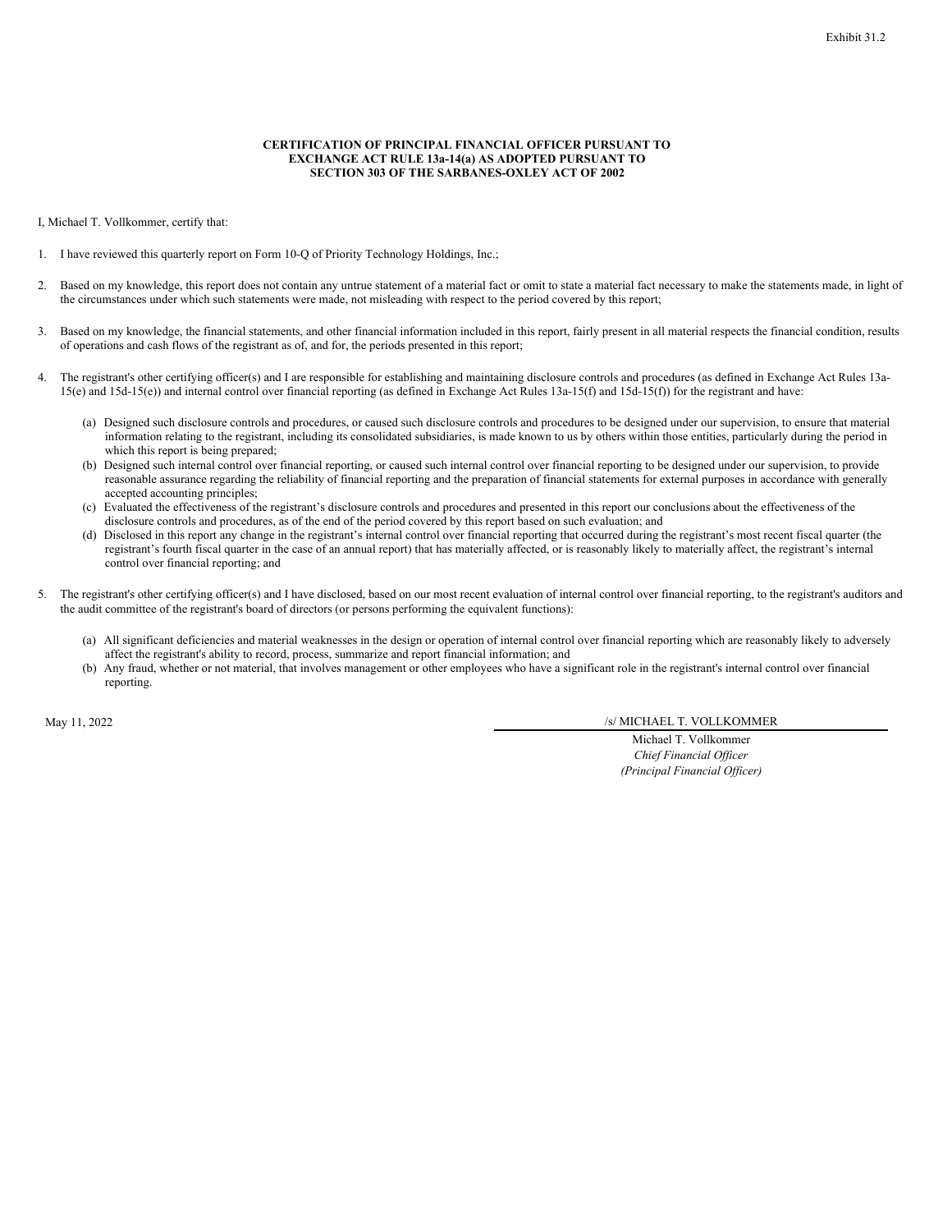Exhibit 31.2

**CERTIFICATION OF PRINCIPAL FINANCIAL OFFICER PURSUANT TO EXCHANGE ACT RULE 13a-14(a) AS ADOPTED PURSUANT TO SECTION 303 OF THE SARBANES-OXLEY ACT OF 2002**

I, Michael T. Vollkommer, certify that:

1. I have reviewed this quarterly report on Form 10-Q of Priority Technology Holdings, Inc.;

2. Based on my knowledge, this report does not contain any untrue statement of a material fact or omit to state a material fact necessary to make the statements made, in light of the circumstances under which such statements were made, not misleading with respect to the period covered by this report;

3. Based on my knowledge, the financial statements, and other financial information included in this report, fairly present in all material respects the financial condition, results of operations and cash flows of the registrant as of, and for, the periods presented in this report;

4. The registrant's other certifying officer(s) and I are responsible for establishing and maintaining disclosure controls and procedures (as defined in Exchange Act Rules 13a-15(e) and 15d-15(e)) and internal control over financial reporting (as defined in Exchange Act Rules 13a-15(f) and 15d-15(f)) for the registrant and have:

   (a) Designed such disclosure controls and procedures, or caused such disclosure controls and procedures to be designed under our supervision, to ensure that material information relating to the registrant, including its consolidated subsidiaries, is made known to us by others within those entities, particularly during the period in which this report is being prepared;

   (b) Designed such internal control over financial reporting, or caused such internal control over financial reporting to be designed under our supervision, to provide reasonable assurance regarding the reliability of financial reporting and the preparation of financial statements for external purposes in accordance with generally accepted accounting principles;

   (c) Evaluated the effectiveness of the registrant's disclosure controls and procedures and presented in this report our conclusions about the effectiveness of the disclosure controls and procedures, as of the end of the period covered by this report based on such evaluation; and

   (d) Disclosed in this report any change in the registrant's internal control over financial reporting that occurred during the registrant's most recent fiscal quarter (the registrant's fourth fiscal quarter in the case of an annual report) that has materially affected, or is reasonably likely to materially affect, the registrant's internal control over financial reporting; and

5. The registrant's other certifying officer(s) and I have disclosed, based on our most recent evaluation of internal control over financial reporting, to the registrant's auditors and the audit committee of the registrant's board of directors (or persons performing the equivalent functions):

   (a) All significant deficiencies and material weaknesses in the design or operation of internal control over financial reporting which are reasonably likely to adversely affect the registrant's ability to record, process, summarize and report financial information; and

   (b) Any fraud, whether or not material, that involves management or other employees who have a significant role in the registrant's internal control over financial reporting.

May 11, 2022

/s/ MICHAEL T. VOLLKOMMER

Michael T. Vollkommer
*Chief Financial Officer*
*(Principal Financial Officer)*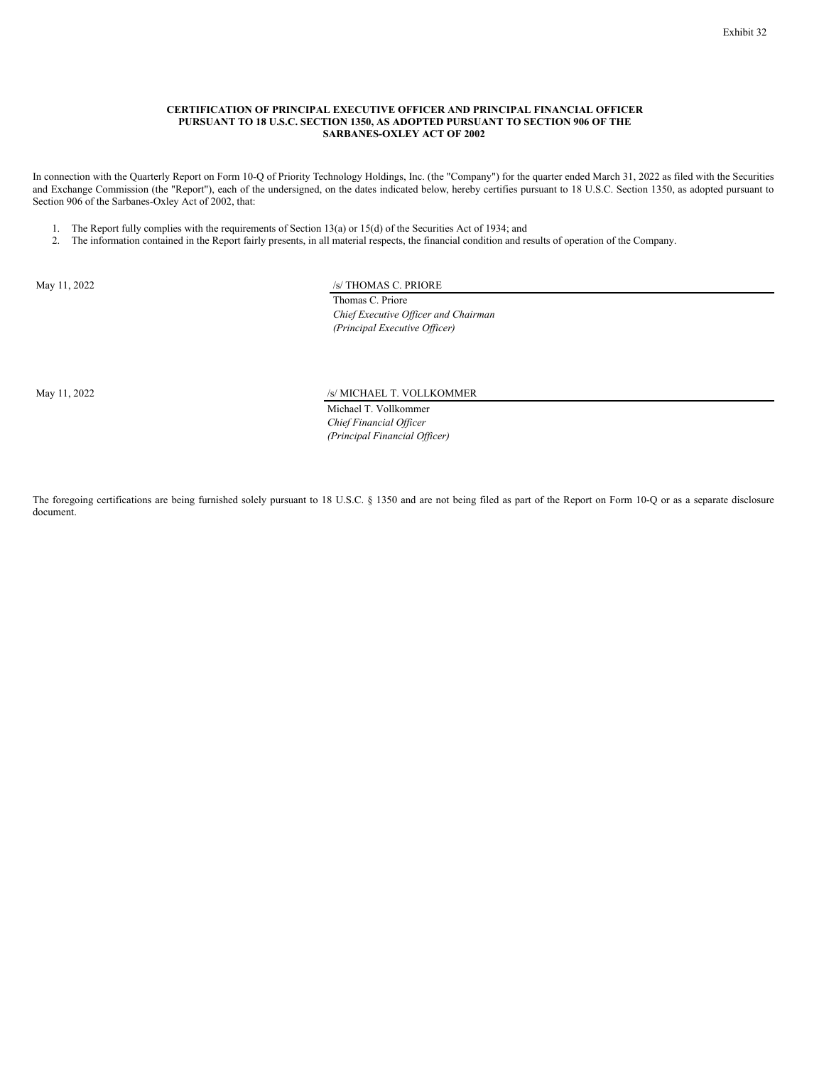Exhibit 32

**CERTIFICATION OF PRINCIPAL EXECUTIVE OFFICER AND PRINCIPAL FINANCIAL OFFICER PURSUANT TO 18 U.S.C. SECTION 1350, AS ADOPTED PURSUANT TO SECTION 906 OF THE SARBANES-OXLEY ACT OF 2002**

In connection with the Quarterly Report on Form 10-Q of Priority Technology Holdings, Inc. (the "Company") for the quarter ended March 31, 2022 as filed with the Securities and Exchange Commission (the "Report"), each of the undersigned, on the dates indicated below, hereby certifies pursuant to 18 U.S.C. Section 1350, as adopted pursuant to Section 906 of the Sarbanes-Oxley Act of 2002, that:

1. The Report fully complies with the requirements of Section 13(a) or 15(d) of the Securities Act of 1934; and
2. The information contained in the Report fairly presents, in all material respects, the financial condition and results of operation of the Company.

May 11, 2022

/s/ THOMAS C. PRIORE

Thomas C. Priore
*Chief Executive Officer and Chairman*
*(Principal Executive Officer)*

May 11, 2022

/s/ MICHAEL T. VOLLKOMMER

Michael T. Vollkommer
*Chief Financial Officer*
*(Principal Financial Officer)*

The foregoing certifications are being furnished solely pursuant to 18 U.S.C. § 1350 and are not being filed as part of the Report on Form 10-Q or as a separate disclosure document.